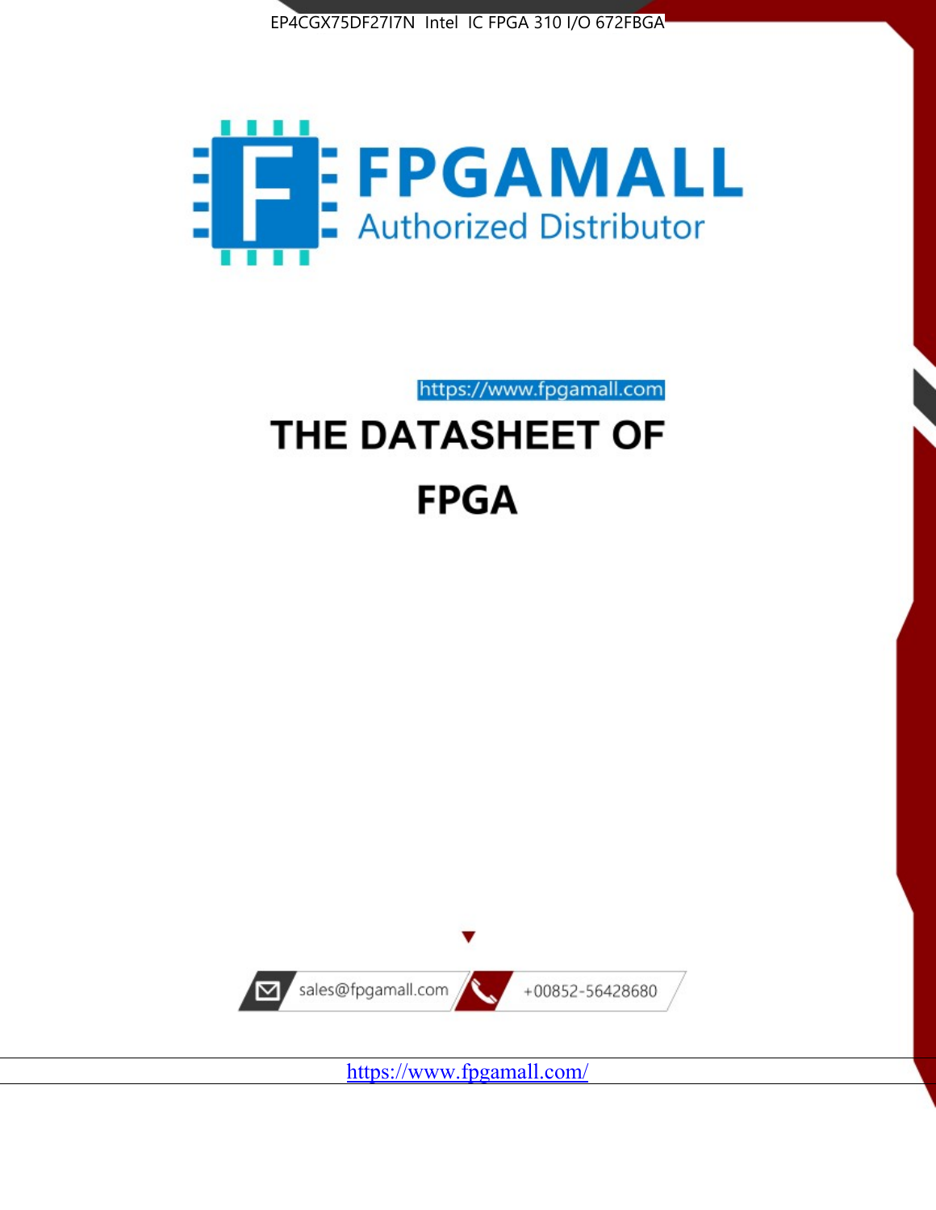EP4CGX75DF27I7N Intel IC FPGA 310 I/O 672FBGA

FPGAMALL

Authorized Distributor

https://www.fpgamall.com

# THE DATASHEET OF

# FPGA

sales@fpgamall.com

+00852-56428680

https://www.fpgamall.com/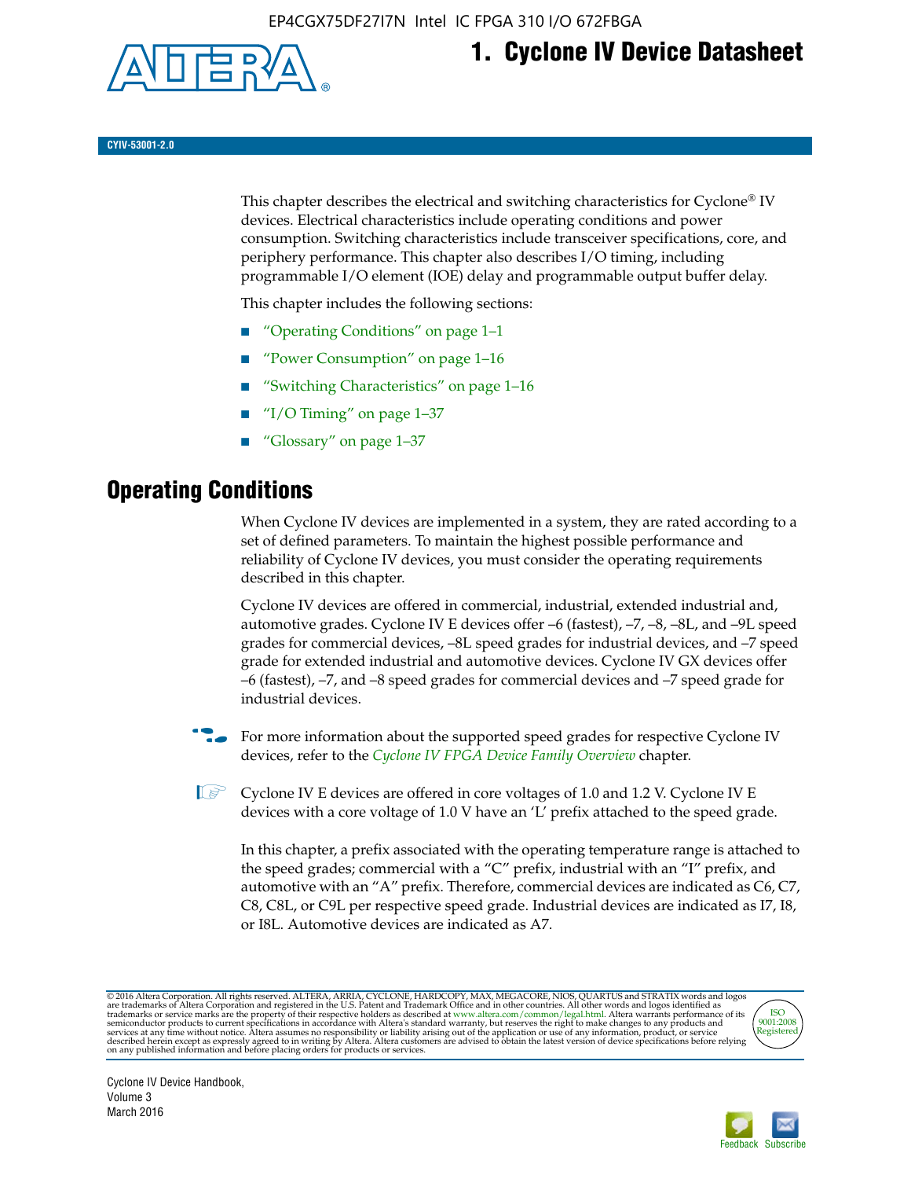# 1. Cyclone IV Device Datasheet

CYIV-53001-2.0

This chapter describes the electrical and switching characteristics for Cyclone® IV devices. Electrical characteristics include operating conditions and power consumption. Switching characteristics include transceiver specifications, core, and periphery performance. This chapter also describes I/O timing, including programmable I/O element (IOE) delay and programmable output buffer delay.

This chapter includes the following sections:

- "Operating Conditions" on page 1–1
- "Power Consumption" on page 1–16
- "Switching Characteristics" on page 1–16
- "I/O Timing" on page 1–37
- "Glossary" on page 1–37

## Operating Conditions

When Cyclone IV devices are implemented in a system, they are rated according to a set of defined parameters. To maintain the highest possible performance and reliability of Cyclone IV devices, you must consider the operating requirements described in this chapter.

Cyclone IV devices are offered in commercial, industrial, extended industrial and, automotive grades. Cyclone IV E devices offer –6 (fastest), –7, –8, –8L, and –9L speed grades for commercial devices, –8L speed grades for industrial devices, and –7 speed grade for extended industrial and automotive devices. Cyclone IV GX devices offer –6 (fastest), –7, and –8 speed grades for commercial devices and –7 speed grade for industrial devices.

For more information about the supported speed grades for respective Cyclone IV devices, refer to the *Cyclone IV FPGA Device Family Overview* chapter.

Cyclone IV E devices are offered in core voltages of 1.0 and 1.2 V. Cyclone IV E devices with a core voltage of 1.0 V have an 'L' prefix attached to the speed grade.

In this chapter, a prefix associated with the operating temperature range is attached to the speed grades; commercial with a "C" prefix, industrial with an "I" prefix, and automotive with an "A" prefix. Therefore, commercial devices are indicated as C6, C7, C8, C8L, or C9L per respective speed grade. Industrial devices are indicated as I7, I8, or I8L. Automotive devices are indicated as A7.

© 2016 Altera Corporation. All rights reserved. ALTERA, ARRIA, CYCLONE, HARDCOPY, MAX, MEGACORE, NIOS, QUARTUS and STRATIX words and logos are trademarks of Altera Corporation and registered in the U.S. Patent and Trademark Office and in other countries. All other words and logos identified as trademarks or service marks are the property of their respective holders as described at www.altera.com/common/legal.html. Altera warrants performance of its semiconductor products to current specifications in accordance with Altera's standard warranty, but reserves the right to make changes to any products and services at any time without notice. Altera assumes no responsibility or liability arising out of the application or use of any information, product, or service described herein except as expressly agreed to in writing by Altera. Altera customers are advised to obtain the latest version of device specifications before relying on any published information and before placing orders for products or services.

Cyclone IV Device Handbook,
Volume 3
March 2016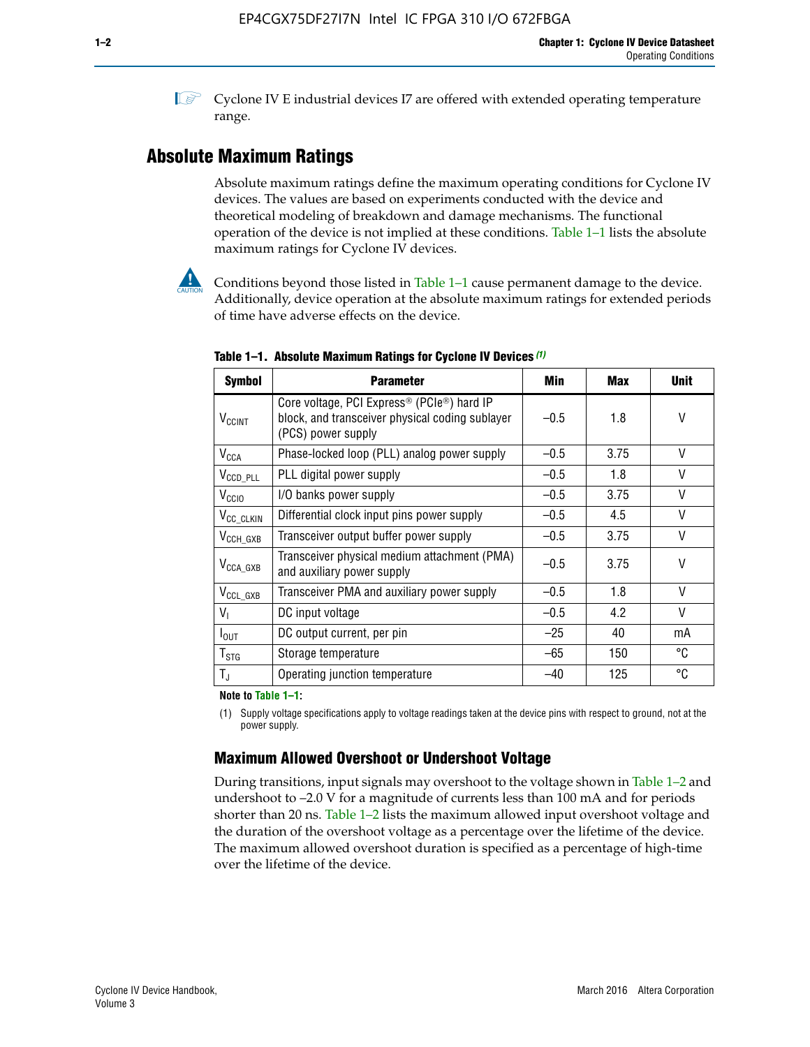Cyclone IV E industrial devices I7 are offered with extended operating temperature range.

## Absolute Maximum Ratings

Absolute maximum ratings define the maximum operating conditions for Cyclone IV devices. The values are based on experiments conducted with the device and theoretical modeling of breakdown and damage mechanisms. The functional operation of the device is not implied at these conditions. Table 1–1 lists the absolute maximum ratings for Cyclone IV devices.

Conditions beyond those listed in Table 1–1 cause permanent damage to the device. Additionally, device operation at the absolute maximum ratings for extended periods of time have adverse effects on the device.

**Table 1–1. Absolute Maximum Ratings for Cyclone IV Devices (1)**

| Symbol | Parameter | Min | Max | Unit |
|---|---|---|---|---|
| $V_{CCINT}$ | Core voltage, PCI Express® (PCIe®) hard IP block, and transceiver physical coding sublayer (PCS) power supply | –0.5 | 1.8 | V |
| $V_{CCA}$ | Phase-locked loop (PLL) analog power supply | –0.5 | 3.75 | V |
| $V_{CCD\_PLL}$ | PLL digital power supply | –0.5 | 1.8 | V |
| $V_{CCIO}$ | I/O banks power supply | –0.5 | 3.75 | V |
| $V_{CC\_CLKIN}$ | Differential clock input pins power supply | –0.5 | 4.5 | V |
| $V_{CCH\_GXB}$ | Transceiver output buffer power supply | –0.5 | 3.75 | V |
| $V_{CCA\_GXB}$ | Transceiver physical medium attachment (PMA) and auxiliary power supply | –0.5 | 3.75 | V |
| $V_{CCL\_GXB}$ | Transceiver PMA and auxiliary power supply | –0.5 | 1.8 | V |
| $V_I$ | DC input voltage | –0.5 | 4.2 | V |
| $I_{OUT}$ | DC output current, per pin | –25 | 40 | mA |
| $T_{STG}$ | Storage temperature | –65 | 150 | °C |
| $T_J$ | Operating junction temperature | –40 | 125 | °C |

**Note to Table 1–1:**

(1) Supply voltage specifications apply to voltage readings taken at the device pins with respect to ground, not at the power supply.

### Maximum Allowed Overshoot or Undershoot Voltage

During transitions, input signals may overshoot to the voltage shown in Table 1–2 and undershoot to –2.0 V for a magnitude of currents less than 100 mA and for periods shorter than 20 ns. Table 1–2 lists the maximum allowed input overshoot voltage and the duration of the overshoot voltage as a percentage over the lifetime of the device. The maximum allowed overshoot duration is specified as a percentage of high-time over the lifetime of the device.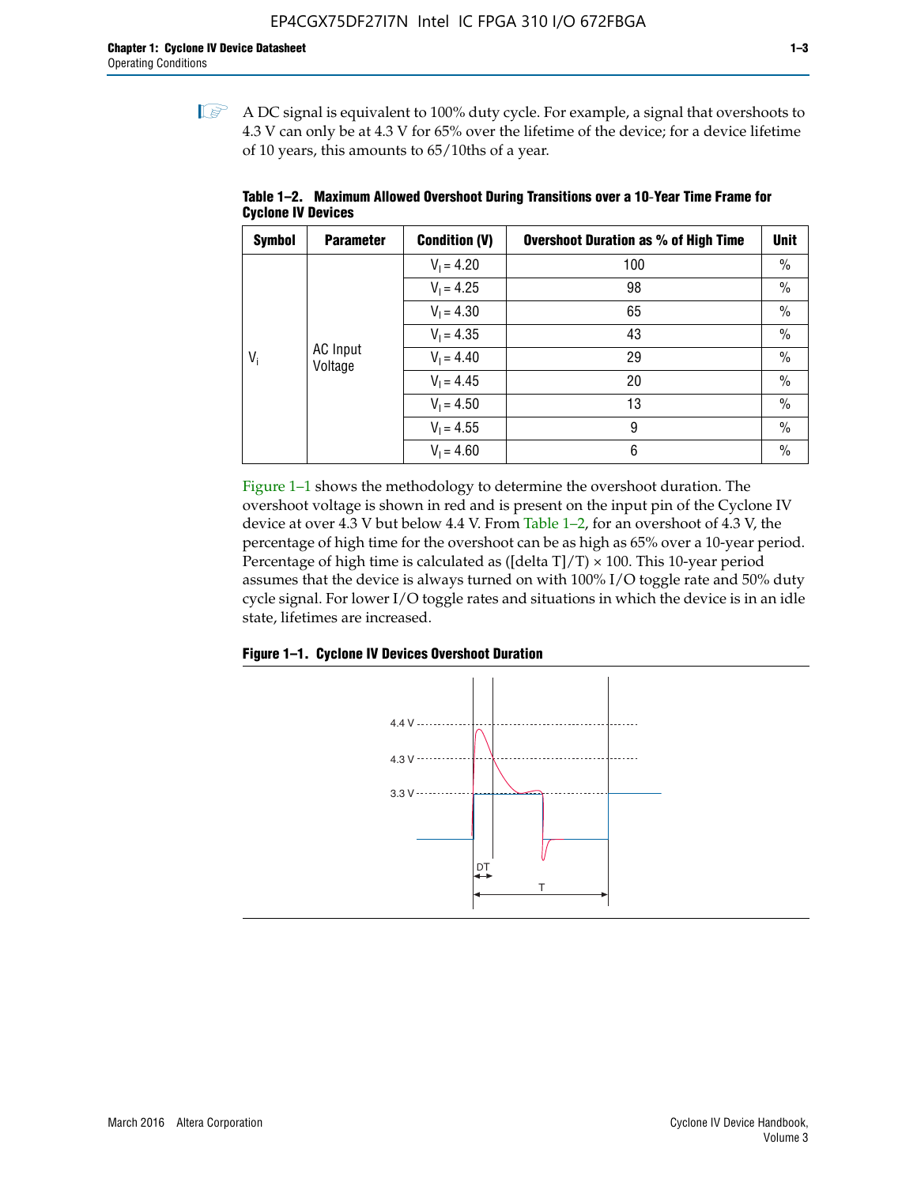A DC signal is equivalent to 100% duty cycle. For example, a signal that overshoots to 4.3 V can only be at 4.3 V for 65% over the lifetime of the device; for a device lifetime of 10 years, this amounts to 65/10ths of a year.

**Table 1–2. Maximum Allowed Overshoot During Transitions over a 10-Year Time Frame for Cyclone IV Devices**

| Symbol | Parameter | Condition (V) | Overshoot Duration as % of High Time | Unit |
|---|---|---|---|---|
| $V_i$ | AC Input Voltage | $V_I = 4.20$ | 100 | % |
| | | $V_I = 4.25$ | 98 | % |
| | | $V_I = 4.30$ | 65 | % |
| | | $V_I = 4.35$ | 43 | % |
| | | $V_I = 4.40$ | 29 | % |
| | | $V_I = 4.45$ | 20 | % |
| | | $V_I = 4.50$ | 13 | % |
| | | $V_I = 4.55$ | 9 | % |
| | | $V_I = 4.60$ | 6 | % |

Figure 1–1 shows the methodology to determine the overshoot duration. The overshoot voltage is shown in red and is present on the input pin of the Cyclone IV device at over 4.3 V but below 4.4 V. From Table 1–2, for an overshoot of 4.3 V, the percentage of high time for the overshoot can be as high as 65% over a 10-year period. Percentage of high time is calculated as ([delta T]/T) × 100. This 10-year period assumes that the device is always turned on with 100% I/O toggle rate and 50% duty cycle signal. For lower I/O toggle rates and situations in which the device is in an idle state, lifetimes are increased.

**Figure 1–1. Cyclone IV Devices Overshoot Duration**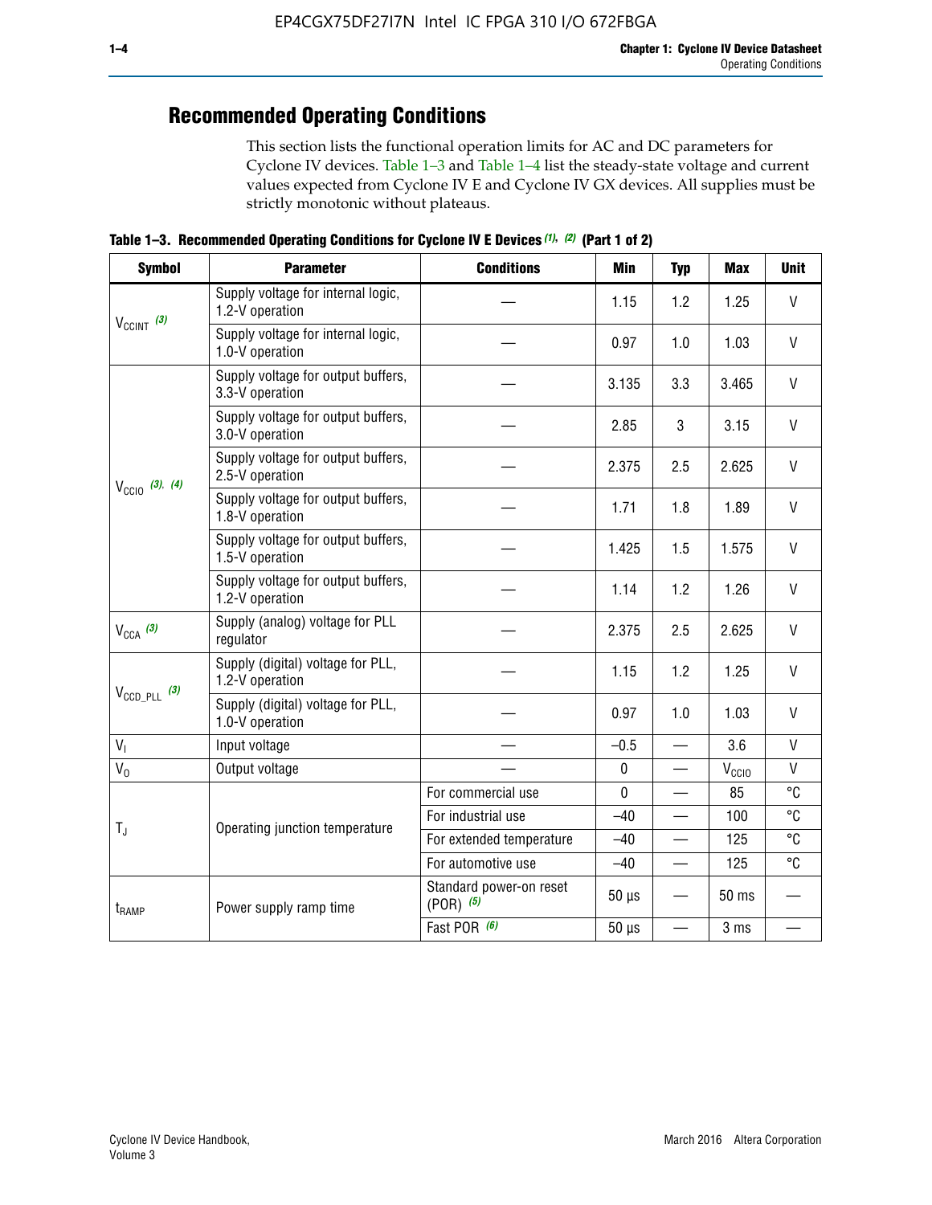## Recommended Operating Conditions

This section lists the functional operation limits for AC and DC parameters for Cyclone IV devices. Table 1–3 and Table 1–4 list the steady-state voltage and current values expected from Cyclone IV E and Cyclone IV GX devices. All supplies must be strictly monotonic without plateaus.

**Table 1–3. Recommended Operating Conditions for Cyclone IV E Devices (1), (2) (Part 1 of 2)**

| Symbol | Parameter | Conditions | Min | Typ | Max | Unit |
|---|---|---|---|---|---|---|
| $V_{CCINT}$ (3) | Supply voltage for internal logic, 1.2-V operation | — | 1.15 | 1.2 | 1.25 | V |
| | Supply voltage for internal logic, 1.0-V operation | — | 0.97 | 1.0 | 1.03 | V |
| $V_{CCIO}$ (3), (4) | Supply voltage for output buffers, 3.3-V operation | — | 3.135 | 3.3 | 3.465 | V |
| | Supply voltage for output buffers, 3.0-V operation | — | 2.85 | 3 | 3.15 | V |
| | Supply voltage for output buffers, 2.5-V operation | — | 2.375 | 2.5 | 2.625 | V |
| | Supply voltage for output buffers, 1.8-V operation | — | 1.71 | 1.8 | 1.89 | V |
| | Supply voltage for output buffers, 1.5-V operation | — | 1.425 | 1.5 | 1.575 | V |
| | Supply voltage for output buffers, 1.2-V operation | — | 1.14 | 1.2 | 1.26 | V |
| $V_{CCA}$ (3) | Supply (analog) voltage for PLL regulator | — | 2.375 | 2.5 | 2.625 | V |
| $V_{CCD\_PLL}$ (3) | Supply (digital) voltage for PLL, 1.2-V operation | — | 1.15 | 1.2 | 1.25 | V |
| | Supply (digital) voltage for PLL, 1.0-V operation | — | 0.97 | 1.0 | 1.03 | V |
| $V_I$ | Input voltage | — | –0.5 | — | 3.6 | V |
| $V_O$ | Output voltage | — | 0 | — | $V_{CCIO}$ | V |
| $T_J$ | Operating junction temperature | For commercial use | 0 | — | 85 | °C |
| | | For industrial use | –40 | — | 100 | °C |
| | | For extended temperature | –40 | — | 125 | °C |
| | | For automotive use | –40 | — | 125 | °C |
| $t_{RAMP}$ | Power supply ramp time | Standard power-on reset (POR) (5) | 50 µs | — | 50 ms | — |
| | | Fast POR (6) | 50 µs | — | 3 ms | — |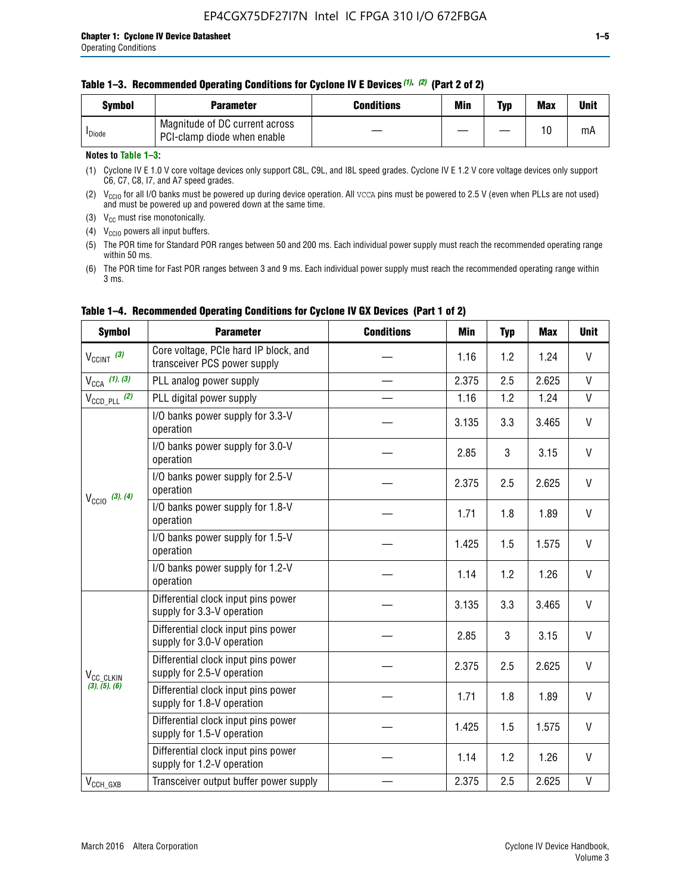**Table 1–3. Recommended Operating Conditions for Cyclone IV E Devices (1), (2) (Part 2 of 2)**

| Symbol | Parameter | Conditions | Min | Typ | Max | Unit |
|---|---|---|---|---|---|---|
| $I_{Diode}$ | Magnitude of DC current across PCI-clamp diode when enable | — | — | — | 10 | mA |

**Notes to Table 1–3:**

(1) Cyclone IV E 1.0 V core voltage devices only support C8L, C9L, and I8L speed grades. Cyclone IV E 1.2 V core voltage devices only support C6, C7, C8, I7, and A7 speed grades.

(2) $V_{CCIO}$ for all I/O banks must be powered up during device operation. All VCCA pins must be powered to 2.5 V (even when PLLs are not used) and must be powered up and powered down at the same time.

(3) $V_{CC}$ must rise monotonically.

(4) $V_{CCIO}$ powers all input buffers.

(5) The POR time for Standard POR ranges between 50 and 200 ms. Each individual power supply must reach the recommended operating range within 50 ms.

(6) The POR time for Fast POR ranges between 3 and 9 ms. Each individual power supply must reach the recommended operating range within 3 ms.

**Table 1–4. Recommended Operating Conditions for Cyclone IV GX Devices (Part 1 of 2)**

| Symbol | Parameter | Conditions | Min | Typ | Max | Unit |
|---|---|---|---|---|---|---|
| $V_{CCINT}$ (3) | Core voltage, PCIe hard IP block, and transceiver PCS power supply | — | 1.16 | 1.2 | 1.24 | V |
| $V_{CCA}$ (1), (3) | PLL analog power supply | — | 2.375 | 2.5 | 2.625 | V |
| $V_{CCD\_PLL}$ (2) | PLL digital power supply | — | 1.16 | 1.2 | 1.24 | V |
| $V_{CCIO}$ (3), (4) | I/O banks power supply for 3.3-V operation | — | 3.135 | 3.3 | 3.465 | V |
| | I/O banks power supply for 3.0-V operation | — | 2.85 | 3 | 3.15 | V |
| | I/O banks power supply for 2.5-V operation | — | 2.375 | 2.5 | 2.625 | V |
| | I/O banks power supply for 1.8-V operation | — | 1.71 | 1.8 | 1.89 | V |
| | I/O banks power supply for 1.5-V operation | — | 1.425 | 1.5 | 1.575 | V |
| | I/O banks power supply for 1.2-V operation | — | 1.14 | 1.2 | 1.26 | V |
| $V_{CC\_CLKIN}$ (3), (5), (6) | Differential clock input pins power supply for 3.3-V operation | — | 3.135 | 3.3 | 3.465 | V |
| | Differential clock input pins power supply for 3.0-V operation | — | 2.85 | 3 | 3.15 | V |
| | Differential clock input pins power supply for 2.5-V operation | — | 2.375 | 2.5 | 2.625 | V |
| | Differential clock input pins power supply for 1.8-V operation | — | 1.71 | 1.8 | 1.89 | V |
| | Differential clock input pins power supply for 1.5-V operation | — | 1.425 | 1.5 | 1.575 | V |
| | Differential clock input pins power supply for 1.2-V operation | — | 1.14 | 1.2 | 1.26 | V |
| $V_{CCH\_GXB}$ | Transceiver output buffer power supply | — | 2.375 | 2.5 | 2.625 | V |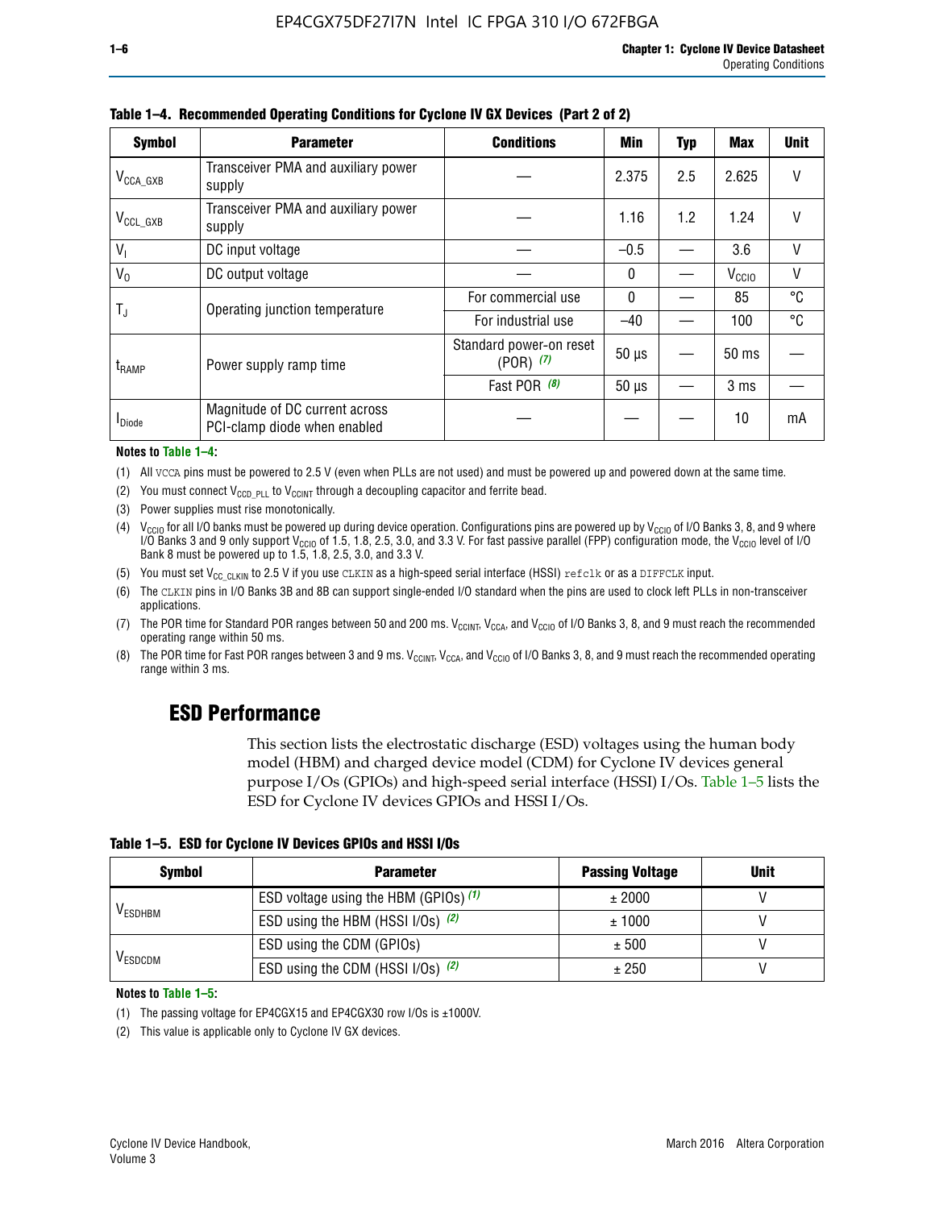**Table 1–4. Recommended Operating Conditions for Cyclone IV GX Devices (Part 2 of 2)**

| Symbol | Parameter | Conditions | Min | Typ | Max | Unit |
|---|---|---|---|---|---|---|
| $V_{CCA\_GXB}$ | Transceiver PMA and auxiliary power supply | — | 2.375 | 2.5 | 2.625 | V |
| $V_{CCL\_GXB}$ | Transceiver PMA and auxiliary power supply | — | 1.16 | 1.2 | 1.24 | V |
| $V_I$ | DC input voltage | — | –0.5 | — | 3.6 | V |
| $V_O$ | DC output voltage | — | 0 | — | $V_{CCIO}$ | V |
| $T_J$ | Operating junction temperature | For commercial use | 0 | — | 85 | °C |
| | | For industrial use | –40 | — | 100 | °C |
| $t_{RAMP}$ | Power supply ramp time | Standard power-on reset (POR) *(7)* | 50 µs | — | 50 ms | — |
| | | Fast POR *(8)* | 50 µs | — | 3 ms | — |
| $I_{Diode}$ | Magnitude of DC current across PCI-clamp diode when enabled | — | — | — | 10 | mA |

**Notes to Table 1–4:**

(1) All VCCA pins must be powered to 2.5 V (even when PLLs are not used) and must be powered up and powered down at the same time.

(2) You must connect $V_{CCD\_PLL}$ to $V_{CCINT}$ through a decoupling capacitor and ferrite bead.

(3) Power supplies must rise monotonically.

(4) $V_{CCIO}$ for all I/O banks must be powered up during device operation. Configurations pins are powered up by $V_{CCIO}$ of I/O Banks 3, 8, and 9 where I/O Banks 3 and 9 only support $V_{CCIO}$ of 1.5, 1.8, 2.5, 3.0, and 3.3 V. For fast passive parallel (FPP) configuration mode, the $V_{CCIO}$ level of I/O Bank 8 must be powered up to 1.5, 1.8, 2.5, 3.0, and 3.3 V.

(5) You must set $V_{CC\_CLKIN}$ to 2.5 V if you use CLKIN as a high-speed serial interface (HSSI) refclk or as a DIFFCLK input.

(6) The CLKIN pins in I/O Banks 3B and 8B can support single-ended I/O standard when the pins are used to clock left PLLs in non-transceiver applications.

(7) The POR time for Standard POR ranges between 50 and 200 ms. $V_{CCINT}$, $V_{CCA}$, and $V_{CCIO}$ of I/O Banks 3, 8, and 9 must reach the recommended operating range within 50 ms.

(8) The POR time for Fast POR ranges between 3 and 9 ms. $V_{CCINT}$, $V_{CCA}$, and $V_{CCIO}$ of I/O Banks 3, 8, and 9 must reach the recommended operating range within 3 ms.

## ESD Performance

This section lists the electrostatic discharge (ESD) voltages using the human body model (HBM) and charged device model (CDM) for Cyclone IV devices general purpose I/Os (GPIOs) and high-speed serial interface (HSSI) I/Os. Table 1–5 lists the ESD for Cyclone IV devices GPIOs and HSSI I/Os.

**Table 1–5. ESD for Cyclone IV Devices GPIOs and HSSI I/Os**

| Symbol | Parameter | Passing Voltage | Unit |
|---|---|---|---|
| $V_{ESDHBM}$ | ESD voltage using the HBM (GPIOs) *(1)* | ± 2000 | V |
| | ESD using the HBM (HSSI I/Os) *(2)* | ± 1000 | V |
| $V_{ESDCDM}$ | ESD using the CDM (GPIOs) | ± 500 | V |
| | ESD using the CDM (HSSI I/Os) *(2)* | ± 250 | V |

**Notes to Table 1–5:**

(1) The passing voltage for EP4CGX15 and EP4CGX30 row I/Os is ±1000V.

(2) This value is applicable only to Cyclone IV GX devices.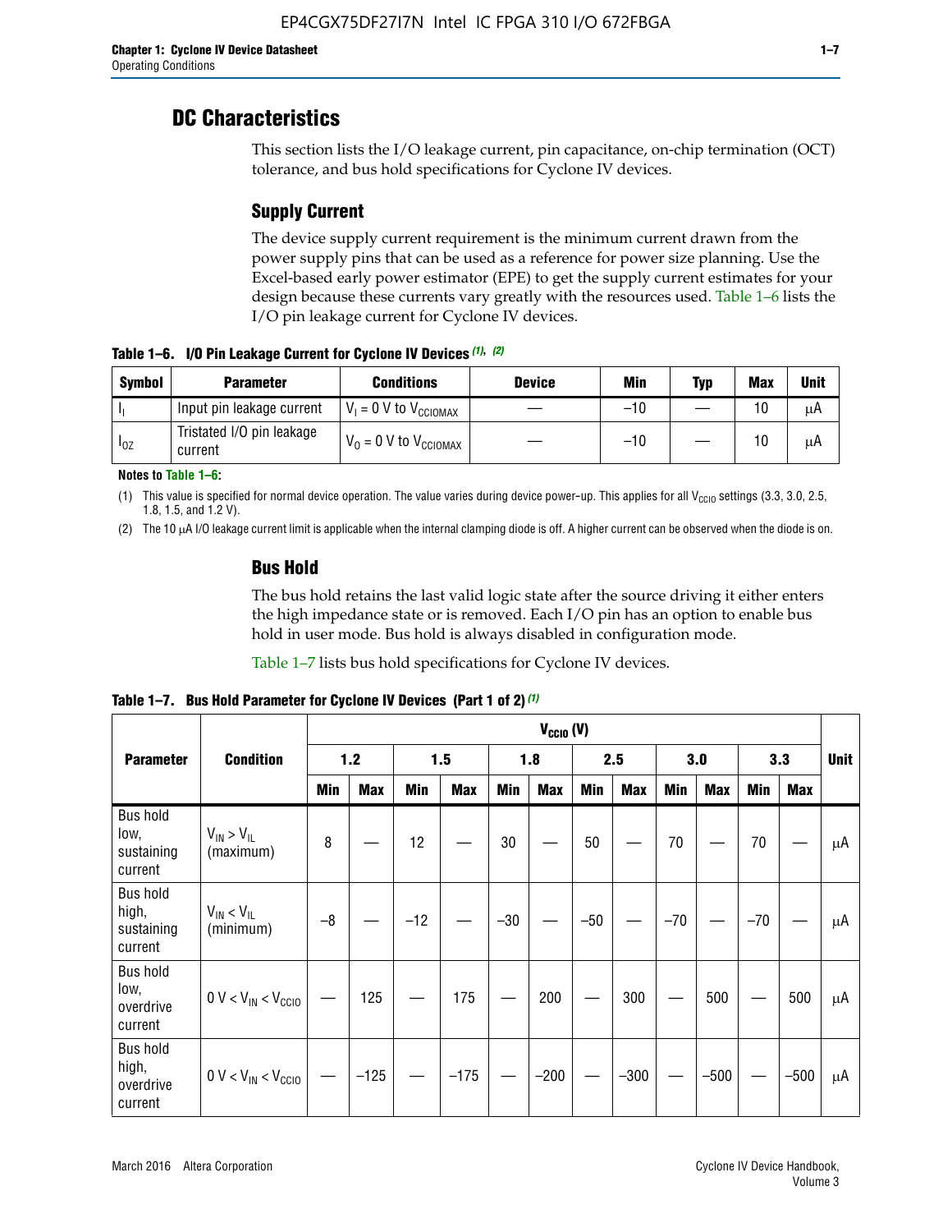## DC Characteristics

This section lists the I/O leakage current, pin capacitance, on-chip termination (OCT) tolerance, and bus hold specifications for Cyclone IV devices.

### Supply Current

The device supply current requirement is the minimum current drawn from the power supply pins that can be used as a reference for power size planning. Use the Excel-based early power estimator (EPE) to get the supply current estimates for your design because these currents vary greatly with the resources used. Table 1–6 lists the I/O pin leakage current for Cyclone IV devices.

**Table 1–6. I/O Pin Leakage Current for Cyclone IV Devices (1), (2)**

| Symbol | Parameter | Conditions | Device | Min | Typ | Max | Unit |
|---|---|---|---|---|---|---|---|
| $I_I$ | Input pin leakage current | $V_I$ = 0 V to $V_{CCIOMAX}$ | — | –10 | — | 10 | μA |
| $I_{OZ}$ | Tristated I/O pin leakage current | $V_O$ = 0 V to $V_{CCIOMAX}$ | — | –10 | — | 10 | μA |

**Notes to Table 1–6:**

(1) This value is specified for normal device operation. The value varies during device power-up. This applies for all $V_{CCIO}$ settings (3.3, 3.0, 2.5, 1.8, 1.5, and 1.2 V).

(2) The 10 μA I/O leakage current limit is applicable when the internal clamping diode is off. A higher current can be observed when the diode is on.

### Bus Hold

The bus hold retains the last valid logic state after the source driving it either enters the high impedance state or is removed. Each I/O pin has an option to enable bus hold in user mode. Bus hold is always disabled in configuration mode.

Table 1–7 lists bus hold specifications for Cyclone IV devices.

**Table 1–7. Bus Hold Parameter for Cyclone IV Devices (Part 1 of 2) (1)**

| Parameter | Condition | $V_{CCIO}$ (V) | | | | | | | | | | | | Unit |
|---|---|---|---|---|---|---|---|---|---|---|---|---|---|---|
| | | 1.2 | | 1.5 | | 1.8 | | 2.5 | | 3.0 | | 3.3 | | |
| | | Min | Max | Min | Max | Min | Max | Min | Max | Min | Max | Min | Max | |
| Bus hold low, sustaining current | $V_{IN} > V_{IL}$ (maximum) | 8 | — | 12 | — | 30 | — | 50 | — | 70 | — | 70 | — | μA |
| Bus hold high, sustaining current | $V_{IN} < V_{IL}$ (minimum) | –8 | — | –12 | — | –30 | — | –50 | — | –70 | — | –70 | — | μA |
| Bus hold low, overdrive current | 0 V < $V_{IN}$ < $V_{CCIO}$ | — | 125 | — | 175 | — | 200 | — | 300 | — | 500 | — | 500 | μA |
| Bus hold high, overdrive current | 0 V < $V_{IN}$ < $V_{CCIO}$ | — | –125 | — | –175 | — | –200 | — | –300 | — | –500 | — | –500 | μA |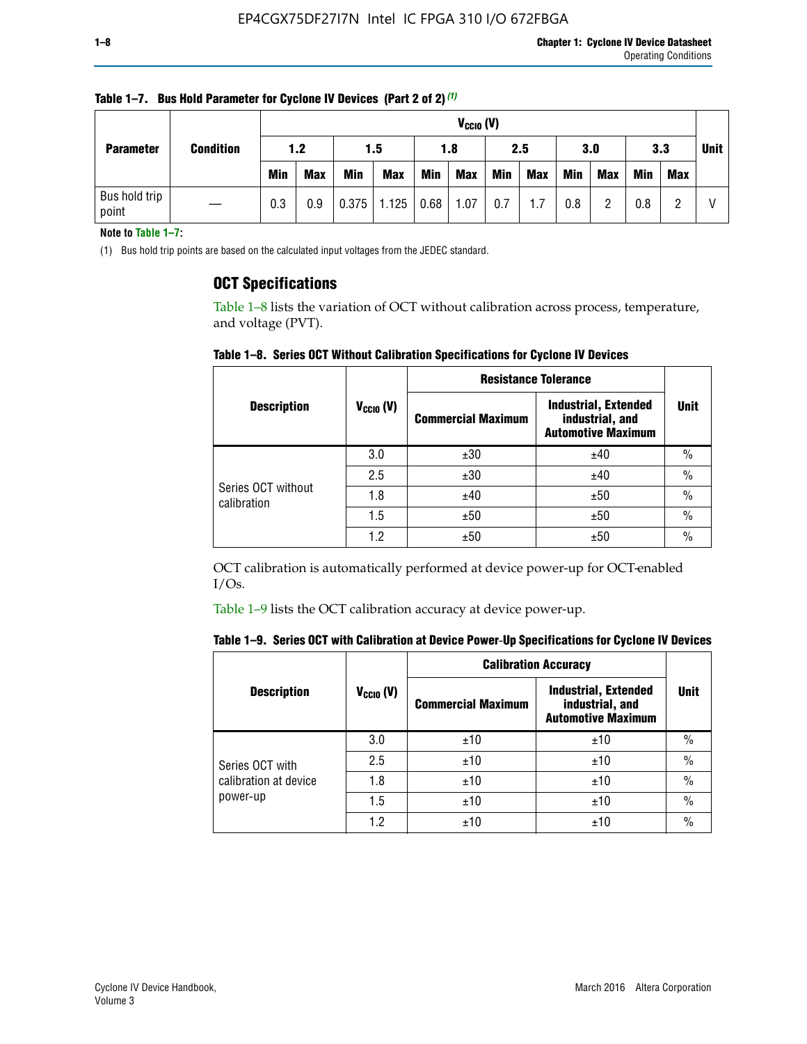**Table 1–7. Bus Hold Parameter for Cyclone IV Devices (Part 2 of 2)** (1)

| Parameter | Condition | $V_{CCIO}$ (V) | | | | | | | | | | | | Unit |
|---|---|---|---|---|---|---|---|---|---|---|---|---|---|---|
| | | 1.2 | | 1.5 | | 1.8 | | 2.5 | | 3.0 | | 3.3 | | |
| | | Min | Max | Min | Max | Min | Max | Min | Max | Min | Max | Min | Max | |
| Bus hold trip point | — | 0.3 | 0.9 | 0.375 | 1.125 | 0.68 | 1.07 | 0.7 | 1.7 | 0.8 | 2 | 0.8 | 2 | V |

**Note to Table 1–7:**

(1) Bus hold trip points are based on the calculated input voltages from the JEDEC standard.

## OCT Specifications

Table 1–8 lists the variation of OCT without calibration across process, temperature, and voltage (PVT).

**Table 1–8. Series OCT Without Calibration Specifications for Cyclone IV Devices**

| Description | $V_{CCIO}$ (V) | Resistance Tolerance | | Unit |
|---|---|---|---|---|
| | | Commercial Maximum | Industrial, Extended industrial, and Automotive Maximum | |
| Series OCT without calibration | 3.0 | ±30 | ±40 | % |
| | 2.5 | ±30 | ±40 | % |
| | 1.8 | ±40 | ±50 | % |
| | 1.5 | ±50 | ±50 | % |
| | 1.2 | ±50 | ±50 | % |

OCT calibration is automatically performed at device power-up for OCT-enabled I/Os.

Table 1–9 lists the OCT calibration accuracy at device power-up.

**Table 1–9. Series OCT with Calibration at Device Power-Up Specifications for Cyclone IV Devices**

| Description | $V_{CCIO}$ (V) | Calibration Accuracy | | Unit |
|---|---|---|---|---|
| | | Commercial Maximum | Industrial, Extended industrial, and Automotive Maximum | |
| Series OCT with calibration at device power-up | 3.0 | ±10 | ±10 | % |
| | 2.5 | ±10 | ±10 | % |
| | 1.8 | ±10 | ±10 | % |
| | 1.5 | ±10 | ±10 | % |
| | 1.2 | ±10 | ±10 | % |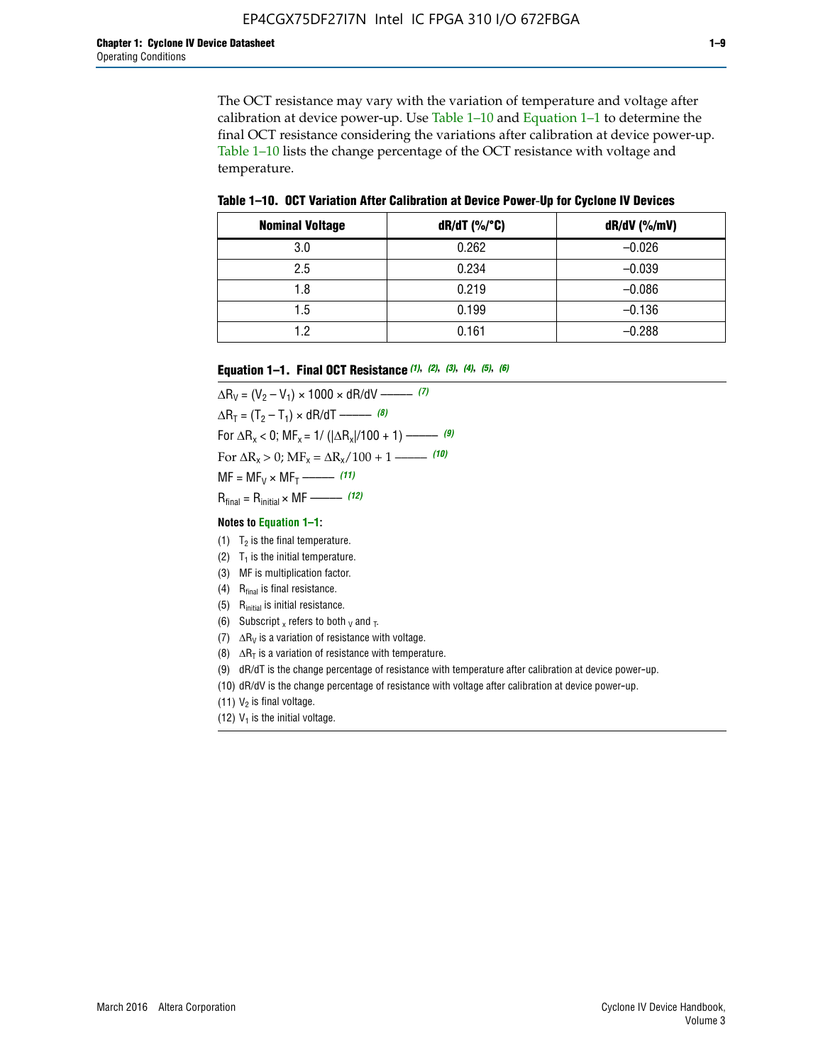The OCT resistance may vary with the variation of temperature and voltage after calibration at device power-up. Use Table 1–10 and Equation 1–1 to determine the final OCT resistance considering the variations after calibration at device power-up. Table 1–10 lists the change percentage of the OCT resistance with voltage and temperature.

**Table 1–10. OCT Variation After Calibration at Device Power-Up for Cyclone IV Devices**

| Nominal Voltage | dR/dT (%/°C) | dR/dV (%/mV) |
|---|---|---|
| 3.0 | 0.262 | –0.026 |
| 2.5 | 0.234 | –0.039 |
| 1.8 | 0.219 | –0.086 |
| 1.5 | 0.199 | –0.136 |
| 1.2 | 0.161 | –0.288 |

**Equation 1–1. Final OCT Resistance** *(1), (2), (3), (4), (5), (6)*

$$\Delta R_V = (V_2 - V_1) \times 1000 \times dR/dV \text{ ——— } (7)$$

$$\Delta R_T = (T_2 - T_1) \times dR/dT \text{ ——— } (8)$$

$$\text{For } \Delta R_x < 0;\ MF_x = 1/(|\Delta R_x|/100 + 1) \text{ ——— } (9)$$

$$\text{For } \Delta R_x > 0;\ MF_x = \Delta R_x/100 + 1 \text{ ——— } (10)$$

$$MF = MF_V \times MF_T \text{ ——— } (11)$$

$$R_{final} = R_{initial} \times MF \text{ ——— } (12)$$

**Notes to Equation 1–1:**

(1) $T_2$ is the final temperature.
(2) $T_1$ is the initial temperature.
(3) MF is multiplication factor.
(4) $R_{final}$ is final resistance.
(5) $R_{initial}$ is initial resistance.
(6) Subscript $_x$ refers to both $_V$ and $_T$.
(7) $\Delta R_V$ is a variation of resistance with voltage.
(8) $\Delta R_T$ is a variation of resistance with temperature.
(9) dR/dT is the change percentage of resistance with temperature after calibration at device power-up.
(10) dR/dV is the change percentage of resistance with voltage after calibration at device power-up.
(11) $V_2$ is final voltage.
(12) $V_1$ is the initial voltage.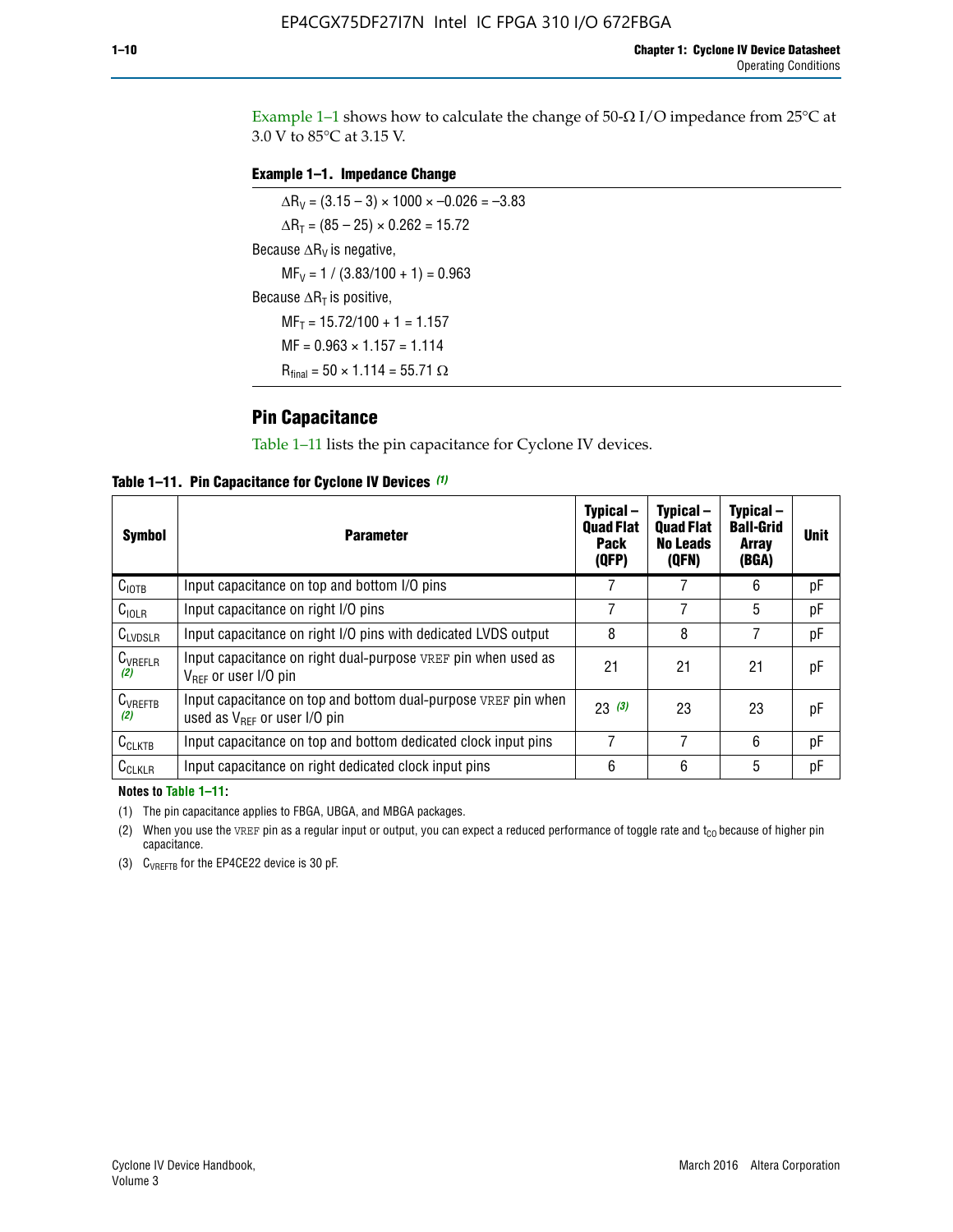Example 1–1 shows how to calculate the change of 50-Ω I/O impedance from 25°C at 3.0 V to 85°C at 3.15 V.

**Example 1–1. Impedance Change**

$\Delta R_V = (3.15 - 3) \times 1000 \times -0.026 = -3.83$

$\Delta R_T = (85 - 25) \times 0.262 = 15.72$

Because $\Delta R_V$ is negative,

$MF_V = 1 / (3.83/100 + 1) = 0.963$

Because $\Delta R_T$ is positive,

$MF_T = 15.72/100 + 1 = 1.157$

$MF = 0.963 \times 1.157 = 1.114$

$R_{final} = 50 \times 1.114 = 55.71\ \Omega$

## Pin Capacitance

Table 1–11 lists the pin capacitance for Cyclone IV devices.

**Table 1–11. Pin Capacitance for Cyclone IV Devices** *(1)*

| Symbol | Parameter | Typical – Quad Flat Pack (QFP) | Typical – Quad Flat No Leads (QFN) | Typical – Ball-Grid Array (BGA) | Unit |
|---|---|---|---|---|---|
| $C_{IOTB}$ | Input capacitance on top and bottom I/O pins | 7 | 7 | 6 | pF |
| $C_{IOLR}$ | Input capacitance on right I/O pins | 7 | 7 | 5 | pF |
| $C_{LVDSLR}$ | Input capacitance on right I/O pins with dedicated LVDS output | 8 | 8 | 7 | pF |
| $C_{VREFLR}$ *(2)* | Input capacitance on right dual-purpose VREF pin when used as $V_{REF}$ or user I/O pin | 21 | 21 | 21 | pF |
| $C_{VREFTB}$ *(2)* | Input capacitance on top and bottom dual-purpose VREF pin when used as $V_{REF}$ or user I/O pin | 23 *(3)* | 23 | 23 | pF |
| $C_{CLKTB}$ | Input capacitance on top and bottom dedicated clock input pins | 7 | 7 | 6 | pF |
| $C_{CLKLR}$ | Input capacitance on right dedicated clock input pins | 6 | 6 | 5 | pF |

**Notes to Table 1–11:**

(1) The pin capacitance applies to FBGA, UBGA, and MBGA packages.

(2) When you use the VREF pin as a regular input or output, you can expect a reduced performance of toggle rate and $t_{CO}$ because of higher pin capacitance.

(3) $C_{VREFTB}$ for the EP4CE22 device is 30 pF.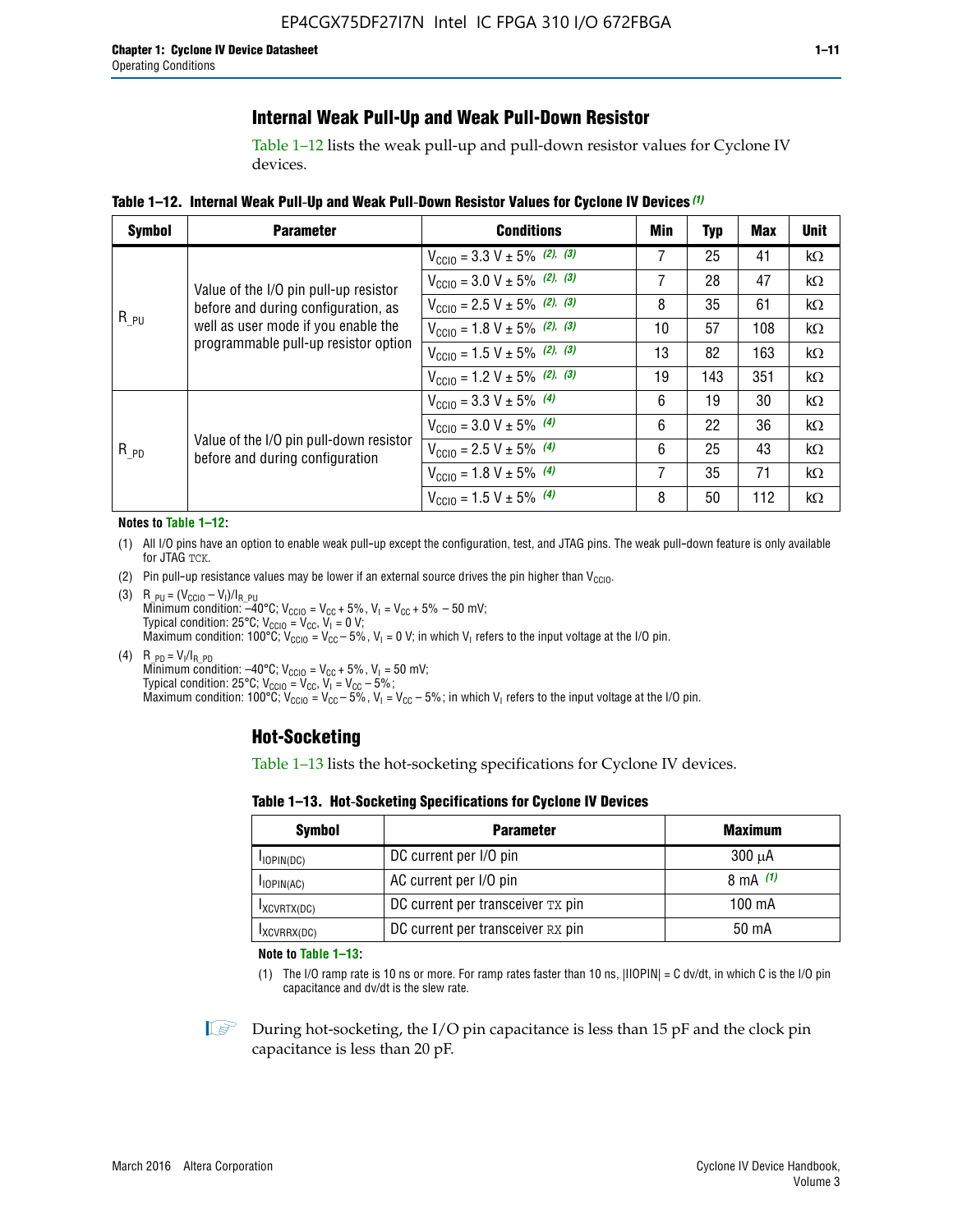## Internal Weak Pull-Up and Weak Pull-Down Resistor

Table 1–12 lists the weak pull-up and pull-down resistor values for Cyclone IV devices.

**Table 1–12. Internal Weak Pull-Up and Weak Pull-Down Resistor Values for Cyclone IV Devices (1)**

| Symbol | Parameter | Conditions | Min | Typ | Max | Unit |
|---|---|---|---|---|---|---|
| $R_{\_PU}$ | Value of the I/O pin pull-up resistor before and during configuration, as well as user mode if you enable the programmable pull-up resistor option | $V_{CCIO}$ = 3.3 V ± 5% (2), (3) | 7 | 25 | 41 | kΩ |
| | | $V_{CCIO}$ = 3.0 V ± 5% (2), (3) | 7 | 28 | 47 | kΩ |
| | | $V_{CCIO}$ = 2.5 V ± 5% (2), (3) | 8 | 35 | 61 | kΩ |
| | | $V_{CCIO}$ = 1.8 V ± 5% (2), (3) | 10 | 57 | 108 | kΩ |
| | | $V_{CCIO}$ = 1.5 V ± 5% (2), (3) | 13 | 82 | 163 | kΩ |
| | | $V_{CCIO}$ = 1.2 V ± 5% (2), (3) | 19 | 143 | 351 | kΩ |
| $R_{\_PD}$ | Value of the I/O pin pull-down resistor before and during configuration | $V_{CCIO}$ = 3.3 V ± 5% (4) | 6 | 19 | 30 | kΩ |
| | | $V_{CCIO}$ = 3.0 V ± 5% (4) | 6 | 22 | 36 | kΩ |
| | | $V_{CCIO}$ = 2.5 V ± 5% (4) | 6 | 25 | 43 | kΩ |
| | | $V_{CCIO}$ = 1.8 V ± 5% (4) | 7 | 35 | 71 | kΩ |
| | | $V_{CCIO}$ = 1.5 V ± 5% (4) | 8 | 50 | 112 | kΩ |

**Notes to Table 1–12:**

(1) All I/O pins have an option to enable weak pull-up except the configuration, test, and JTAG pins. The weak pull-down feature is only available for JTAG TCK.

(2) Pin pull-up resistance values may be lower if an external source drives the pin higher than $V_{CCIO}$.

(3) $R_{\_PU} = (V_{CCIO} - V_I)/I_{R\_PU}$
Minimum condition: –40°C; $V_{CCIO} = V_{CC} + 5\%$, $V_I = V_{CC} + 5\% - 50$ mV;
Typical condition: 25°C; $V_{CCIO} = V_{CC}$, $V_I = 0$ V;
Maximum condition: 100°C; $V_{CCIO} = V_{CC} - 5\%$, $V_I = 0$ V; in which $V_I$ refers to the input voltage at the I/O pin.

(4) $R_{\_PD} = V_I/I_{R\_PD}$
Minimum condition: –40°C; $V_{CCIO} = V_{CC} + 5\%$, $V_I = 50$ mV;
Typical condition: 25°C; $V_{CCIO} = V_{CC}$, $V_I = V_{CC} - 5\%$;
Maximum condition: 100°C; $V_{CCIO} = V_{CC} - 5\%$, $V_I = V_{CC} - 5\%$; in which $V_I$ refers to the input voltage at the I/O pin.

## Hot-Socketing

Table 1–13 lists the hot-socketing specifications for Cyclone IV devices.

**Table 1–13. Hot-Socketing Specifications for Cyclone IV Devices**

| Symbol | Parameter | Maximum |
|---|---|---|
| $I_{IOPIN(DC)}$ | DC current per I/O pin | 300 μA |
| $I_{IOPIN(AC)}$ | AC current per I/O pin | 8 mA (1) |
| $I_{XCVRTX(DC)}$ | DC current per transceiver TX pin | 100 mA |
| $I_{XCVRRX(DC)}$ | DC current per transceiver RX pin | 50 mA |

**Note to Table 1–13:**

(1) The I/O ramp rate is 10 ns or more. For ramp rates faster than 10 ns, |IIOPIN| = C dv/dt, in which C is the I/O pin capacitance and dv/dt is the slew rate.

During hot-socketing, the I/O pin capacitance is less than 15 pF and the clock pin capacitance is less than 20 pF.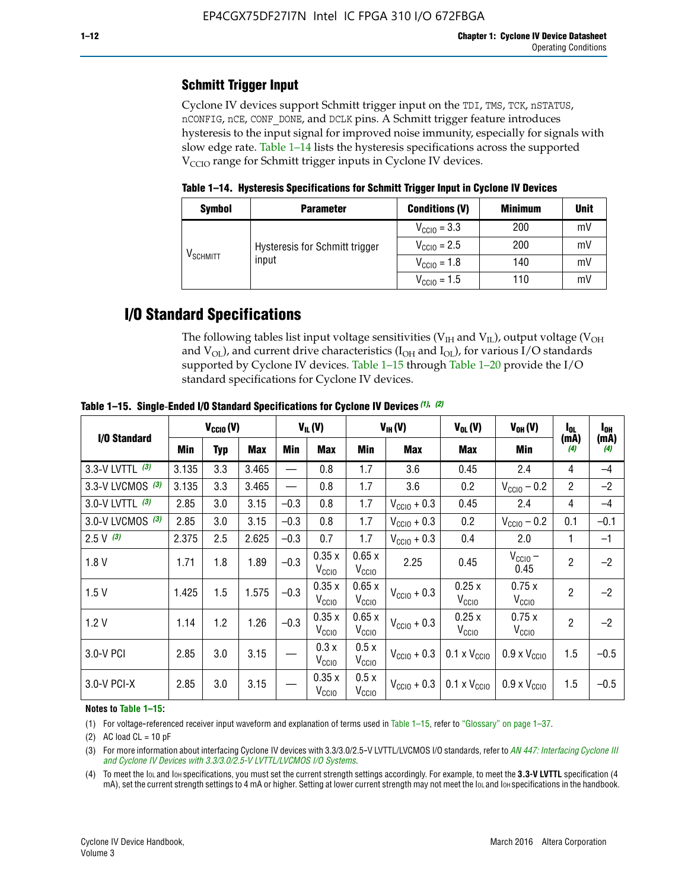### Schmitt Trigger Input

Cyclone IV devices support Schmitt trigger input on the TDI, TMS, TCK, nSTATUS, nCONFIG, nCE, CONF_DONE, and DCLK pins. A Schmitt trigger feature introduces hysteresis to the input signal for improved noise immunity, especially for signals with slow edge rate. Table 1–14 lists the hysteresis specifications across the supported $V_{CCIO}$ range for Schmitt trigger inputs in Cyclone IV devices.

**Table 1–14. Hysteresis Specifications for Schmitt Trigger Input in Cyclone IV Devices**

| Symbol | Parameter | Conditions (V) | Minimum | Unit |
|---|---|---|---|---|
| $V_{SCHMITT}$ | Hysteresis for Schmitt trigger input | $V_{CCIO}$ = 3.3 | 200 | mV |
| | | $V_{CCIO}$ = 2.5 | 200 | mV |
| | | $V_{CCIO}$ = 1.8 | 140 | mV |
| | | $V_{CCIO}$ = 1.5 | 110 | mV |

## I/O Standard Specifications

The following tables list input voltage sensitivities ($V_{IH}$ and $V_{IL}$), output voltage ($V_{OH}$ and $V_{OL}$), and current drive characteristics ($I_{OH}$ and $I_{OL}$), for various I/O standards supported by Cyclone IV devices. Table 1–15 through Table 1–20 provide the I/O standard specifications for Cyclone IV devices.

**Table 1–15. Single-Ended I/O Standard Specifications for Cyclone IV Devices (1), (2)**

| I/O Standard | $V_{CCIO}$ (V) | | | $V_{IL}$ (V) | | $V_{IH}$ (V) | | $V_{OL}$ (V) | $V_{OH}$ (V) | $I_{OL}$ (mA) (4) | $I_{OH}$ (mA) (4) |
|---|---|---|---|---|---|---|---|---|---|---|---|
| | Min | Typ | Max | Min | Max | Min | Max | Max | Min | | |
| 3.3-V LVTTL (3) | 3.135 | 3.3 | 3.465 | — | 0.8 | 1.7 | 3.6 | 0.45 | 2.4 | 4 | –4 |
| 3.3-V LVCMOS (3) | 3.135 | 3.3 | 3.465 | — | 0.8 | 1.7 | 3.6 | 0.2 | $V_{CCIO}$ – 0.2 | 2 | –2 |
| 3.0-V LVTTL (3) | 2.85 | 3.0 | 3.15 | –0.3 | 0.8 | 1.7 | $V_{CCIO}$ + 0.3 | 0.45 | 2.4 | 4 | –4 |
| 3.0-V LVCMOS (3) | 2.85 | 3.0 | 3.15 | –0.3 | 0.8 | 1.7 | $V_{CCIO}$ + 0.3 | 0.2 | $V_{CCIO}$ – 0.2 | 0.1 | –0.1 |
| 2.5 V (3) | 2.375 | 2.5 | 2.625 | –0.3 | 0.7 | 1.7 | $V_{CCIO}$ + 0.3 | 0.4 | 2.0 | 1 | –1 |
| 1.8 V | 1.71 | 1.8 | 1.89 | –0.3 | 0.35 x $V_{CCIO}$ | 0.65 x $V_{CCIO}$ | 2.25 | 0.45 | $V_{CCIO}$ – 0.45 | 2 | –2 |
| 1.5 V | 1.425 | 1.5 | 1.575 | –0.3 | 0.35 x $V_{CCIO}$ | 0.65 x $V_{CCIO}$ | $V_{CCIO}$ + 0.3 | 0.25 x $V_{CCIO}$ | 0.75 x $V_{CCIO}$ | 2 | –2 |
| 1.2 V | 1.14 | 1.2 | 1.26 | –0.3 | 0.35 x $V_{CCIO}$ | 0.65 x $V_{CCIO}$ | $V_{CCIO}$ + 0.3 | 0.25 x $V_{CCIO}$ | 0.75 x $V_{CCIO}$ | 2 | –2 |
| 3.0-V PCI | 2.85 | 3.0 | 3.15 | — | 0.3 x $V_{CCIO}$ | 0.5 x $V_{CCIO}$ | $V_{CCIO}$ + 0.3 | 0.1 x $V_{CCIO}$ | 0.9 x $V_{CCIO}$ | 1.5 | –0.5 |
| 3.0-V PCI-X | 2.85 | 3.0 | 3.15 | — | 0.35 x $V_{CCIO}$ | 0.5 x $V_{CCIO}$ | $V_{CCIO}$ + 0.3 | 0.1 x $V_{CCIO}$ | 0.9 x $V_{CCIO}$ | 1.5 | –0.5 |

**Notes to Table 1–15:**

(1) For voltage-referenced receiver input waveform and explanation of terms used in Table 1–15, refer to "Glossary" on page 1–37.

(2) AC load CL = 10 pF

(3) For more information about interfacing Cyclone IV devices with 3.3/3.0/2.5-V LVTTL/LVCMOS I/O standards, refer to *AN 447: Interfacing Cyclone III and Cyclone IV Devices with 3.3/3.0/2.5-V LVTTL/LVCMOS I/O Systems*.

(4) To meet the IOL and IOH specifications, you must set the current strength settings accordingly. For example, to meet the **3.3-V LVTTL** specification (4 mA), set the current strength settings to 4 mA or higher. Setting at lower current strength may not meet the IOL and IOH specifications in the handbook.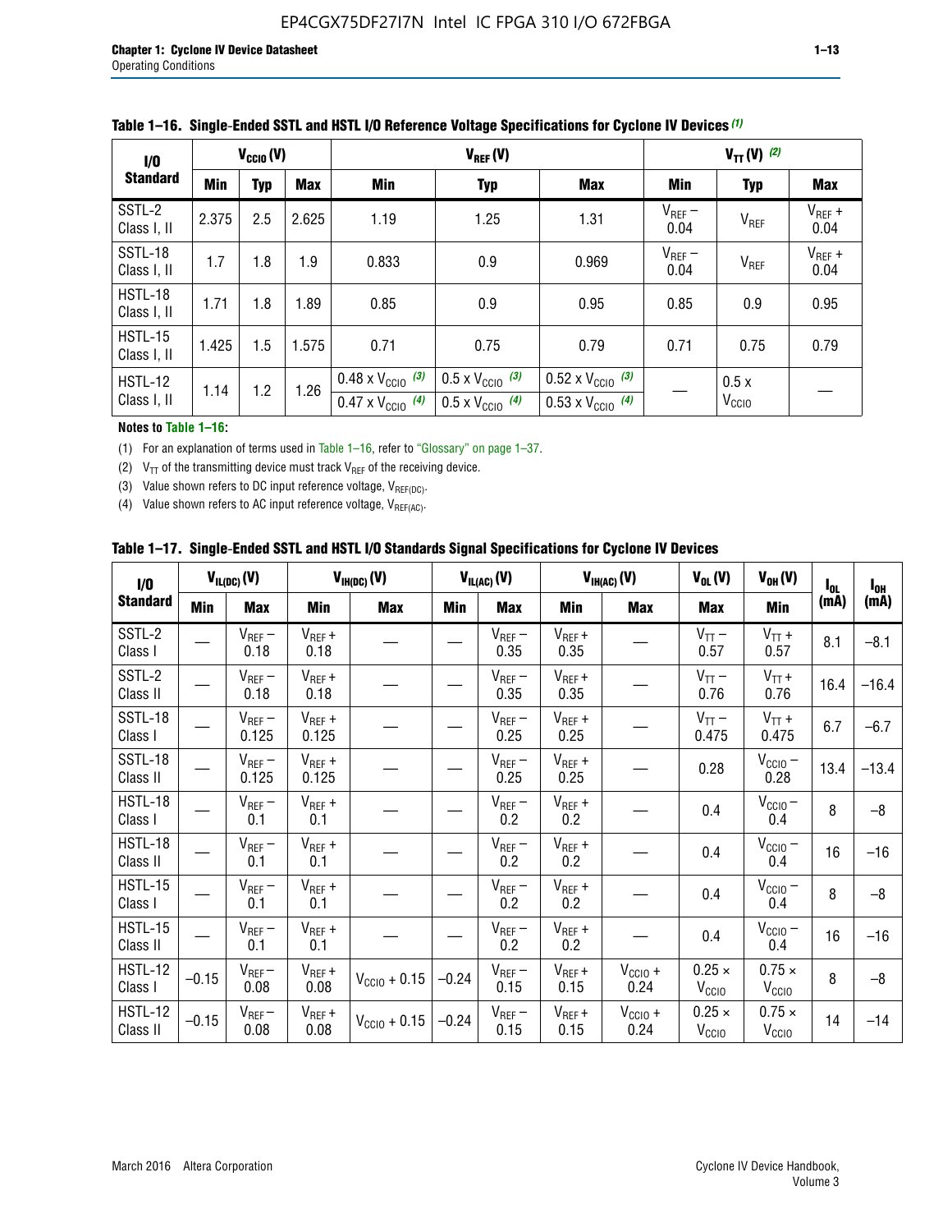**Table 1–16. Single-Ended SSTL and HSTL I/O Reference Voltage Specifications for Cyclone IV Devices (1)**

| I/O Standard | $V_{CCIO}$ (V) | | | $V_{REF}$ (V) | | | $V_{TT}$ (V) (2) | | |
|---|---|---|---|---|---|---|---|---|---|
| | Min | Typ | Max | Min | Typ | Max | Min | Typ | Max |
| SSTL-2 Class I, II | 2.375 | 2.5 | 2.625 | 1.19 | 1.25 | 1.31 | $V_{REF}$ – 0.04 | $V_{REF}$ | $V_{REF}$ + 0.04 |
| SSTL-18 Class I, II | 1.7 | 1.8 | 1.9 | 0.833 | 0.9 | 0.969 | $V_{REF}$ – 0.04 | $V_{REF}$ | $V_{REF}$ + 0.04 |
| HSTL-18 Class I, II | 1.71 | 1.8 | 1.89 | 0.85 | 0.9 | 0.95 | 0.85 | 0.9 | 0.95 |
| HSTL-15 Class I, II | 1.425 | 1.5 | 1.575 | 0.71 | 0.75 | 0.79 | 0.71 | 0.75 | 0.79 |
| HSTL-12 Class I, II | 1.14 | 1.2 | 1.26 | 0.48 x $V_{CCIO}$ (3) / 0.47 x $V_{CCIO}$ (4) | 0.5 x $V_{CCIO}$ (3) / 0.5 x $V_{CCIO}$ (4) | 0.52 x $V_{CCIO}$ (3) / 0.53 x $V_{CCIO}$ (4) | — | 0.5 x $V_{CCIO}$ | — |

**Notes to Table 1–16:**

(1) For an explanation of terms used in Table 1–16, refer to "Glossary" on page 1–37.

(2) $V_{TT}$ of the transmitting device must track $V_{REF}$ of the receiving device.

(3) Value shown refers to DC input reference voltage, $V_{REF(DC)}$.

(4) Value shown refers to AC input reference voltage, $V_{REF(AC)}$.

**Table 1–17. Single-Ended SSTL and HSTL I/O Standards Signal Specifications for Cyclone IV Devices**

| I/O Standard | $V_{IL(DC)}$ (V) | | $V_{IH(DC)}$ (V) | | $V_{IL(AC)}$ (V) | | $V_{IH(AC)}$ (V) | | $V_{OL}$ (V) | $V_{OH}$ (V) | $I_{OL}$ (mA) | $I_{OH}$ (mA) |
|---|---|---|---|---|---|---|---|---|---|---|---|---|
| | Min | Max | Min | Max | Min | Max | Min | Max | Max | Min | | |
| SSTL-2 Class I | — | $V_{REF}$ – 0.18 | $V_{REF}$ + 0.18 | — | — | $V_{REF}$ – 0.35 | $V_{REF}$ + 0.35 | — | $V_{TT}$ – 0.57 | $V_{TT}$ + 0.57 | 8.1 | –8.1 |
| SSTL-2 Class II | — | $V_{REF}$ – 0.18 | $V_{REF}$ + 0.18 | — | — | $V_{REF}$ – 0.35 | $V_{REF}$ + 0.35 | — | $V_{TT}$ – 0.76 | $V_{TT}$ + 0.76 | 16.4 | –16.4 |
| SSTL-18 Class I | — | $V_{REF}$ – 0.125 | $V_{REF}$ + 0.125 | — | — | $V_{REF}$ – 0.25 | $V_{REF}$ + 0.25 | — | $V_{TT}$ – 0.475 | $V_{TT}$ + 0.475 | 6.7 | –6.7 |
| SSTL-18 Class II | — | $V_{REF}$ – 0.125 | $V_{REF}$ + 0.125 | — | — | $V_{REF}$ – 0.25 | $V_{REF}$ + 0.25 | — | 0.28 | $V_{CCIO}$ – 0.28 | 13.4 | –13.4 |
| HSTL-18 Class I | — | $V_{REF}$ – 0.1 | $V_{REF}$ + 0.1 | — | — | $V_{REF}$ – 0.2 | $V_{REF}$ + 0.2 | — | 0.4 | $V_{CCIO}$ – 0.4 | 8 | –8 |
| HSTL-18 Class II | — | $V_{REF}$ – 0.1 | $V_{REF}$ + 0.1 | — | — | $V_{REF}$ – 0.2 | $V_{REF}$ + 0.2 | — | 0.4 | $V_{CCIO}$ – 0.4 | 16 | –16 |
| HSTL-15 Class I | — | $V_{REF}$ – 0.1 | $V_{REF}$ + 0.1 | — | — | $V_{REF}$ – 0.2 | $V_{REF}$ + 0.2 | — | 0.4 | $V_{CCIO}$ – 0.4 | 8 | –8 |
| HSTL-15 Class II | — | $V_{REF}$ – 0.1 | $V_{REF}$ + 0.1 | — | — | $V_{REF}$ – 0.2 | $V_{REF}$ + 0.2 | — | 0.4 | $V_{CCIO}$ – 0.4 | 16 | –16 |
| HSTL-12 Class I | –0.15 | $V_{REF}$ – 0.08 | $V_{REF}$ + 0.08 | $V_{CCIO}$ + 0.15 | –0.24 | $V_{REF}$ – 0.15 | $V_{REF}$ + 0.15 | $V_{CCIO}$ + 0.24 | 0.25 × $V_{CCIO}$ | 0.75 × $V_{CCIO}$ | 8 | –8 |
| HSTL-12 Class II | –0.15 | $V_{REF}$ – 0.08 | $V_{REF}$ + 0.08 | $V_{CCIO}$ + 0.15 | –0.24 | $V_{REF}$ – 0.15 | $V_{REF}$ + 0.15 | $V_{CCIO}$ + 0.24 | 0.25 × $V_{CCIO}$ | 0.75 × $V_{CCIO}$ | 14 | –14 |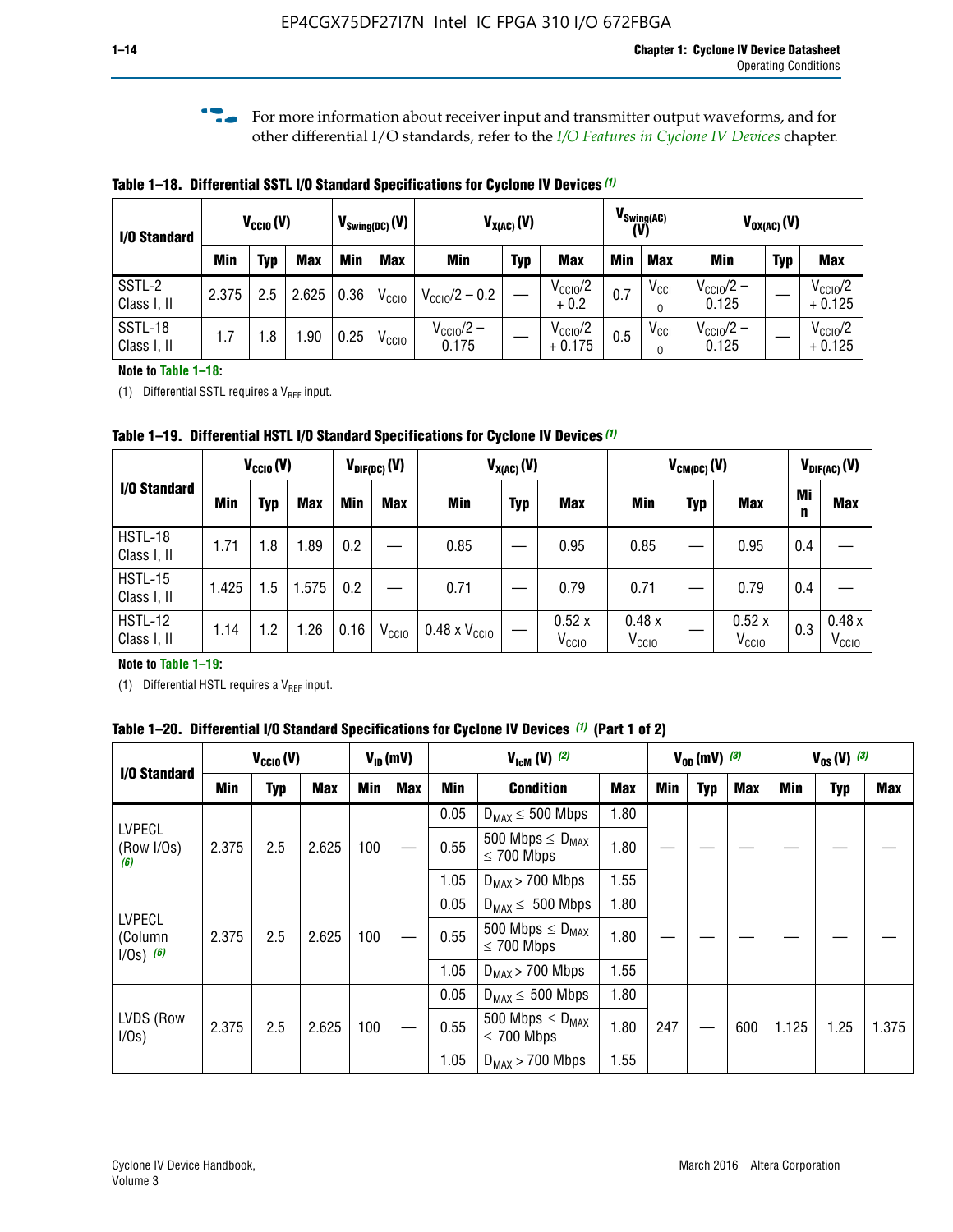For more information about receiver input and transmitter output waveforms, and for other differential I/O standards, refer to the *I/O Features in Cyclone IV Devices* chapter.

**Table 1–18. Differential SSTL I/O Standard Specifications for Cyclone IV Devices (1)**

| I/O Standard | $V_{CCIO}$ (V) | | | $V_{Swing(DC)}$ (V) | | $V_{X(AC)}$ (V) | | | $V_{Swing(AC)}$ (V) | | $V_{OX(AC)}$ (V) | | |
|---|---|---|---|---|---|---|---|---|---|---|---|---|---|
| | Min | Typ | Max | Min | Max | Min | Typ | Max | Min | Max | Min | Typ | Max |
| SSTL-2 Class I, II | 2.375 | 2.5 | 2.625 | 0.36 | $V_{CCIO}$ | $V_{CCIO}/2 - 0.2$ | — | $V_{CCIO}/2 + 0.2$ | 0.7 | $V_{CCIO}$ | $V_{CCIO}/2 - 0.125$ | — | $V_{CCIO}/2 + 0.125$ |
| SSTL-18 Class I, II | 1.7 | 1.8 | 1.90 | 0.25 | $V_{CCIO}$ | $V_{CCIO}/2 - 0.175$ | — | $V_{CCIO}/2 + 0.175$ | 0.5 | $V_{CCIO}$ | $V_{CCIO}/2 - 0.125$ | — | $V_{CCIO}/2 + 0.125$ |

**Note to Table 1–18:**

(1) Differential SSTL requires a $V_{REF}$ input.

**Table 1–19. Differential HSTL I/O Standard Specifications for Cyclone IV Devices (1)**

| I/O Standard | $V_{CCIO}$ (V) | | | $V_{DIF(DC)}$ (V) | | $V_{X(AC)}$ (V) | | | $V_{CM(DC)}$ (V) | | | $V_{DIF(AC)}$ (V) | |
|---|---|---|---|---|---|---|---|---|---|---|---|---|---|
| | Min | Typ | Max | Min | Max | Min | Typ | Max | Min | Typ | Max | Min | Max |
| HSTL-18 Class I, II | 1.71 | 1.8 | 1.89 | 0.2 | — | 0.85 | — | 0.95 | 0.85 | — | 0.95 | 0.4 | — |
| HSTL-15 Class I, II | 1.425 | 1.5 | 1.575 | 0.2 | — | 0.71 | — | 0.79 | 0.71 | — | 0.79 | 0.4 | — |
| HSTL-12 Class I, II | 1.14 | 1.2 | 1.26 | 0.16 | $V_{CCIO}$ | 0.48 x $V_{CCIO}$ | — | 0.52 x $V_{CCIO}$ | 0.48 x $V_{CCIO}$ | — | 0.52 x $V_{CCIO}$ | 0.3 | 0.48 x $V_{CCIO}$ |

**Note to Table 1–19:**

(1) Differential HSTL requires a $V_{REF}$ input.

**Table 1–20. Differential I/O Standard Specifications for Cyclone IV Devices (1) (Part 1 of 2)**

| I/O Standard | $V_{CCIO}$ (V) | | | $V_{ID}$ (mV) | | $V_{IcM}$ (V) (2) | | | $V_{OD}$ (mV) (3) | | | $V_{OS}$ (V) (3) | | |
|---|---|---|---|---|---|---|---|---|---|---|---|---|---|---|
| | Min | Typ | Max | Min | Max | Min | Condition | Max | Min | Typ | Max | Min | Typ | Max |
| LVPECL (Row I/Os) (6) | 2.375 | 2.5 | 2.625 | 100 | — | 0.05 | $D_{MAX} \leq 500$ Mbps | 1.80 | — | — | — | — | — | — |
| | | | | | | 0.55 | 500 Mbps $\leq D_{MAX} \leq$ 700 Mbps | 1.80 | | | | | | |
| | | | | | | 1.05 | $D_{MAX} >$ 700 Mbps | 1.55 | | | | | | |
| LVPECL (Column I/Os) (6) | 2.375 | 2.5 | 2.625 | 100 | — | 0.05 | $D_{MAX} \leq 500$ Mbps | 1.80 | — | — | — | — | — | — |
| | | | | | | 0.55 | 500 Mbps $\leq D_{MAX} \leq$ 700 Mbps | 1.80 | | | | | | |
| | | | | | | 1.05 | $D_{MAX} >$ 700 Mbps | 1.55 | | | | | | |
| LVDS (Row I/Os) | 2.375 | 2.5 | 2.625 | 100 | — | 0.05 | $D_{MAX} \leq 500$ Mbps | 1.80 | 247 | — | 600 | 1.125 | 1.25 | 1.375 |
| | | | | | | 0.55 | 500 Mbps $\leq D_{MAX} \leq$ 700 Mbps | 1.80 | | | | | | |
| | | | | | | 1.05 | $D_{MAX} >$ 700 Mbps | 1.55 | | | | | | |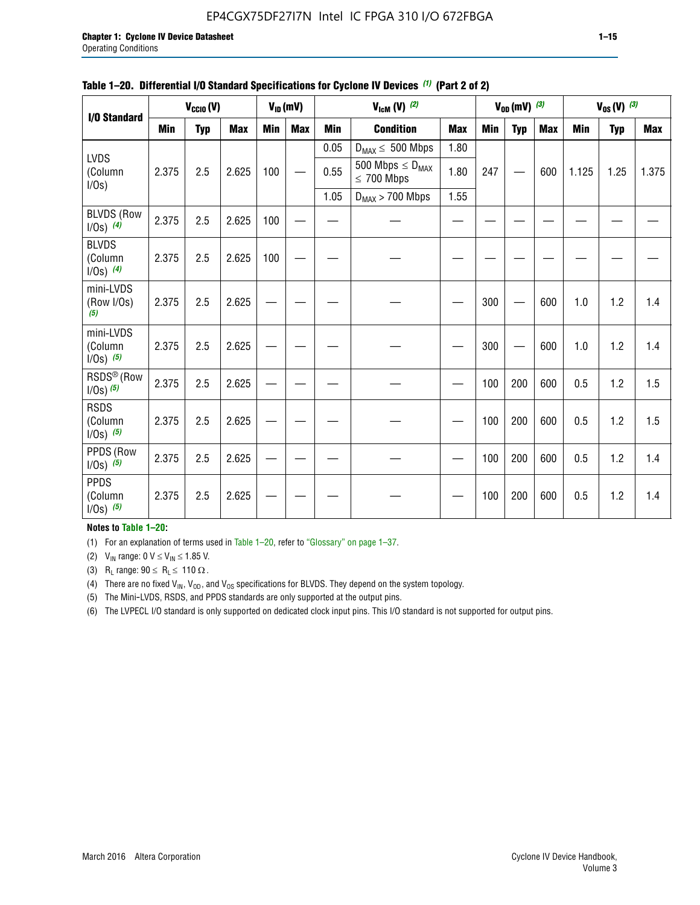**Table 1–20. Differential I/O Standard Specifications for Cyclone IV Devices (1) (Part 2 of 2)**

| I/O Standard | $V_{CCIO}$ (V) | | | $V_{ID}$ (mV) | | $V_{IcM}$ (V) (2) | | | $V_{OD}$ (mV) (3) | | | $V_{OS}$ (V) (3) | | |
|---|---|---|---|---|---|---|---|---|---|---|---|---|---|---|
| | Min | Typ | Max | Min | Max | Min | Condition | Max | Min | Typ | Max | Min | Typ | Max |
| LVDS (Column I/Os) | 2.375 | 2.5 | 2.625 | 100 | — | 0.05 | $D_{MAX} \leq$ 500 Mbps | 1.80 | 247 | — | 600 | 1.125 | 1.25 | 1.375 |
| | | | | | | 0.55 | 500 Mbps $\leq D_{MAX} \leq$ 700 Mbps | 1.80 | | | | | | |
| | | | | | | 1.05 | $D_{MAX}$ > 700 Mbps | 1.55 | | | | | | |
| BLVDS (Row I/Os) (4) | 2.375 | 2.5 | 2.625 | 100 | — | — | — | — | — | — | — | — | — | — |
| BLVDS (Column I/Os) (4) | 2.375 | 2.5 | 2.625 | 100 | — | — | — | — | — | — | — | — | — | — |
| mini-LVDS (Row I/Os) (5) | 2.375 | 2.5 | 2.625 | — | — | — | — | — | 300 | — | 600 | 1.0 | 1.2 | 1.4 |
| mini-LVDS (Column I/Os) (5) | 2.375 | 2.5 | 2.625 | — | — | — | — | — | 300 | — | 600 | 1.0 | 1.2 | 1.4 |
| RSDS® (Row I/Os) (5) | 2.375 | 2.5 | 2.625 | — | — | — | — | — | 100 | 200 | 600 | 0.5 | 1.2 | 1.5 |
| RSDS (Column I/Os) (5) | 2.375 | 2.5 | 2.625 | — | — | — | — | — | 100 | 200 | 600 | 0.5 | 1.2 | 1.5 |
| PPDS (Row I/Os) (5) | 2.375 | 2.5 | 2.625 | — | — | — | — | — | 100 | 200 | 600 | 0.5 | 1.2 | 1.4 |
| PPDS (Column I/Os) (5) | 2.375 | 2.5 | 2.625 | — | — | — | — | — | 100 | 200 | 600 | 0.5 | 1.2 | 1.4 |

**Notes to Table 1–20:**

(1) For an explanation of terms used in Table 1–20, refer to "Glossary" on page 1–37.

(2) $V_{IN}$ range: 0 V $\leq V_{IN} \leq$ 1.85 V.

(3) $R_L$ range: 90 $\leq R_L \leq$ 110 Ω.

(4) There are no fixed $V_{IN}$, $V_{OD}$, and $V_{OS}$ specifications for BLVDS. They depend on the system topology.

(5) The Mini-LVDS, RSDS, and PPDS standards are only supported at the output pins.

(6) The LVPECL I/O standard is only supported on dedicated clock input pins. This I/O standard is not supported for output pins.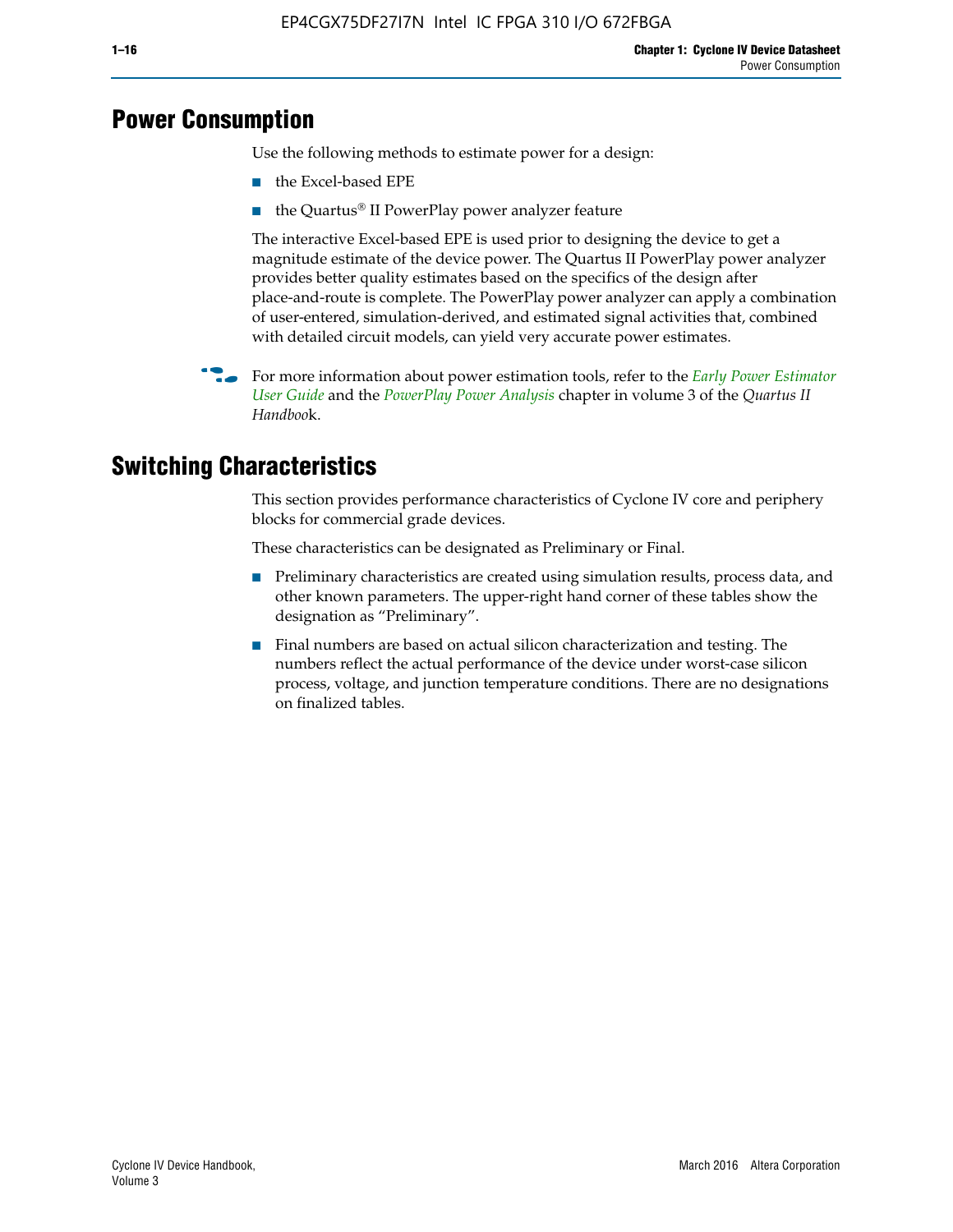## Power Consumption

Use the following methods to estimate power for a design:

- the Excel-based EPE
- the Quartus® II PowerPlay power analyzer feature

The interactive Excel-based EPE is used prior to designing the device to get a magnitude estimate of the device power. The Quartus II PowerPlay power analyzer provides better quality estimates based on the specifics of the design after place-and-route is complete. The PowerPlay power analyzer can apply a combination of user-entered, simulation-derived, and estimated signal activities that, combined with detailed circuit models, can yield very accurate power estimates.

For more information about power estimation tools, refer to the *Early Power Estimator User Guide* and the *PowerPlay Power Analysis* chapter in volume 3 of the *Quartus II Handbook*.

## Switching Characteristics

This section provides performance characteristics of Cyclone IV core and periphery blocks for commercial grade devices.

These characteristics can be designated as Preliminary or Final.

- Preliminary characteristics are created using simulation results, process data, and other known parameters. The upper-right hand corner of these tables show the designation as "Preliminary".
- Final numbers are based on actual silicon characterization and testing. The numbers reflect the actual performance of the device under worst-case silicon process, voltage, and junction temperature conditions. There are no designations on finalized tables.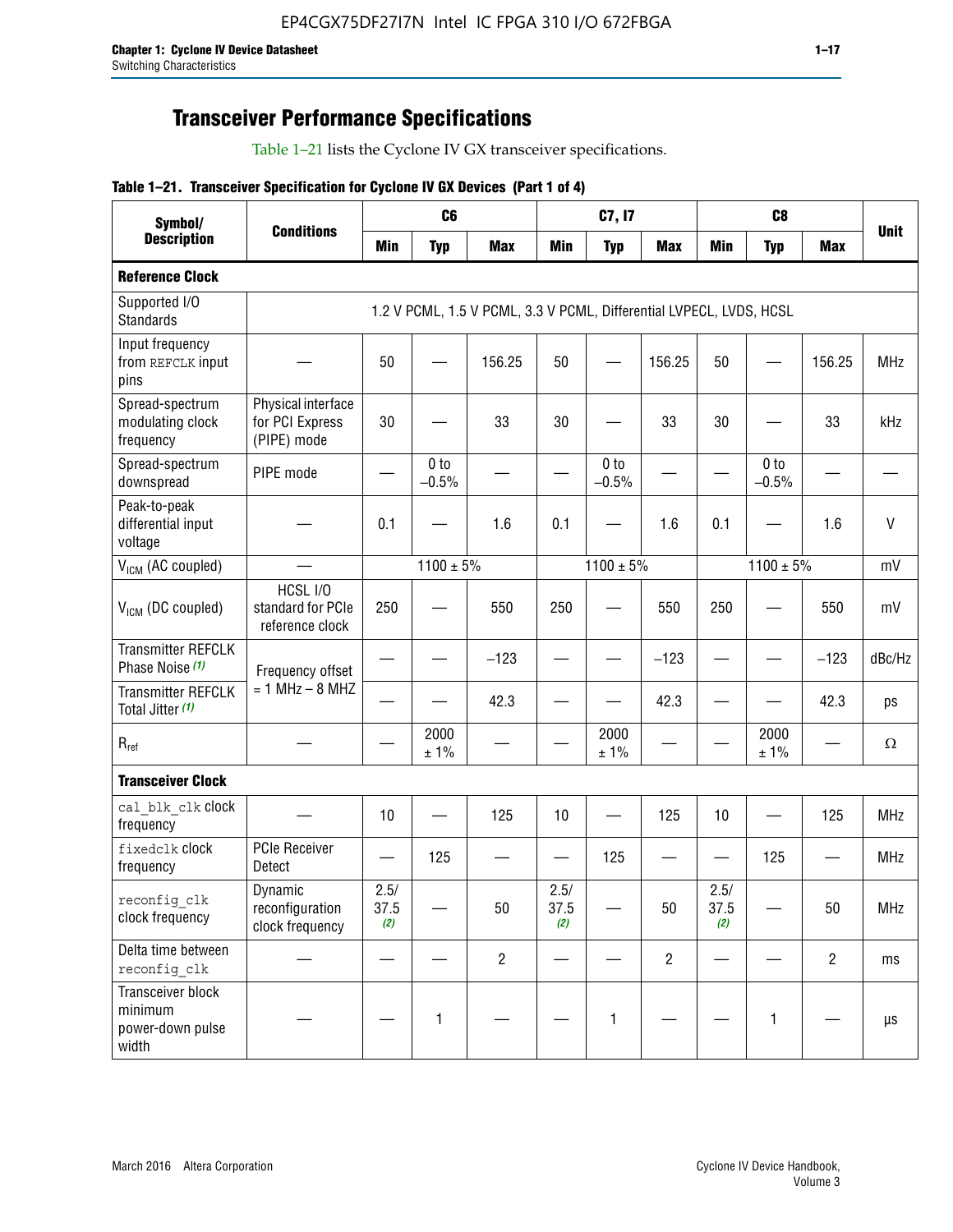## Transceiver Performance Specifications

Table 1–21 lists the Cyclone IV GX transceiver specifications.

**Table 1–21. Transceiver Specification for Cyclone IV GX Devices (Part 1 of 4)**

| Symbol/ Description | Conditions | C6 | | | C7, I7 | | | C8 | | | Unit |
|---|---|---|---|---|---|---|---|---|---|---|---|
| | | Min | Typ | Max | Min | Typ | Max | Min | Typ | Max | |
| **Reference Clock** | | | | | | | | | | | |
| Supported I/O Standards | 1.2 V PCML, 1.5 V PCML, 3.3 V PCML, Differential LVPECL, LVDS, HCSL | | | | | | | | | | |
| Input frequency from REFCLK input pins | — | 50 | — | 156.25 | 50 | — | 156.25 | 50 | — | 156.25 | MHz |
| Spread-spectrum modulating clock frequency | Physical interface for PCI Express (PIPE) mode | 30 | — | 33 | 30 | — | 33 | 30 | — | 33 | kHz |
| Spread-spectrum downspread | PIPE mode | — | 0 to −0.5% | — | — | 0 to −0.5% | — | — | 0 to −0.5% | — | — |
| Peak-to-peak differential input voltage | — | 0.1 | — | 1.6 | 0.1 | — | 1.6 | 0.1 | — | 1.6 | V |
| $V_{ICM}$ (AC coupled) | — | 1100 ± 5% | | | 1100 ± 5% | | | 1100 ± 5% | | | mV |
| $V_{ICM}$ (DC coupled) | HCSL I/O standard for PCIe reference clock | 250 | — | 550 | 250 | — | 550 | 250 | — | 550 | mV |
| Transmitter REFCLK Phase Noise (1) | Frequency offset = 1 MHz – 8 MHZ | — | — | −123 | — | — | −123 | — | — | −123 | dBc/Hz |
| Transmitter REFCLK Total Jitter (1) | | — | — | 42.3 | — | — | 42.3 | — | — | 42.3 | ps |
| $R_{ref}$ | — | — | 2000 ± 1% | — | — | 2000 ± 1% | — | — | 2000 ± 1% | — | Ω |
| **Transceiver Clock** | | | | | | | | | | | |
| cal_blk_clk clock frequency | — | 10 | — | 125 | 10 | — | 125 | 10 | — | 125 | MHz |
| fixedclk clock frequency | PCIe Receiver Detect | — | 125 | — | — | 125 | — | — | 125 | — | MHz |
| reconfig_clk clock frequency | Dynamic reconfiguration clock frequency | 2.5/ 37.5 (2) | — | 50 | 2.5/ 37.5 (2) | — | 50 | 2.5/ 37.5 (2) | — | 50 | MHz |
| Delta time between reconfig_clk | — | — | — | 2 | — | — | 2 | — | — | 2 | ms |
| Transceiver block minimum power-down pulse width | — | — | 1 | — | — | 1 | — | — | 1 | — | µs |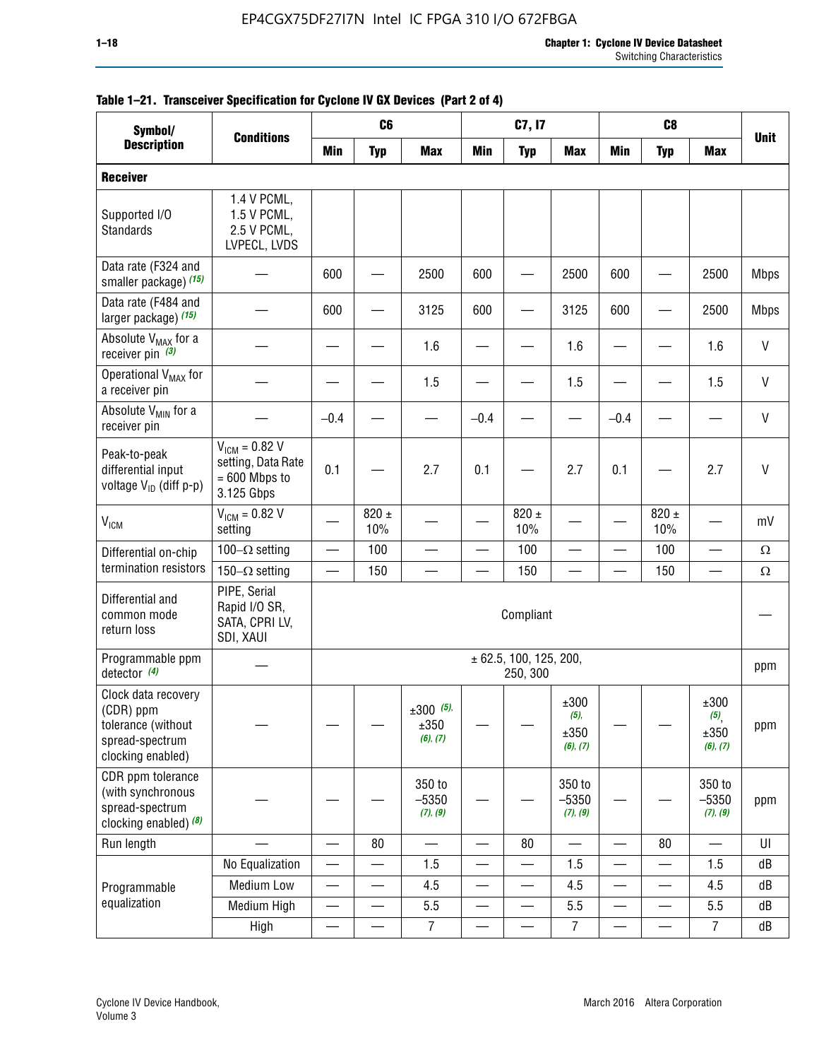**Table 1–21. Transceiver Specification for Cyclone IV GX Devices (Part 2 of 4)**

| Symbol/ Description | Conditions | C6 | | | C7, I7 | | | C8 | | | Unit |
|---|---|---|---|---|---|---|---|---|---|---|---|
| | | Min | Typ | Max | Min | Typ | Max | Min | Typ | Max | |
| **Receiver** | | | | | | | | | | | |
| Supported I/O Standards | 1.4 V PCML, 1.5 V PCML, 2.5 V PCML, LVPECL, LVDS | | | | | | | | | | |
| Data rate (F324 and smaller package) *(15)* | — | 600 | — | 2500 | 600 | — | 2500 | 600 | — | 2500 | Mbps |
| Data rate (F484 and larger package) *(15)* | — | 600 | — | 3125 | 600 | — | 3125 | 600 | — | 2500 | Mbps |
| Absolute $V_{MAX}$ for a receiver pin *(3)* | — | — | — | 1.6 | — | — | 1.6 | — | — | 1.6 | V |
| Operational $V_{MAX}$ for a receiver pin | — | — | — | 1.5 | — | — | 1.5 | — | — | 1.5 | V |
| Absolute $V_{MIN}$ for a receiver pin | — | –0.4 | — | — | –0.4 | — | — | –0.4 | — | — | V |
| Peak-to-peak differential input voltage $V_{ID}$ (diff p-p) | $V_{ICM}$ = 0.82 V setting, Data Rate = 600 Mbps to 3.125 Gbps | 0.1 | — | 2.7 | 0.1 | — | 2.7 | 0.1 | — | 2.7 | V |
| $V_{ICM}$ | $V_{ICM}$ = 0.82 V setting | — | 820 ± 10% | — | — | 820 ± 10% | — | — | 820 ± 10% | — | mV |
| Differential on-chip termination resistors | 100–Ω setting | — | 100 | — | — | 100 | — | — | 100 | — | Ω |
| | 150–Ω setting | — | 150 | — | — | 150 | — | — | 150 | — | Ω |
| Differential and common mode return loss | PIPE, Serial Rapid I/O SR, SATA, CPRI LV, SDI, XAUI | Compliant | | | | | | | | | — |
| Programmable ppm detector *(4)* | — | ± 62.5, 100, 125, 200, 250, 300 | | | | | | | | | ppm |
| Clock data recovery (CDR) ppm tolerance (without spread-spectrum clocking enabled) | — | — | — | ±300 *(5)*, ±350 *(6), (7)* | — | — | ±300 *(5)*, ±350 *(6), (7)* | — | — | ±300 *(5)*, ±350 *(6), (7)* | ppm |
| CDR ppm tolerance (with synchronous spread-spectrum clocking enabled) *(8)* | — | — | — | 350 to –5350 *(7), (9)* | — | — | 350 to –5350 *(7), (9)* | — | — | 350 to –5350 *(7), (9)* | ppm |
| Run length | — | — | 80 | — | — | 80 | — | — | 80 | — | UI |
| Programmable equalization | No Equalization | — | — | 1.5 | — | — | 1.5 | — | — | 1.5 | dB |
| | Medium Low | — | — | 4.5 | — | — | 4.5 | — | — | 4.5 | dB |
| | Medium High | — | — | 5.5 | — | — | 5.5 | — | — | 5.5 | dB |
| | High | — | — | 7 | — | — | 7 | — | — | 7 | dB |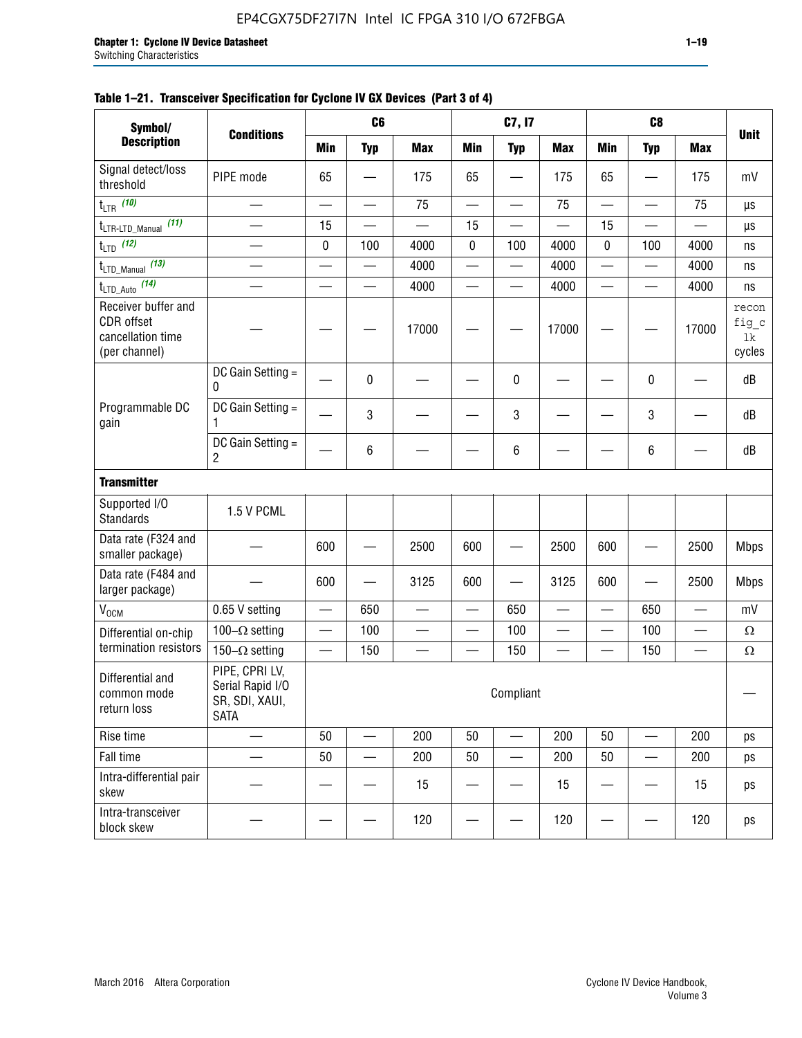**Table 1–21. Transceiver Specification for Cyclone IV GX Devices (Part 3 of 4)**

| Symbol/ Description | Conditions | C6 | | | C7, I7 | | | C8 | | | Unit |
|---|---|---|---|---|---|---|---|---|---|---|---|
| | | Min | Typ | Max | Min | Typ | Max | Min | Typ | Max | |
| Signal detect/loss threshold | PIPE mode | 65 | — | 175 | 65 | — | 175 | 65 | — | 175 | mV |
| $t_{LTR}$ (10) | — | — | — | 75 | — | — | 75 | — | — | 75 | µs |
| $t_{LTR\text{-}LTD\_Manual}$ (11) | — | 15 | — | — | 15 | — | — | 15 | — | — | µs |
| $t_{LTD}$ (12) | — | 0 | 100 | 4000 | 0 | 100 | 4000 | 0 | 100 | 4000 | ns |
| $t_{LTD\_Manual}$ (13) | — | — | — | 4000 | — | — | 4000 | — | — | 4000 | ns |
| $t_{LTD\_Auto}$ (14) | — | — | — | 4000 | — | — | 4000 | — | — | 4000 | ns |
| Receiver buffer and CDR offset cancellation time (per channel) | — | — | — | 17000 | — | — | 17000 | — | — | 17000 | reconfig_clk cycles |
| Programmable DC gain | DC Gain Setting = 0 | — | 0 | — | — | 0 | — | — | 0 | — | dB |
| | DC Gain Setting = 1 | — | 3 | — | — | 3 | — | — | 3 | — | dB |
| | DC Gain Setting = 2 | — | 6 | — | — | 6 | — | — | 6 | — | dB |
| **Transmitter** | | | | | | | | | | | |
| Supported I/O Standards | 1.5 V PCML | | | | | | | | | | |
| Data rate (F324 and smaller package) | — | 600 | — | 2500 | 600 | — | 2500 | 600 | — | 2500 | Mbps |
| Data rate (F484 and larger package) | — | 600 | — | 3125 | 600 | — | 3125 | 600 | — | 2500 | Mbps |
| $V_{OCM}$ | 0.65 V setting | — | 650 | — | — | 650 | — | — | 650 | — | mV |
| Differential on-chip termination resistors | 100–Ω setting | — | 100 | — | — | 100 | — | — | 100 | — | Ω |
| | 150–Ω setting | — | 150 | — | — | 150 | — | — | 150 | — | Ω |
| Differential and common mode return loss | PIPE, CPRI LV, Serial Rapid I/O SR, SDI, XAUI, SATA | Compliant | | | | | | | | | — |
| Rise time | — | 50 | — | 200 | 50 | — | 200 | 50 | — | 200 | ps |
| Fall time | — | 50 | — | 200 | 50 | — | 200 | 50 | — | 200 | ps |
| Intra-differential pair skew | — | — | — | 15 | — | — | 15 | — | — | 15 | ps |
| Intra-transceiver block skew | — | — | — | 120 | — | — | 120 | — | — | 120 | ps |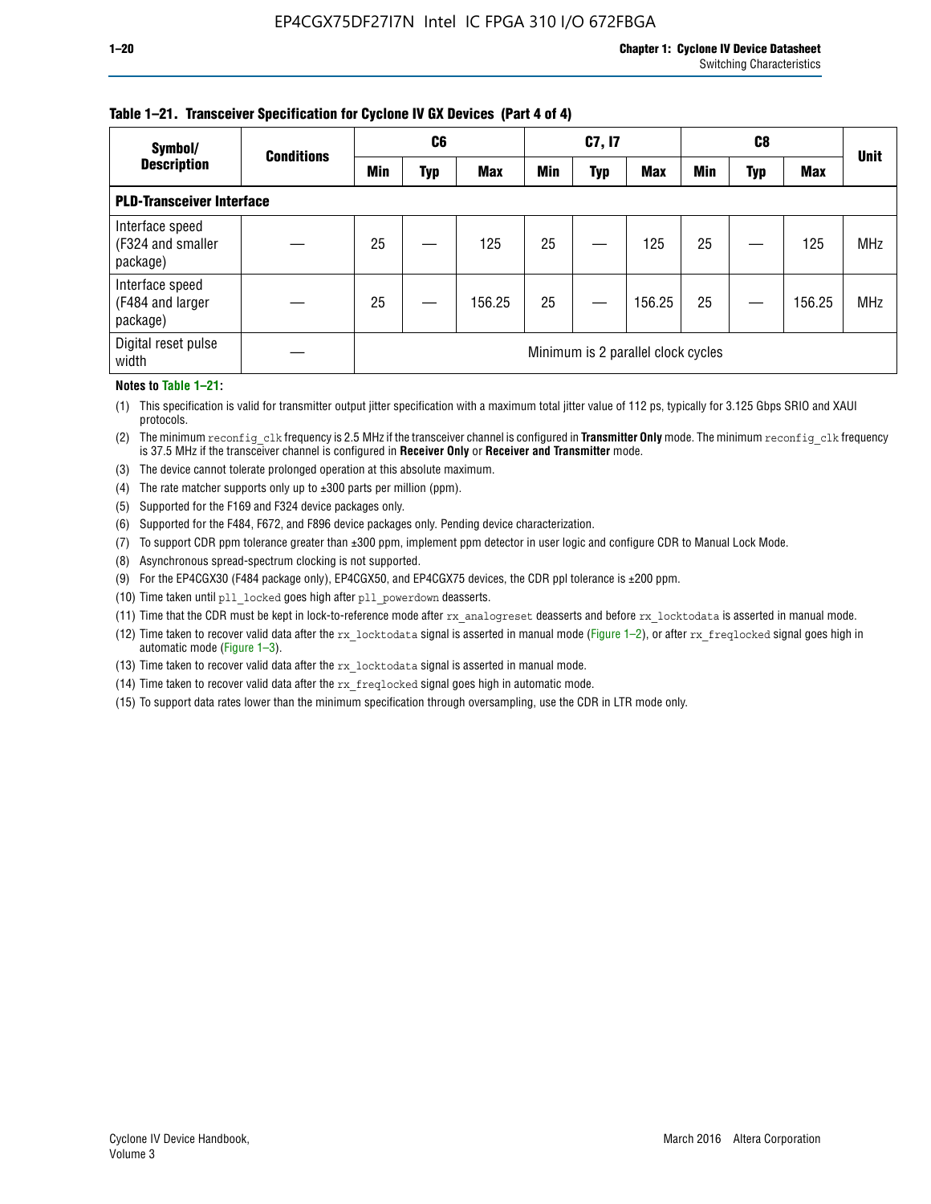**Table 1–21. Transceiver Specification for Cyclone IV GX Devices (Part 4 of 4)**

| Symbol/ Description | Conditions | C6 | | | C7, I7 | | | C8 | | | Unit |
|---|---|---|---|---|---|---|---|---|---|---|---|
| | | Min | Typ | Max | Min | Typ | Max | Min | Typ | Max | |
| **PLD-Transceiver Interface** | | | | | | | | | | | |
| Interface speed (F324 and smaller package) | — | 25 | — | 125 | 25 | — | 125 | 25 | — | 125 | MHz |
| Interface speed (F484 and larger package) | — | 25 | — | 156.25 | 25 | — | 156.25 | 25 | — | 156.25 | MHz |
| Digital reset pulse width | — | Minimum is 2 parallel clock cycles | | | | | | | | | |

**Notes to Table 1–21:**

(1) This specification is valid for transmitter output jitter specification with a maximum total jitter value of 112 ps, typically for 3.125 Gbps SRIO and XAUI protocols.

(2) The minimum `reconfig_clk` frequency is 2.5 MHz if the transceiver channel is configured in **Transmitter Only** mode. The minimum `reconfig_clk` frequency is 37.5 MHz if the transceiver channel is configured in **Receiver Only** or **Receiver and Transmitter** mode.

(3) The device cannot tolerate prolonged operation at this absolute maximum.

(4) The rate matcher supports only up to ±300 parts per million (ppm).

(5) Supported for the F169 and F324 device packages only.

(6) Supported for the F484, F672, and F896 device packages only. Pending device characterization.

(7) To support CDR ppm tolerance greater than ±300 ppm, implement ppm detector in user logic and configure CDR to Manual Lock Mode.

(8) Asynchronous spread-spectrum clocking is not supported.

(9) For the EP4CGX30 (F484 package only), EP4CGX50, and EP4CGX75 devices, the CDR ppl tolerance is ±200 ppm.

(10) Time taken until `pll_locked` goes high after `pll_powerdown` deasserts.

(11) Time that the CDR must be kept in lock-to-reference mode after `rx_analogreset` deasserts and before `rx_locktodata` is asserted in manual mode.

(12) Time taken to recover valid data after the `rx_locktodata` signal is asserted in manual mode (Figure 1–2), or after `rx_freqlocked` signal goes high in automatic mode (Figure 1–3).

(13) Time taken to recover valid data after the `rx_locktodata` signal is asserted in manual mode.

(14) Time taken to recover valid data after the `rx_freqlocked` signal goes high in automatic mode.

(15) To support data rates lower than the minimum specification through oversampling, use the CDR in LTR mode only.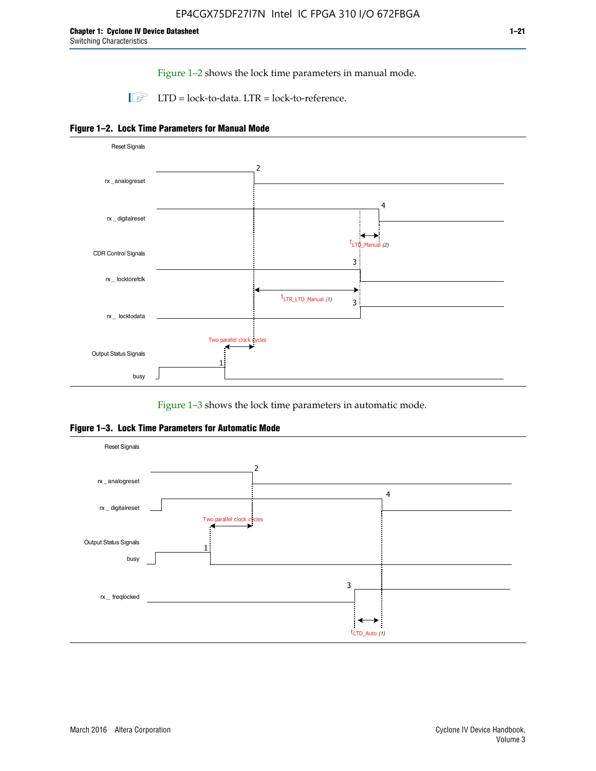Figure 1–2 shows the lock time parameters in manual mode.

LTD = lock-to-data. LTR = lock-to-reference.

**Figure 1–2. Lock Time Parameters for Manual Mode**

Figure 1–3 shows the lock time parameters in automatic mode.

**Figure 1–3. Lock Time Parameters for Automatic Mode**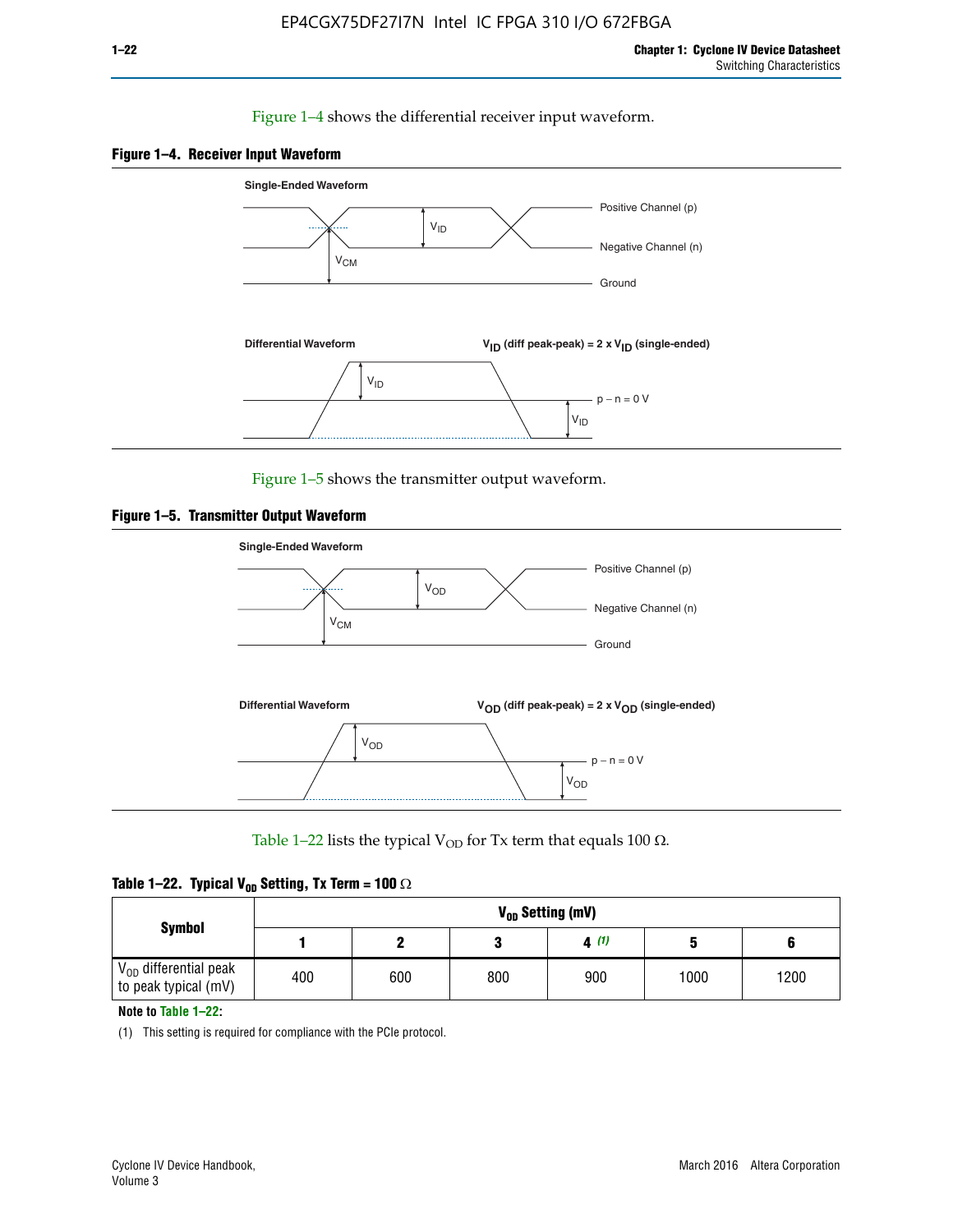Figure 1–4 shows the differential receiver input waveform.

**Figure 1–4. Receiver Input Waveform**

Single-Ended Waveform

Positive Channel (p)

Negative Channel (n)

Ground

$V_{ID}$

$V_{CM}$

Differential Waveform

$V_{ID}$ (diff peak-peak) = 2 x $V_{ID}$ (single-ended)

$V_{ID}$

p − n = 0 V

$V_{ID}$

Figure 1–5 shows the transmitter output waveform.

**Figure 1–5. Transmitter Output Waveform**

Single-Ended Waveform

Positive Channel (p)

Negative Channel (n)

Ground

$V_{OD}$

$V_{CM}$

Differential Waveform

$V_{OD}$ (diff peak-peak) = 2 x $V_{OD}$ (single-ended)

$V_{OD}$

p − n = 0 V

$V_{OD}$

Table 1–22 lists the typical $V_{OD}$ for Tx term that equals 100 Ω.

**Table 1–22. Typical $V_{OD}$ Setting, Tx Term = 100 Ω**

| Symbol | $V_{OD}$ Setting (mV) | | | | | |
|---|---|---|---|---|---|---|
| | 1 | 2 | 3 | 4 (1) | 5 | 6 |
| $V_{OD}$ differential peak to peak typical (mV) | 400 | 600 | 800 | 900 | 1000 | 1200 |

**Note to Table 1–22:**

(1) This setting is required for compliance with the PCIe protocol.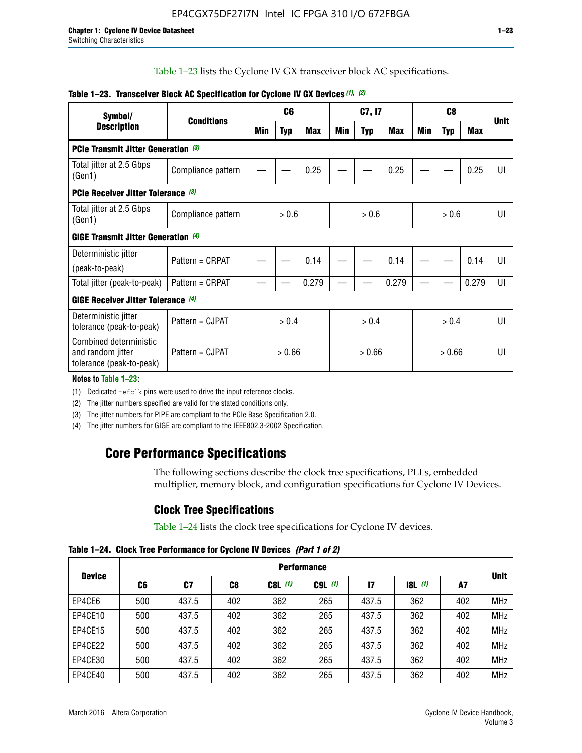Table 1–23 lists the Cyclone IV GX transceiver block AC specifications.

**Table 1–23. Transceiver Block AC Specification for Cyclone IV GX Devices (1), (2)**

| Symbol/ Description | Conditions | C6 | | | C7, I7 | | | C8 | | | Unit |
|---|---|---|---|---|---|---|---|---|---|---|---|
| | | Min | Typ | Max | Min | Typ | Max | Min | Typ | Max | |
| **PCIe Transmit Jitter Generation (3)** | | | | | | | | | | | |
| Total jitter at 2.5 Gbps (Gen1) | Compliance pattern | — | — | 0.25 | — | — | 0.25 | — | — | 0.25 | UI |
| **PCIe Receiver Jitter Tolerance (3)** | | | | | | | | | | | |
| Total jitter at 2.5 Gbps (Gen1) | Compliance pattern | > 0.6 | | | > 0.6 | | | > 0.6 | | | UI |
| **GIGE Transmit Jitter Generation (4)** | | | | | | | | | | | |
| Deterministic jitter (peak-to-peak) | Pattern = CRPAT | — | — | 0.14 | — | — | 0.14 | — | — | 0.14 | UI |
| Total jitter (peak-to-peak) | Pattern = CRPAT | — | — | 0.279 | — | — | 0.279 | — | — | 0.279 | UI |
| **GIGE Receiver Jitter Tolerance (4)** | | | | | | | | | | | |
| Deterministic jitter tolerance (peak-to-peak) | Pattern = CJPAT | > 0.4 | | | > 0.4 | | | > 0.4 | | | UI |
| Combined deterministic and random jitter tolerance (peak-to-peak) | Pattern = CJPAT | > 0.66 | | | > 0.66 | | | > 0.66 | | | UI |

**Notes to Table 1–23:**

(1) Dedicated refclk pins were used to drive the input reference clocks.

(2) The jitter numbers specified are valid for the stated conditions only.

(3) The jitter numbers for PIPE are compliant to the PCIe Base Specification 2.0.

(4) The jitter numbers for GIGE are compliant to the IEEE802.3-2002 Specification.

# Core Performance Specifications

The following sections describe the clock tree specifications, PLLs, embedded multiplier, memory block, and configuration specifications for Cyclone IV Devices.

## Clock Tree Specifications

Table 1–24 lists the clock tree specifications for Cyclone IV devices.

**Table 1–24. Clock Tree Performance for Cyclone IV Devices (Part 1 of 2)**

| Device | Performance | | | | | | | | Unit |
|---|---|---|---|---|---|---|---|---|---|
| | C6 | C7 | C8 | C8L (1) | C9L (1) | I7 | I8L (1) | A7 | |
| EP4CE6 | 500 | 437.5 | 402 | 362 | 265 | 437.5 | 362 | 402 | MHz |
| EP4CE10 | 500 | 437.5 | 402 | 362 | 265 | 437.5 | 362 | 402 | MHz |
| EP4CE15 | 500 | 437.5 | 402 | 362 | 265 | 437.5 | 362 | 402 | MHz |
| EP4CE22 | 500 | 437.5 | 402 | 362 | 265 | 437.5 | 362 | 402 | MHz |
| EP4CE30 | 500 | 437.5 | 402 | 362 | 265 | 437.5 | 362 | 402 | MHz |
| EP4CE40 | 500 | 437.5 | 402 | 362 | 265 | 437.5 | 362 | 402 | MHz |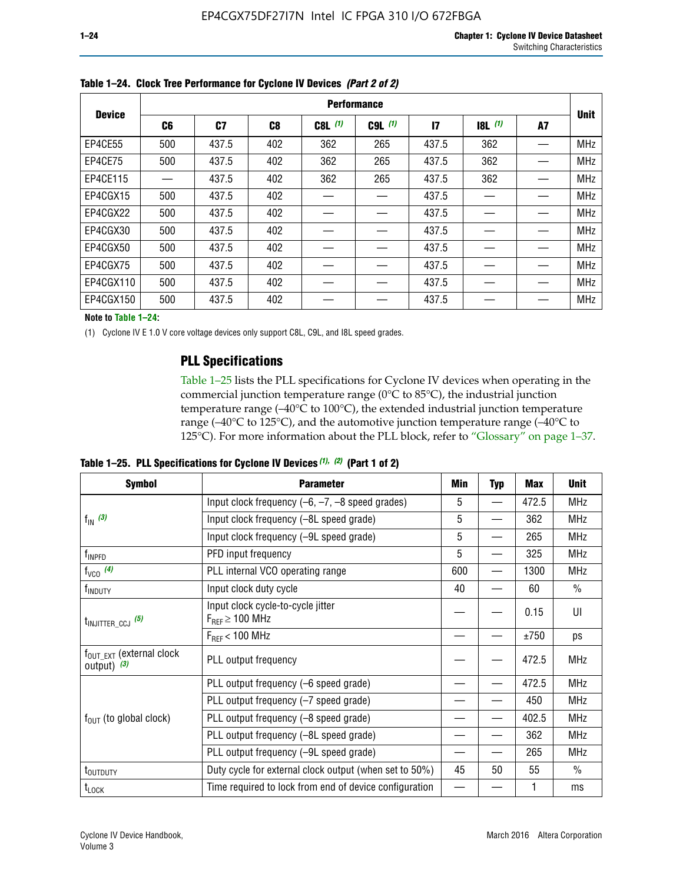**Table 1–24. Clock Tree Performance for Cyclone IV Devices *(Part 2 of 2)***

| Device | Performance | | | | | | | | Unit |
|---|---|---|---|---|---|---|---|---|---|
| | C6 | C7 | C8 | C8L (1) | C9L (1) | I7 | I8L (1) | A7 | |
| EP4CE55 | 500 | 437.5 | 402 | 362 | 265 | 437.5 | 362 | — | MHz |
| EP4CE75 | 500 | 437.5 | 402 | 362 | 265 | 437.5 | 362 | — | MHz |
| EP4CE115 | — | 437.5 | 402 | 362 | 265 | 437.5 | 362 | — | MHz |
| EP4CGX15 | 500 | 437.5 | 402 | — | — | 437.5 | — | — | MHz |
| EP4CGX22 | 500 | 437.5 | 402 | — | — | 437.5 | — | — | MHz |
| EP4CGX30 | 500 | 437.5 | 402 | — | — | 437.5 | — | — | MHz |
| EP4CGX50 | 500 | 437.5 | 402 | — | — | 437.5 | — | — | MHz |
| EP4CGX75 | 500 | 437.5 | 402 | — | — | 437.5 | — | — | MHz |
| EP4CGX110 | 500 | 437.5 | 402 | — | — | 437.5 | — | — | MHz |
| EP4CGX150 | 500 | 437.5 | 402 | — | — | 437.5 | — | — | MHz |

**Note to Table 1–24:**

(1) Cyclone IV E 1.0 V core voltage devices only support C8L, C9L, and I8L speed grades.

## PLL Specifications

Table 1–25 lists the PLL specifications for Cyclone IV devices when operating in the commercial junction temperature range (0°C to 85°C), the industrial junction temperature range (–40°C to 100°C), the extended industrial junction temperature range (–40°C to 125°C), and the automotive junction temperature range (–40°C to 125°C). For more information about the PLL block, refer to "Glossary" on page 1–37.

**Table 1–25. PLL Specifications for Cyclone IV Devices *(1), (2)* (Part 1 of 2)**

| Symbol | Parameter | Min | Typ | Max | Unit |
|---|---|---|---|---|---|
| $f_{IN}$ (3) | Input clock frequency (–6, –7, –8 speed grades) | 5 | — | 472.5 | MHz |
| | Input clock frequency (–8L speed grade) | 5 | — | 362 | MHz |
| | Input clock frequency (–9L speed grade) | 5 | — | 265 | MHz |
| $f_{INPFD}$ | PFD input frequency | 5 | — | 325 | MHz |
| $f_{VCO}$ (4) | PLL internal VCO operating range | 600 | — | 1300 | MHz |
| $f_{INDUTY}$ | Input clock duty cycle | 40 | — | 60 | % |
| $t_{INJITTER\_CCJ}$ (5) | Input clock cycle-to-cycle jitter $F_{REF} \geq 100$ MHz | — | — | 0.15 | UI |
| | $F_{REF} < 100$ MHz | — | — | ±750 | ps |
| $f_{OUT\_EXT}$ (external clock output) (3) | PLL output frequency | — | — | 472.5 | MHz |
| $f_{OUT}$ (to global clock) | PLL output frequency (–6 speed grade) | — | — | 472.5 | MHz |
| | PLL output frequency (–7 speed grade) | — | — | 450 | MHz |
| | PLL output frequency (–8 speed grade) | — | — | 402.5 | MHz |
| | PLL output frequency (–8L speed grade) | — | — | 362 | MHz |
| | PLL output frequency (–9L speed grade) | — | — | 265 | MHz |
| $t_{OUTDUTY}$ | Duty cycle for external clock output (when set to 50%) | 45 | 50 | 55 | % |
| $t_{LOCK}$ | Time required to lock from end of device configuration | — | — | 1 | ms |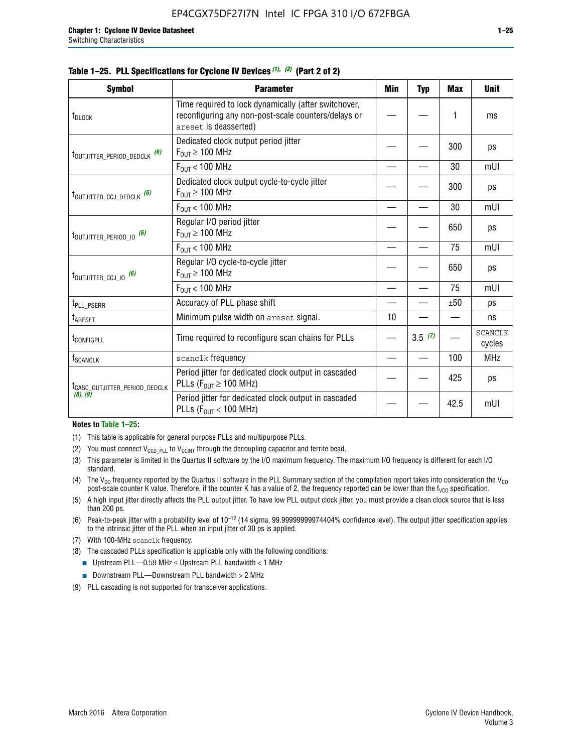**Table 1–25. PLL Specifications for Cyclone IV Devices (1), (2) (Part 2 of 2)**

| Symbol | Parameter | Min | Typ | Max | Unit |
|---|---|---|---|---|---|
| $t_{DLOCK}$ | Time required to lock dynamically (after switchover, reconfiguring any non-post-scale counters/delays or areset is deasserted) | — | — | 1 | ms |
| $t_{OUTJITTER\_PERIOD\_DEDCLK}$ (6) | Dedicated clock output period jitter $F_{OUT} \geq 100$ MHz | — | — | 300 | ps |
| | $F_{OUT} < 100$ MHz | — | — | 30 | mUI |
| $t_{OUTJITTER\_CCJ\_DEDCLK}$ (6) | Dedicated clock output cycle-to-cycle jitter $F_{OUT} \geq 100$ MHz | — | — | 300 | ps |
| | $F_{OUT} < 100$ MHz | — | — | 30 | mUI |
| $t_{OUTJITTER\_PERIOD\_IO}$ (6) | Regular I/O period jitter $F_{OUT} \geq 100$ MHz | — | — | 650 | ps |
| | $F_{OUT} < 100$ MHz | — | — | 75 | mUI |
| $t_{OUTJITTER\_CCJ\_IO}$ (6) | Regular I/O cycle-to-cycle jitter $F_{OUT} \geq 100$ MHz | — | — | 650 | ps |
| | $F_{OUT} < 100$ MHz | — | — | 75 | mUI |
| $t_{PLL\_PSERR}$ | Accuracy of PLL phase shift | — | — | ±50 | ps |
| $t_{ARESET}$ | Minimum pulse width on areset signal. | 10 | — | — | ns |
| $t_{CONFIGPLL}$ | Time required to reconfigure scan chains for PLLs | — | 3.5 (7) | — | SCANCLK cycles |
| $f_{SCANCLK}$ | scanclk frequency | — | — | 100 | MHz |
| $t_{CASC\_OUTJITTER\_PERIOD\_DEDCLK}$ (8), (9) | Period jitter for dedicated clock output in cascaded PLLs ($F_{OUT} \geq 100$ MHz) | — | — | 425 | ps |
| | Period jitter for dedicated clock output in cascaded PLLs ($F_{OUT} < 100$ MHz) | — | — | 42.5 | mUI |

**Notes to Table 1–25:**

(1) This table is applicable for general purpose PLLs and multipurpose PLLs.

(2) You must connect $V_{CCD\_PLL}$ to $V_{CCINT}$ through the decoupling capacitor and ferrite bead.

(3) This parameter is limited in the Quartus II software by the I/O maximum frequency. The maximum I/O frequency is different for each I/O standard.

(4) The $V_{CO}$ frequency reported by the Quartus II software in the PLL Summary section of the compilation report takes into consideration the $V_{CO}$ post-scale counter K value. Therefore, if the counter K has a value of 2, the frequency reported can be lower than the $f_{VCO}$ specification.

(5) A high input jitter directly affects the PLL output jitter. To have low PLL output clock jitter, you must provide a clean clock source that is less than 200 ps.

(6) Peak-to-peak jitter with a probability level of $10^{-12}$ (14 sigma, 99.99999999974404% confidence level). The output jitter specification applies to the intrinsic jitter of the PLL when an input jitter of 30 ps is applied.

(7) With 100-MHz scanclk frequency.

(8) The cascaded PLLs specification is applicable only with the following conditions:

- Upstream PLL—0.59 MHz ≤ Upstream PLL bandwidth < 1 MHz
- Downstream PLL—Downstream PLL bandwidth > 2 MHz

(9) PLL cascading is not supported for transceiver applications.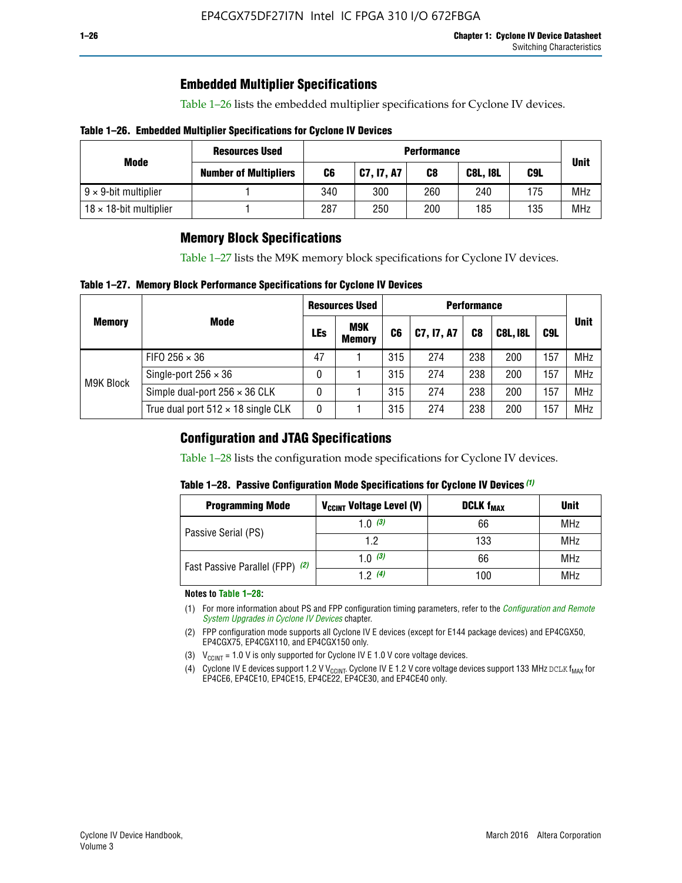## Embedded Multiplier Specifications

Table 1–26 lists the embedded multiplier specifications for Cyclone IV devices.

**Table 1–26. Embedded Multiplier Specifications for Cyclone IV Devices**

| Mode | Resources Used | Performance | | | | | Unit |
|---|---|---|---|---|---|---|---|
| | Number of Multipliers | C6 | C7, I7, A7 | C8 | C8L, I8L | C9L | |
| 9 × 9-bit multiplier | 1 | 340 | 300 | 260 | 240 | 175 | MHz |
| 18 × 18-bit multiplier | 1 | 287 | 250 | 200 | 185 | 135 | MHz |

## Memory Block Specifications

Table 1–27 lists the M9K memory block specifications for Cyclone IV devices.

**Table 1–27. Memory Block Performance Specifications for Cyclone IV Devices**

| Memory | Mode | Resources Used | | Performance | | | | | Unit |
|---|---|---|---|---|---|---|---|---|---|
| | | LEs | M9K Memory | C6 | C7, I7, A7 | C8 | C8L, I8L | C9L | |
| M9K Block | FIFO 256 × 36 | 47 | 1 | 315 | 274 | 238 | 200 | 157 | MHz |
| | Single-port 256 × 36 | 0 | 1 | 315 | 274 | 238 | 200 | 157 | MHz |
| | Simple dual-port 256 × 36 CLK | 0 | 1 | 315 | 274 | 238 | 200 | 157 | MHz |
| | True dual port 512 × 18 single CLK | 0 | 1 | 315 | 274 | 238 | 200 | 157 | MHz |

## Configuration and JTAG Specifications

Table 1–28 lists the configuration mode specifications for Cyclone IV devices.

**Table 1–28. Passive Configuration Mode Specifications for Cyclone IV Devices** *(1)*

| Programming Mode | $V_{CCINT}$ Voltage Level (V) | DCLK $f_{MAX}$ | Unit |
|---|---|---|---|
| Passive Serial (PS) | 1.0 *(3)* | 66 | MHz |
| | 1.2 | 133 | MHz |
| Fast Passive Parallel (FPP) *(2)* | 1.0 *(3)* | 66 | MHz |
| | 1.2 *(4)* | 100 | MHz |

**Notes to Table 1–28:**

(1) For more information about PS and FPP configuration timing parameters, refer to the *Configuration and Remote System Upgrades in Cyclone IV Devices* chapter.

(2) FPP configuration mode supports all Cyclone IV E devices (except for E144 package devices) and EP4CGX50, EP4CGX75, EP4CGX110, and EP4CGX150 only.

(3) $V_{CCINT}$ = 1.0 V is only supported for Cyclone IV E 1.0 V core voltage devices.

(4) Cyclone IV E devices support 1.2 V $V_{CCINT}$. Cyclone IV E 1.2 V core voltage devices support 133 MHz DCLK $f_{MAX}$ for EP4CE6, EP4CE10, EP4CE15, EP4CE22, EP4CE30, and EP4CE40 only.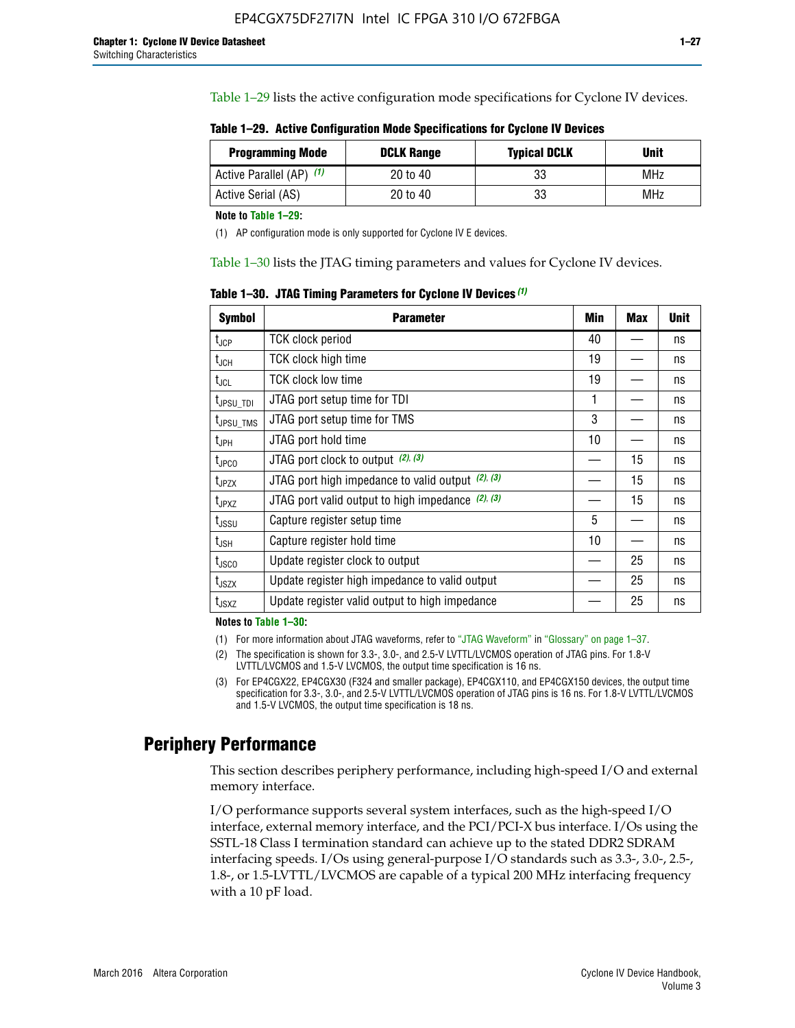Table 1–29 lists the active configuration mode specifications for Cyclone IV devices.

**Table 1–29. Active Configuration Mode Specifications for Cyclone IV Devices**

| Programming Mode | DCLK Range | Typical DCLK | Unit |
|---|---|---|---|
| Active Parallel (AP) (1) | 20 to 40 | 33 | MHz |
| Active Serial (AS) | 20 to 40 | 33 | MHz |

**Note to Table 1–29:**

(1) AP configuration mode is only supported for Cyclone IV E devices.

Table 1–30 lists the JTAG timing parameters and values for Cyclone IV devices.

**Table 1–30. JTAG Timing Parameters for Cyclone IV Devices (1)**

| Symbol | Parameter | Min | Max | Unit |
|---|---|---|---|---|
| $t_{JCP}$ | TCK clock period | 40 | — | ns |
| $t_{JCH}$ | TCK clock high time | 19 | — | ns |
| $t_{JCL}$ | TCK clock low time | 19 | — | ns |
| $t_{JPSU\_TDI}$ | JTAG port setup time for TDI | 1 | — | ns |
| $t_{JPSU\_TMS}$ | JTAG port setup time for TMS | 3 | — | ns |
| $t_{JPH}$ | JTAG port hold time | 10 | — | ns |
| $t_{JPCO}$ | JTAG port clock to output (2), (3) | — | 15 | ns |
| $t_{JPZX}$ | JTAG port high impedance to valid output (2), (3) | — | 15 | ns |
| $t_{JPXZ}$ | JTAG port valid output to high impedance (2), (3) | — | 15 | ns |
| $t_{JSSU}$ | Capture register setup time | 5 | — | ns |
| $t_{JSH}$ | Capture register hold time | 10 | — | ns |
| $t_{JSCO}$ | Update register clock to output | — | 25 | ns |
| $t_{JSZX}$ | Update register high impedance to valid output | — | 25 | ns |
| $t_{JSXZ}$ | Update register valid output to high impedance | — | 25 | ns |

**Notes to Table 1–30:**

(1) For more information about JTAG waveforms, refer to "JTAG Waveform" in "Glossary" on page 1–37.

(2) The specification is shown for 3.3-, 3.0-, and 2.5-V LVTTL/LVCMOS operation of JTAG pins. For 1.8-V LVTTL/LVCMOS and 1.5-V LVCMOS, the output time specification is 16 ns.

(3) For EP4CGX22, EP4CGX30 (F324 and smaller package), EP4CGX110, and EP4CGX150 devices, the output time specification for 3.3-, 3.0-, and 2.5-V LVTTL/LVCMOS operation of JTAG pins is 16 ns. For 1.8-V LVTTL/LVCMOS and 1.5-V LVCMOS, the output time specification is 18 ns.

## Periphery Performance

This section describes periphery performance, including high-speed I/O and external memory interface.

I/O performance supports several system interfaces, such as the high-speed I/O interface, external memory interface, and the PCI/PCI-X bus interface. I/Os using the SSTL-18 Class I termination standard can achieve up to the stated DDR2 SDRAM interfacing speeds. I/Os using general-purpose I/O standards such as 3.3-, 3.0-, 2.5-, 1.8-, or 1.5-LVTTL/LVCMOS are capable of a typical 200 MHz interfacing frequency with a 10 pF load.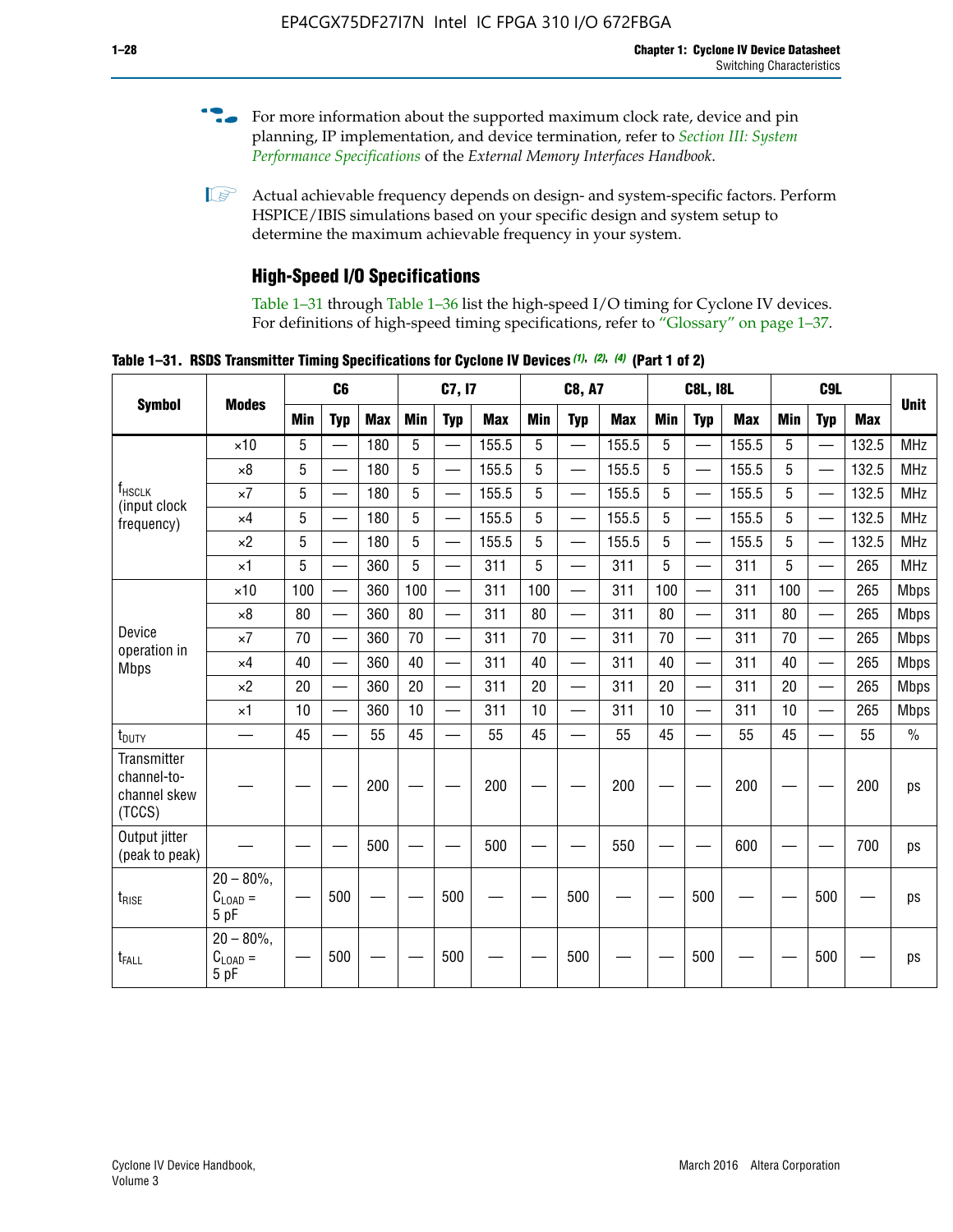For more information about the supported maximum clock rate, device and pin planning, IP implementation, and device termination, refer to *Section III: System Performance Specifications* of the *External Memory Interfaces Handbook*.

Actual achievable frequency depends on design- and system-specific factors. Perform HSPICE/IBIS simulations based on your specific design and system setup to determine the maximum achievable frequency in your system.

### High-Speed I/O Specifications

Table 1–31 through Table 1–36 list the high-speed I/O timing for Cyclone IV devices. For definitions of high-speed timing specifications, refer to "Glossary" on page 1–37.

**Table 1–31. RSDS Transmitter Timing Specifications for Cyclone IV Devices (1), (2), (4) (Part 1 of 2)**

| Symbol | Modes | C6 | | | C7, I7 | | | C8, A7 | | | C8L, I8L | | | C9L | | | Unit |
|---|---|---|---|---|---|---|---|---|---|---|---|---|---|---|---|---|---|
| | | Min | Typ | Max | Min | Typ | Max | Min | Typ | Max | Min | Typ | Max | Min | Typ | Max | |
| $f_{HSCLK}$ (input clock frequency) | ×10 | 5 | — | 180 | 5 | — | 155.5 | 5 | — | 155.5 | 5 | — | 155.5 | 5 | — | 132.5 | MHz |
| | ×8 | 5 | — | 180 | 5 | — | 155.5 | 5 | — | 155.5 | 5 | — | 155.5 | 5 | — | 132.5 | MHz |
| | ×7 | 5 | — | 180 | 5 | — | 155.5 | 5 | — | 155.5 | 5 | — | 155.5 | 5 | — | 132.5 | MHz |
| | ×4 | 5 | — | 180 | 5 | — | 155.5 | 5 | — | 155.5 | 5 | — | 155.5 | 5 | — | 132.5 | MHz |
| | ×2 | 5 | — | 180 | 5 | — | 155.5 | 5 | — | 155.5 | 5 | — | 155.5 | 5 | — | 132.5 | MHz |
| | ×1 | 5 | — | 360 | 5 | — | 311 | 5 | — | 311 | 5 | — | 311 | 5 | — | 265 | MHz |
| Device operation in Mbps | ×10 | 100 | — | 360 | 100 | — | 311 | 100 | — | 311 | 100 | — | 311 | 100 | — | 265 | Mbps |
| | ×8 | 80 | — | 360 | 80 | — | 311 | 80 | — | 311 | 80 | — | 311 | 80 | — | 265 | Mbps |
| | ×7 | 70 | — | 360 | 70 | — | 311 | 70 | — | 311 | 70 | — | 311 | 70 | — | 265 | Mbps |
| | ×4 | 40 | — | 360 | 40 | — | 311 | 40 | — | 311 | 40 | — | 311 | 40 | — | 265 | Mbps |
| | ×2 | 20 | — | 360 | 20 | — | 311 | 20 | — | 311 | 20 | — | 311 | 20 | — | 265 | Mbps |
| | ×1 | 10 | — | 360 | 10 | — | 311 | 10 | — | 311 | 10 | — | 311 | 10 | — | 265 | Mbps |
| $t_{DUTY}$ | — | 45 | — | 55 | 45 | — | 55 | 45 | — | 55 | 45 | — | 55 | 45 | — | 55 | % |
| Transmitter channel-to-channel skew (TCCS) | — | — | — | 200 | — | — | 200 | — | — | 200 | — | — | 200 | — | — | 200 | ps |
| Output jitter (peak to peak) | — | — | — | 500 | — | — | 500 | — | — | 550 | — | — | 600 | — | — | 700 | ps |
| $t_{RISE}$ | 20 – 80%, $C_{LOAD}$ = 5 pF | — | 500 | — | — | 500 | — | — | 500 | — | — | 500 | — | — | 500 | — | ps |
| $t_{FALL}$ | 20 – 80%, $C_{LOAD}$ = 5 pF | — | 500 | — | — | 500 | — | — | 500 | — | — | 500 | — | — | 500 | — | ps |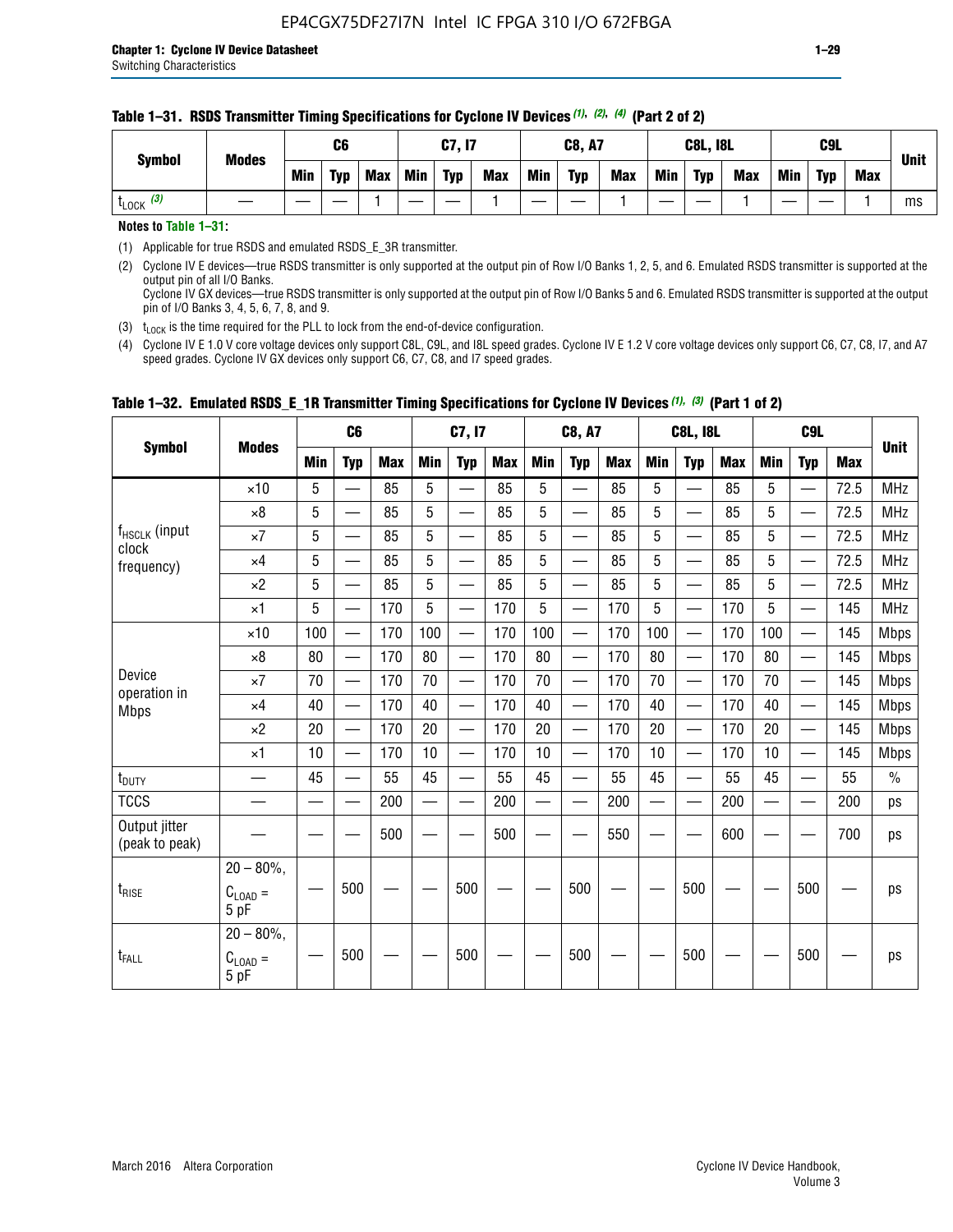**Table 1–31. RSDS Transmitter Timing Specifications for Cyclone IV Devices (1), (2), (4) (Part 2 of 2)**

| Symbol | Modes | C6 | | | C7, I7 | | | C8, A7 | | | C8L, I8L | | | C9L | | | Unit |
|---|---|---|---|---|---|---|---|---|---|---|---|---|---|---|---|---|---|
| | | Min | Typ | Max | Min | Typ | Max | Min | Typ | Max | Min | Typ | Max | Min | Typ | Max | |
| $t_{LOCK}$ (3) | — | — | — | 1 | — | — | 1 | — | — | 1 | — | — | 1 | — | — | 1 | ms |

**Notes to Table 1–31:**

(1) Applicable for true RSDS and emulated RSDS_E_3R transmitter.

(2) Cyclone IV E devices—true RSDS transmitter is only supported at the output pin of Row I/O Banks 1, 2, 5, and 6. Emulated RSDS transmitter is supported at the output pin of all I/O Banks.
Cyclone IV GX devices—true RSDS transmitter is only supported at the output pin of Row I/O Banks 5 and 6. Emulated RSDS transmitter is supported at the output pin of I/O Banks 3, 4, 5, 6, 7, 8, and 9.

(3) $t_{LOCK}$ is the time required for the PLL to lock from the end-of-device configuration.

(4) Cyclone IV E 1.0 V core voltage devices only support C8L, C9L, and I8L speed grades. Cyclone IV E 1.2 V core voltage devices only support C6, C7, C8, I7, and A7 speed grades. Cyclone IV GX devices only support C6, C7, C8, and I7 speed grades.

**Table 1–32. Emulated RSDS_E_1R Transmitter Timing Specifications for Cyclone IV Devices (1), (3) (Part 1 of 2)**

| Symbol | Modes | C6 | | | C7, I7 | | | C8, A7 | | | C8L, I8L | | | C9L | | | Unit |
|---|---|---|---|---|---|---|---|---|---|---|---|---|---|---|---|---|---|
| | | Min | Typ | Max | Min | Typ | Max | Min | Typ | Max | Min | Typ | Max | Min | Typ | Max | |
| $f_{HSCLK}$ (input clock frequency) | ×10 | 5 | — | 85 | 5 | — | 85 | 5 | — | 85 | 5 | — | 85 | 5 | — | 72.5 | MHz |
| | ×8 | 5 | — | 85 | 5 | — | 85 | 5 | — | 85 | 5 | — | 85 | 5 | — | 72.5 | MHz |
| | ×7 | 5 | — | 85 | 5 | — | 85 | 5 | — | 85 | 5 | — | 85 | 5 | — | 72.5 | MHz |
| | ×4 | 5 | — | 85 | 5 | — | 85 | 5 | — | 85 | 5 | — | 85 | 5 | — | 72.5 | MHz |
| | ×2 | 5 | — | 85 | 5 | — | 85 | 5 | — | 85 | 5 | — | 85 | 5 | — | 72.5 | MHz |
| | ×1 | 5 | — | 170 | 5 | — | 170 | 5 | — | 170 | 5 | — | 170 | 5 | — | 145 | MHz |
| Device operation in Mbps | ×10 | 100 | — | 170 | 100 | — | 170 | 100 | — | 170 | 100 | — | 170 | 100 | — | 145 | Mbps |
| | ×8 | 80 | — | 170 | 80 | — | 170 | 80 | — | 170 | 80 | — | 170 | 80 | — | 145 | Mbps |
| | ×7 | 70 | — | 170 | 70 | — | 170 | 70 | — | 170 | 70 | — | 170 | 70 | — | 145 | Mbps |
| | ×4 | 40 | — | 170 | 40 | — | 170 | 40 | — | 170 | 40 | — | 170 | 40 | — | 145 | Mbps |
| | ×2 | 20 | — | 170 | 20 | — | 170 | 20 | — | 170 | 20 | — | 170 | 20 | — | 145 | Mbps |
| | ×1 | 10 | — | 170 | 10 | — | 170 | 10 | — | 170 | 10 | — | 170 | 10 | — | 145 | Mbps |
| $t_{DUTY}$ | — | 45 | — | 55 | 45 | — | 55 | 45 | — | 55 | 45 | — | 55 | 45 | — | 55 | % |
| TCCS | — | — | — | 200 | — | — | 200 | — | — | 200 | — | — | 200 | — | — | 200 | ps |
| Output jitter (peak to peak) | — | — | — | 500 | — | — | 500 | — | — | 550 | — | — | 600 | — | — | 700 | ps |
| $t_{RISE}$ | 20 – 80%, $C_{LOAD}$ = 5 pF | — | 500 | — | — | 500 | — | — | 500 | — | — | 500 | — | — | 500 | — | ps |
| $t_{FALL}$ | 20 – 80%, $C_{LOAD}$ = 5 pF | — | 500 | — | — | 500 | — | — | 500 | — | — | 500 | — | — | 500 | — | ps |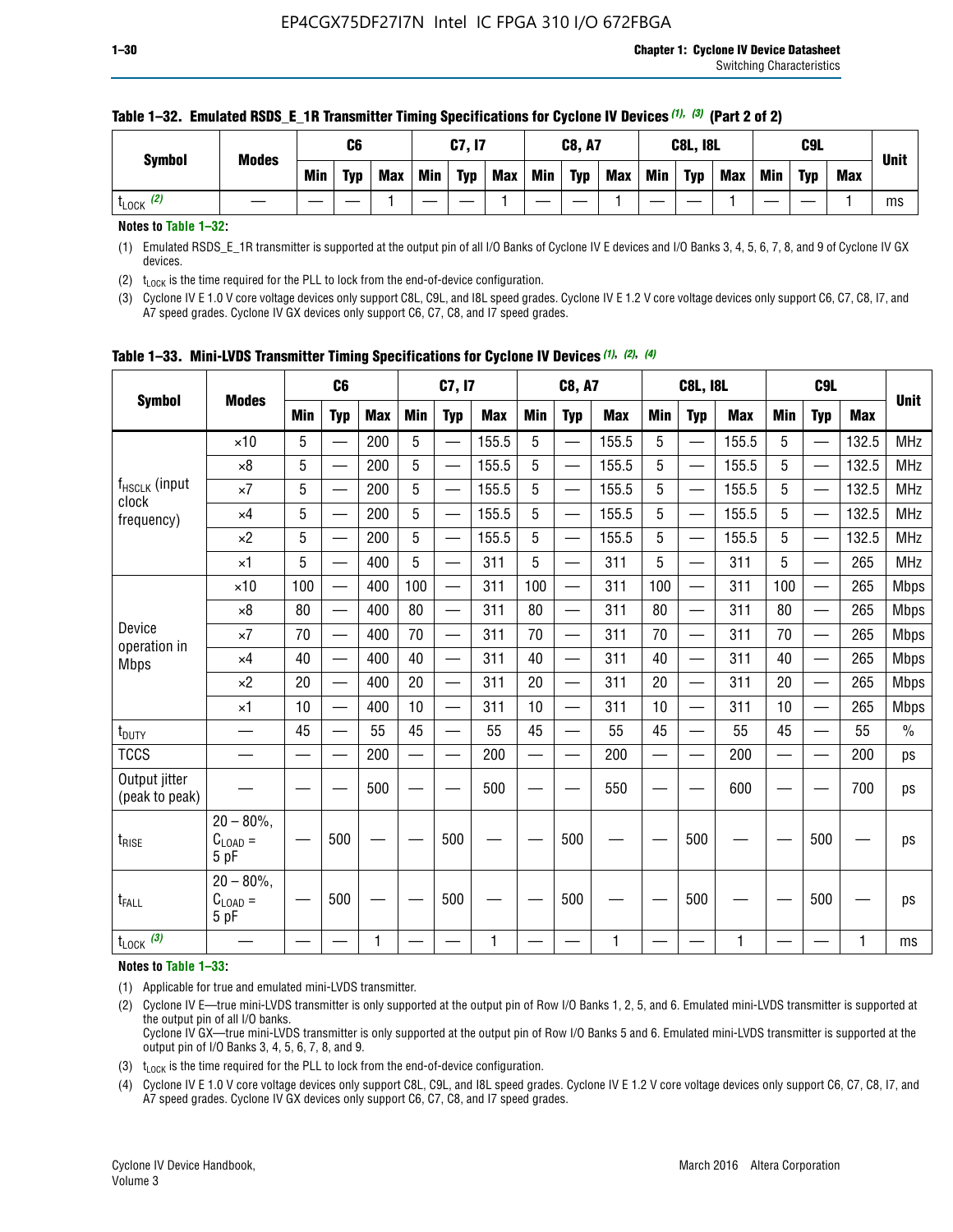**Table 1–32. Emulated RSDS_E_1R Transmitter Timing Specifications for Cyclone IV Devices (1), (3) (Part 2 of 2)**

| Symbol | Modes | C6 | | | C7, I7 | | | C8, A7 | | | C8L, I8L | | | C9L | | | Unit |
|---|---|---|---|---|---|---|---|---|---|---|---|---|---|---|---|---|---|
| | | Min | Typ | Max | Min | Typ | Max | Min | Typ | Max | Min | Typ | Max | Min | Typ | Max | |
| $t_{LOCK}$ (2) | — | — | — | 1 | — | — | 1 | — | — | 1 | — | — | 1 | — | — | 1 | ms |

**Notes to Table 1–32:**

(1) Emulated RSDS_E_1R transmitter is supported at the output pin of all I/O Banks of Cyclone IV E devices and I/O Banks 3, 4, 5, 6, 7, 8, and 9 of Cyclone IV GX devices.

(2) $t_{LOCK}$ is the time required for the PLL to lock from the end-of-device configuration.

(3) Cyclone IV E 1.0 V core voltage devices only support C8L, C9L, and I8L speed grades. Cyclone IV E 1.2 V core voltage devices only support C6, C7, C8, I7, and A7 speed grades. Cyclone IV GX devices only support C6, C7, C8, and I7 speed grades.

**Table 1–33. Mini-LVDS Transmitter Timing Specifications for Cyclone IV Devices (1), (2), (4)**

| Symbol | Modes | C6 | | | C7, I7 | | | C8, A7 | | | C8L, I8L | | | C9L | | | Unit |
|---|---|---|---|---|---|---|---|---|---|---|---|---|---|---|---|---|---|
| | | Min | Typ | Max | Min | Typ | Max | Min | Typ | Max | Min | Typ | Max | Min | Typ | Max | |
| $f_{HSCLK}$ (input clock frequency) | ×10 | 5 | — | 200 | 5 | — | 155.5 | 5 | — | 155.5 | 5 | — | 155.5 | 5 | — | 132.5 | MHz |
| | ×8 | 5 | — | 200 | 5 | — | 155.5 | 5 | — | 155.5 | 5 | — | 155.5 | 5 | — | 132.5 | MHz |
| | ×7 | 5 | — | 200 | 5 | — | 155.5 | 5 | — | 155.5 | 5 | — | 155.5 | 5 | — | 132.5 | MHz |
| | ×4 | 5 | — | 200 | 5 | — | 155.5 | 5 | — | 155.5 | 5 | — | 155.5 | 5 | — | 132.5 | MHz |
| | ×2 | 5 | — | 200 | 5 | — | 155.5 | 5 | — | 155.5 | 5 | — | 155.5 | 5 | — | 132.5 | MHz |
| | ×1 | 5 | — | 400 | 5 | — | 311 | 5 | — | 311 | 5 | — | 311 | 5 | — | 265 | MHz |
| Device operation in Mbps | ×10 | 100 | — | 400 | 100 | — | 311 | 100 | — | 311 | 100 | — | 311 | 100 | — | 265 | Mbps |
| | ×8 | 80 | — | 400 | 80 | — | 311 | 80 | — | 311 | 80 | — | 311 | 80 | — | 265 | Mbps |
| | ×7 | 70 | — | 400 | 70 | — | 311 | 70 | — | 311 | 70 | — | 311 | 70 | — | 265 | Mbps |
| | ×4 | 40 | — | 400 | 40 | — | 311 | 40 | — | 311 | 40 | — | 311 | 40 | — | 265 | Mbps |
| | ×2 | 20 | — | 400 | 20 | — | 311 | 20 | — | 311 | 20 | — | 311 | 20 | — | 265 | Mbps |
| | ×1 | 10 | — | 400 | 10 | — | 311 | 10 | — | 311 | 10 | — | 311 | 10 | — | 265 | Mbps |
| $t_{DUTY}$ | — | 45 | — | 55 | 45 | — | 55 | 45 | — | 55 | 45 | — | 55 | 45 | — | 55 | % |
| TCCS | — | — | — | 200 | — | — | 200 | — | — | 200 | — | — | 200 | — | — | 200 | ps |
| Output jitter (peak to peak) | — | — | — | 500 | — | — | 500 | — | — | 550 | — | — | 600 | — | — | 700 | ps |
| $t_{RISE}$ | 20 – 80%, $C_{LOAD}$ = 5 pF | — | 500 | — | — | 500 | — | — | 500 | — | — | 500 | — | — | 500 | — | ps |
| $t_{FALL}$ | 20 – 80%, $C_{LOAD}$ = 5 pF | — | 500 | — | — | 500 | — | — | 500 | — | — | 500 | — | — | 500 | — | ps |
| $t_{LOCK}$ (3) | — | — | — | 1 | — | — | 1 | — | — | 1 | — | — | 1 | — | — | 1 | ms |

**Notes to Table 1–33:**

(1) Applicable for true and emulated mini-LVDS transmitter.

(2) Cyclone IV E—true mini-LVDS transmitter is only supported at the output pin of Row I/O Banks 1, 2, 5, and 6. Emulated mini-LVDS transmitter is supported at the output pin of all I/O Banks.
Cyclone IV GX—true mini-LVDS transmitter is only supported at the output pin of Row I/O Banks 5 and 6. Emulated mini-LVDS transmitter is supported at the output pin of I/O Banks 3, 4, 5, 6, 7, 8, and 9.

(3) $t_{LOCK}$ is the time required for the PLL to lock from the end-of-device configuration.

(4) Cyclone IV E 1.0 V core voltage devices only support C8L, C9L, and I8L speed grades. Cyclone IV E 1.2 V core voltage devices only support C6, C7, C8, I7, and A7 speed grades. Cyclone IV GX devices only support C6, C7, C8, and I7 speed grades.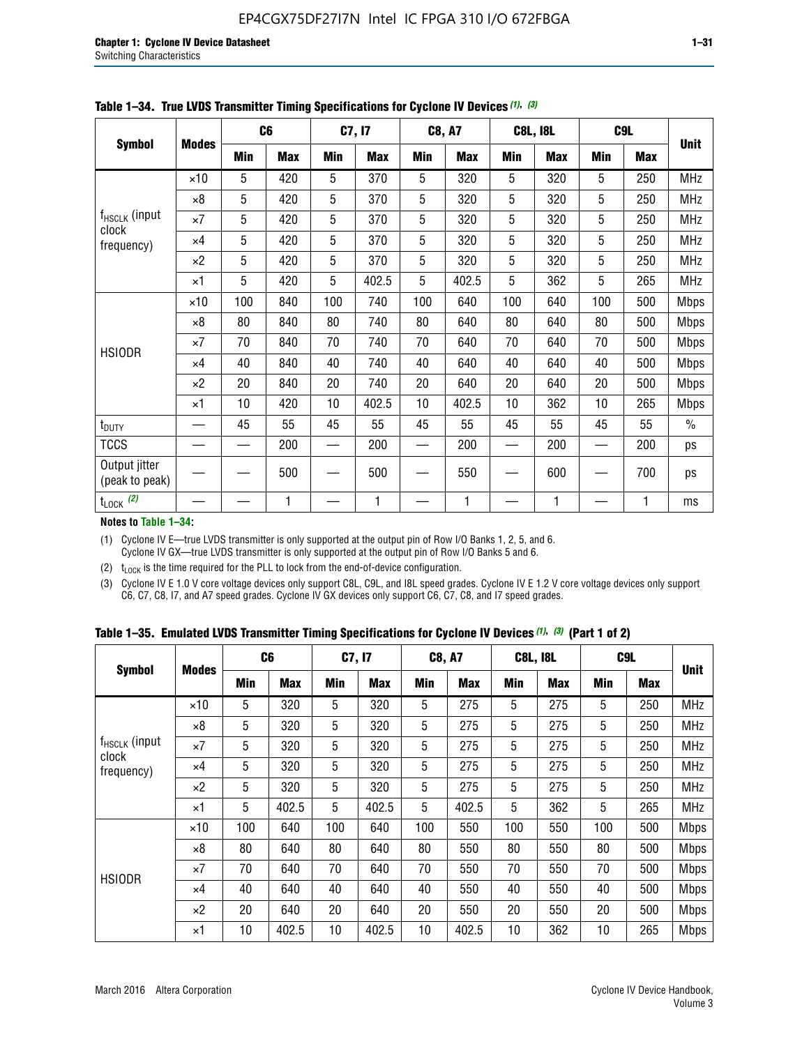**Table 1–34. True LVDS Transmitter Timing Specifications for Cyclone IV Devices (1), (3)**

| Symbol | Modes | C6 | | C7, I7 | | C8, A7 | | C8L, I8L | | C9L | | Unit |
|---|---|---|---|---|---|---|---|---|---|---|---|---|
| | | Min | Max | Min | Max | Min | Max | Min | Max | Min | Max | |
| $f_{HSCLK}$ (input clock frequency) | ×10 | 5 | 420 | 5 | 370 | 5 | 320 | 5 | 320 | 5 | 250 | MHz |
| | ×8 | 5 | 420 | 5 | 370 | 5 | 320 | 5 | 320 | 5 | 250 | MHz |
| | ×7 | 5 | 420 | 5 | 370 | 5 | 320 | 5 | 320 | 5 | 250 | MHz |
| | ×4 | 5 | 420 | 5 | 370 | 5 | 320 | 5 | 320 | 5 | 250 | MHz |
| | ×2 | 5 | 420 | 5 | 370 | 5 | 320 | 5 | 320 | 5 | 250 | MHz |
| | ×1 | 5 | 420 | 5 | 402.5 | 5 | 402.5 | 5 | 362 | 5 | 265 | MHz |
| HSIODR | ×10 | 100 | 840 | 100 | 740 | 100 | 640 | 100 | 640 | 100 | 500 | Mbps |
| | ×8 | 80 | 840 | 80 | 740 | 80 | 640 | 80 | 640 | 80 | 500 | Mbps |
| | ×7 | 70 | 840 | 70 | 740 | 70 | 640 | 70 | 640 | 70 | 500 | Mbps |
| | ×4 | 40 | 840 | 40 | 740 | 40 | 640 | 40 | 640 | 40 | 500 | Mbps |
| | ×2 | 20 | 840 | 20 | 740 | 20 | 640 | 20 | 640 | 20 | 500 | Mbps |
| | ×1 | 10 | 420 | 10 | 402.5 | 10 | 402.5 | 10 | 362 | 10 | 265 | Mbps |
| $t_{DUTY}$ | — | 45 | 55 | 45 | 55 | 45 | 55 | 45 | 55 | 45 | 55 | % |
| TCCS | — | — | 200 | — | 200 | — | 200 | — | 200 | — | 200 | ps |
| Output jitter (peak to peak) | — | — | 500 | — | 500 | — | 550 | — | 600 | — | 700 | ps |
| $t_{LOCK}$ (2) | — | — | 1 | — | 1 | — | 1 | — | 1 | — | 1 | ms |

**Notes to Table 1–34:**

(1) Cyclone IV E—true LVDS transmitter is only supported at the output pin of Row I/O Banks 1, 2, 5, and 6. Cyclone IV GX—true LVDS transmitter is only supported at the output pin of Row I/O Banks 5 and 6.

(2) $t_{LOCK}$ is the time required for the PLL to lock from the end-of-device configuration.

(3) Cyclone IV E 1.0 V core voltage devices only support C8L, C9L, and I8L speed grades. Cyclone IV E 1.2 V core voltage devices only support C6, C7, C8, I7, and A7 speed grades. Cyclone IV GX devices only support C6, C7, C8, and I7 speed grades.

**Table 1–35. Emulated LVDS Transmitter Timing Specifications for Cyclone IV Devices (1), (3) (Part 1 of 2)**

| Symbol | Modes | C6 | | C7, I7 | | C8, A7 | | C8L, I8L | | C9L | | Unit |
|---|---|---|---|---|---|---|---|---|---|---|---|---|
| | | Min | Max | Min | Max | Min | Max | Min | Max | Min | Max | |
| $f_{HSCLK}$ (input clock frequency) | ×10 | 5 | 320 | 5 | 320 | 5 | 275 | 5 | 275 | 5 | 250 | MHz |
| | ×8 | 5 | 320 | 5 | 320 | 5 | 275 | 5 | 275 | 5 | 250 | MHz |
| | ×7 | 5 | 320 | 5 | 320 | 5 | 275 | 5 | 275 | 5 | 250 | MHz |
| | ×4 | 5 | 320 | 5 | 320 | 5 | 275 | 5 | 275 | 5 | 250 | MHz |
| | ×2 | 5 | 320 | 5 | 320 | 5 | 275 | 5 | 275 | 5 | 250 | MHz |
| | ×1 | 5 | 402.5 | 5 | 402.5 | 5 | 402.5 | 5 | 362 | 5 | 265 | MHz |
| HSIODR | ×10 | 100 | 640 | 100 | 640 | 100 | 550 | 100 | 550 | 100 | 500 | Mbps |
| | ×8 | 80 | 640 | 80 | 640 | 80 | 550 | 80 | 550 | 80 | 500 | Mbps |
| | ×7 | 70 | 640 | 70 | 640 | 70 | 550 | 70 | 550 | 70 | 500 | Mbps |
| | ×4 | 40 | 640 | 40 | 640 | 40 | 550 | 40 | 550 | 40 | 500 | Mbps |
| | ×2 | 20 | 640 | 20 | 640 | 20 | 550 | 20 | 550 | 20 | 500 | Mbps |
| | ×1 | 10 | 402.5 | 10 | 402.5 | 10 | 402.5 | 10 | 362 | 10 | 265 | Mbps |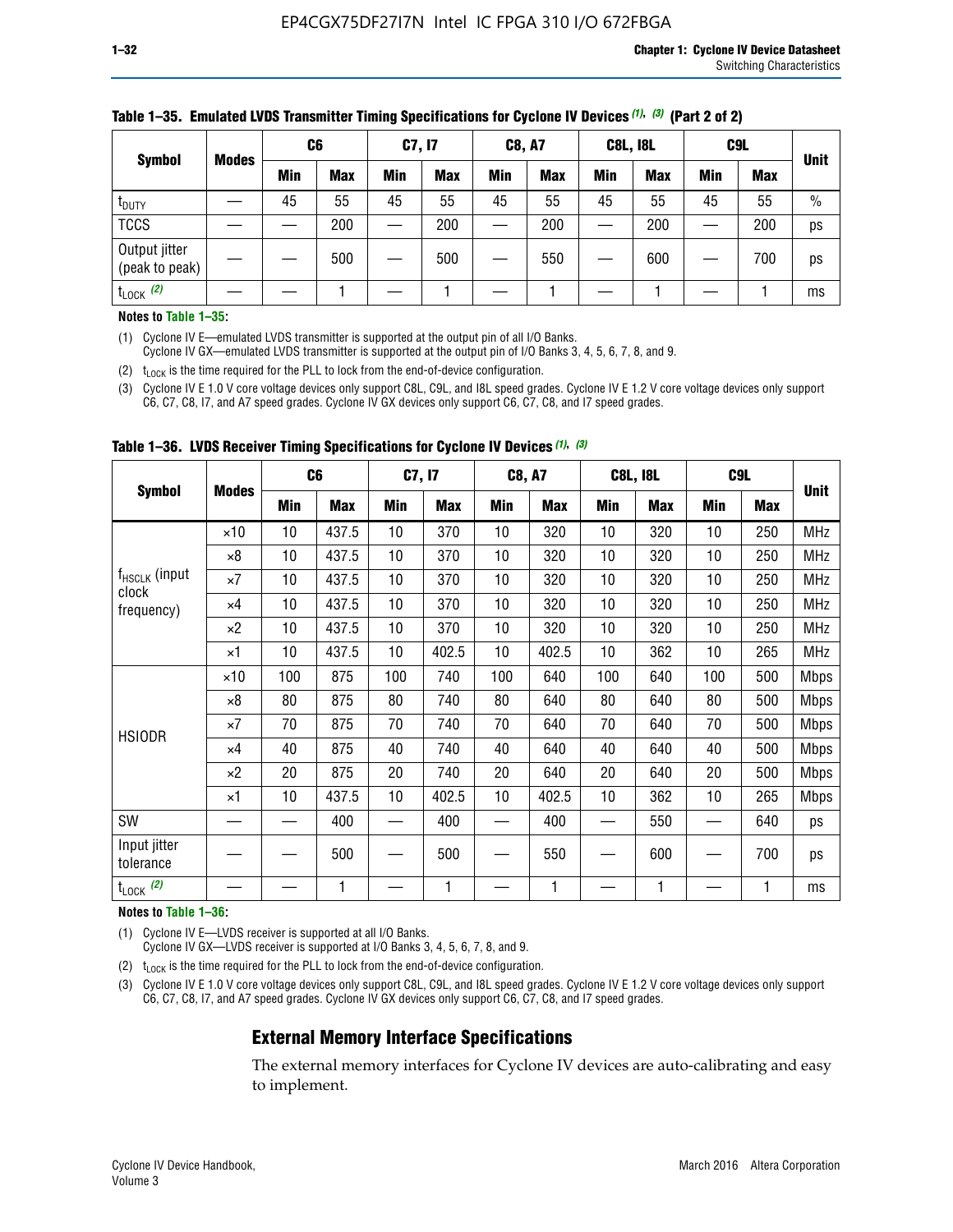**Table 1–35. Emulated LVDS Transmitter Timing Specifications for Cyclone IV Devices (1), (3) (Part 2 of 2)**

| Symbol | Modes | C6 | | C7, I7 | | C8, A7 | | C8L, I8L | | C9L | | Unit |
|---|---|---|---|---|---|---|---|---|---|---|---|---|
| | | Min | Max | Min | Max | Min | Max | Min | Max | Min | Max | |
| $t_{DUTY}$ | — | 45 | 55 | 45 | 55 | 45 | 55 | 45 | 55 | 45 | 55 | % |
| TCCS | — | — | 200 | — | 200 | — | 200 | — | 200 | — | 200 | ps |
| Output jitter (peak to peak) | — | — | 500 | — | 500 | — | 550 | — | 600 | — | 700 | ps |
| $t_{LOCK}$ (2) | — | — | 1 | — | 1 | — | 1 | — | 1 | — | 1 | ms |

**Notes to Table 1–35:**

(1) Cyclone IV E—emulated LVDS transmitter is supported at the output pin of all I/O Banks.
Cyclone IV GX—emulated LVDS transmitter is supported at the output pin of I/O Banks 3, 4, 5, 6, 7, 8, and 9.

(2) $t_{LOCK}$ is the time required for the PLL to lock from the end-of-device configuration.

(3) Cyclone IV E 1.0 V core voltage devices only support C8L, C9L, and I8L speed grades. Cyclone IV E 1.2 V core voltage devices only support C6, C7, C8, I7, and A7 speed grades. Cyclone IV GX devices only support C6, C7, C8, and I7 speed grades.

**Table 1–36. LVDS Receiver Timing Specifications for Cyclone IV Devices (1), (3)**

| Symbol | Modes | C6 | | C7, I7 | | C8, A7 | | C8L, I8L | | C9L | | Unit |
|---|---|---|---|---|---|---|---|---|---|---|---|---|
| | | Min | Max | Min | Max | Min | Max | Min | Max | Min | Max | |
| $f_{HSCLK}$ (input clock frequency) | ×10 | 10 | 437.5 | 10 | 370 | 10 | 320 | 10 | 320 | 10 | 250 | MHz |
| | ×8 | 10 | 437.5 | 10 | 370 | 10 | 320 | 10 | 320 | 10 | 250 | MHz |
| | ×7 | 10 | 437.5 | 10 | 370 | 10 | 320 | 10 | 320 | 10 | 250 | MHz |
| | ×4 | 10 | 437.5 | 10 | 370 | 10 | 320 | 10 | 320 | 10 | 250 | MHz |
| | ×2 | 10 | 437.5 | 10 | 370 | 10 | 320 | 10 | 320 | 10 | 250 | MHz |
| | ×1 | 10 | 437.5 | 10 | 402.5 | 10 | 402.5 | 10 | 362 | 10 | 265 | MHz |
| HSIODR | ×10 | 100 | 875 | 100 | 740 | 100 | 640 | 100 | 640 | 100 | 500 | Mbps |
| | ×8 | 80 | 875 | 80 | 740 | 80 | 640 | 80 | 640 | 80 | 500 | Mbps |
| | ×7 | 70 | 875 | 70 | 740 | 70 | 640 | 70 | 640 | 70 | 500 | Mbps |
| | ×4 | 40 | 875 | 40 | 740 | 40 | 640 | 40 | 640 | 40 | 500 | Mbps |
| | ×2 | 20 | 875 | 20 | 740 | 20 | 640 | 20 | 640 | 20 | 500 | Mbps |
| | ×1 | 10 | 437.5 | 10 | 402.5 | 10 | 402.5 | 10 | 362 | 10 | 265 | Mbps |
| SW | — | — | 400 | — | 400 | — | 400 | — | 550 | — | 640 | ps |
| Input jitter tolerance | — | — | 500 | — | 500 | — | 550 | — | 600 | — | 700 | ps |
| $t_{LOCK}$ (2) | — | — | 1 | — | 1 | — | 1 | — | 1 | — | 1 | ms |

**Notes to Table 1–36:**

(1) Cyclone IV E—LVDS receiver is supported at all I/O Banks.
Cyclone IV GX—LVDS receiver is supported at I/O Banks 3, 4, 5, 6, 7, 8, and 9.

(2) $t_{LOCK}$ is the time required for the PLL to lock from the end-of-device configuration.

(3) Cyclone IV E 1.0 V core voltage devices only support C8L, C9L, and I8L speed grades. Cyclone IV E 1.2 V core voltage devices only support C6, C7, C8, I7, and A7 speed grades. Cyclone IV GX devices only support C6, C7, C8, and I7 speed grades.

## External Memory Interface Specifications

The external memory interfaces for Cyclone IV devices are auto-calibrating and easy to implement.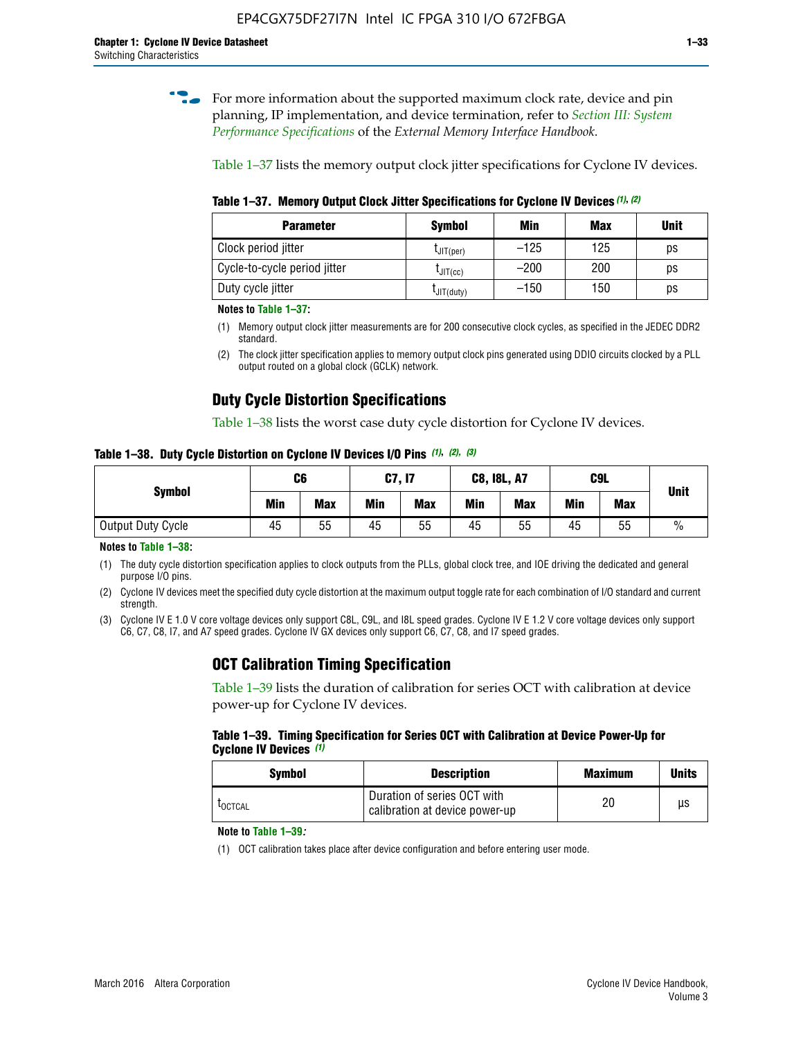For more information about the supported maximum clock rate, device and pin planning, IP implementation, and device termination, refer to *Section III: System Performance Specifications* of the *External Memory Interface Handbook*.

Table 1–37 lists the memory output clock jitter specifications for Cyclone IV devices.

**Table 1–37. Memory Output Clock Jitter Specifications for Cyclone IV Devices (1), (2)**

| Parameter | Symbol | Min | Max | Unit |
|---|---|---|---|---|
| Clock period jitter | $t_{JIT(per)}$ | –125 | 125 | ps |
| Cycle-to-cycle period jitter | $t_{JIT(cc)}$ | –200 | 200 | ps |
| Duty cycle jitter | $t_{JIT(duty)}$ | –150 | 150 | ps |

**Notes to Table 1–37:**

(1) Memory output clock jitter measurements are for 200 consecutive clock cycles, as specified in the JEDEC DDR2 standard.

(2) The clock jitter specification applies to memory output clock pins generated using DDIO circuits clocked by a PLL output routed on a global clock (GCLK) network.

## Duty Cycle Distortion Specifications

Table 1–38 lists the worst case duty cycle distortion for Cyclone IV devices.

**Table 1–38. Duty Cycle Distortion on Cyclone IV Devices I/O Pins (1), (2), (3)**

| Symbol | C6 | | C7, I7 | | C8, I8L, A7 | | C9L | | Unit |
|---|---|---|---|---|---|---|---|---|---|
| | Min | Max | Min | Max | Min | Max | Min | Max | |
| Output Duty Cycle | 45 | 55 | 45 | 55 | 45 | 55 | 45 | 55 | % |

**Notes to Table 1–38:**

(1) The duty cycle distortion specification applies to clock outputs from the PLLs, global clock tree, and IOE driving the dedicated and general purpose I/O pins.

(2) Cyclone IV devices meet the specified duty cycle distortion at the maximum output toggle rate for each combination of I/O standard and current strength.

(3) Cyclone IV E 1.0 V core voltage devices only support C8L, C9L, and I8L speed grades. Cyclone IV E 1.2 V core voltage devices only support C6, C7, C8, I7, and A7 speed grades. Cyclone IV GX devices only support C6, C7, C8, and I7 speed grades.

## OCT Calibration Timing Specification

Table 1–39 lists the duration of calibration for series OCT with calibration at device power-up for Cyclone IV devices.

**Table 1–39. Timing Specification for Series OCT with Calibration at Device Power-Up for Cyclone IV Devices (1)**

| Symbol | Description | Maximum | Units |
|---|---|---|---|
| $t_{OCTCAL}$ | Duration of series OCT with calibration at device power-up | 20 | µs |

**Note to Table 1–39:**

(1) OCT calibration takes place after device configuration and before entering user mode.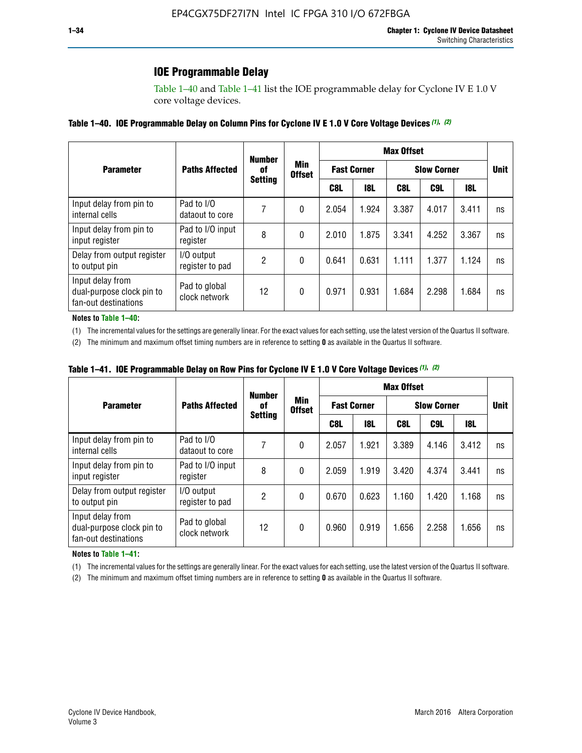## IOE Programmable Delay

Table 1–40 and Table 1–41 list the IOE programmable delay for Cyclone IV E 1.0 V core voltage devices.

**Table 1–40. IOE Programmable Delay on Column Pins for Cyclone IV E 1.0 V Core Voltage Devices** *(1)*, *(2)*

| Parameter | Paths Affected | Number of Setting | Min Offset | Max Offset | | | | | Unit |
|---|---|---|---|---|---|---|---|---|---|
| | | | | Fast Corner | | Slow Corner | | | |
| | | | | C8L | I8L | C8L | C9L | I8L | |
| Input delay from pin to internal cells | Pad to I/O dataout to core | 7 | 0 | 2.054 | 1.924 | 3.387 | 4.017 | 3.411 | ns |
| Input delay from pin to input register | Pad to I/O input register | 8 | 0 | 2.010 | 1.875 | 3.341 | 4.252 | 3.367 | ns |
| Delay from output register to output pin | I/O output register to pad | 2 | 0 | 0.641 | 0.631 | 1.111 | 1.377 | 1.124 | ns |
| Input delay from dual-purpose clock pin to fan-out destinations | Pad to global clock network | 12 | 0 | 0.971 | 0.931 | 1.684 | 2.298 | 1.684 | ns |

**Notes to Table 1–40:**

(1) The incremental values for the settings are generally linear. For the exact values for each setting, use the latest version of the Quartus II software.

(2) The minimum and maximum offset timing numbers are in reference to setting **0** as available in the Quartus II software.

**Table 1–41. IOE Programmable Delay on Row Pins for Cyclone IV E 1.0 V Core Voltage Devices** *(1)*, *(2)*

| Parameter | Paths Affected | Number of Setting | Min Offset | Max Offset | | | | | Unit |
|---|---|---|---|---|---|---|---|---|---|
| | | | | Fast Corner | | Slow Corner | | | |
| | | | | C8L | I8L | C8L | C9L | I8L | |
| Input delay from pin to internal cells | Pad to I/O dataout to core | 7 | 0 | 2.057 | 1.921 | 3.389 | 4.146 | 3.412 | ns |
| Input delay from pin to input register | Pad to I/O input register | 8 | 0 | 2.059 | 1.919 | 3.420 | 4.374 | 3.441 | ns |
| Delay from output register to output pin | I/O output register to pad | 2 | 0 | 0.670 | 0.623 | 1.160 | 1.420 | 1.168 | ns |
| Input delay from dual-purpose clock pin to fan-out destinations | Pad to global clock network | 12 | 0 | 0.960 | 0.919 | 1.656 | 2.258 | 1.656 | ns |

**Notes to Table 1–41:**

(1) The incremental values for the settings are generally linear. For the exact values for each setting, use the latest version of the Quartus II software.

(2) The minimum and maximum offset timing numbers are in reference to setting **0** as available in the Quartus II software.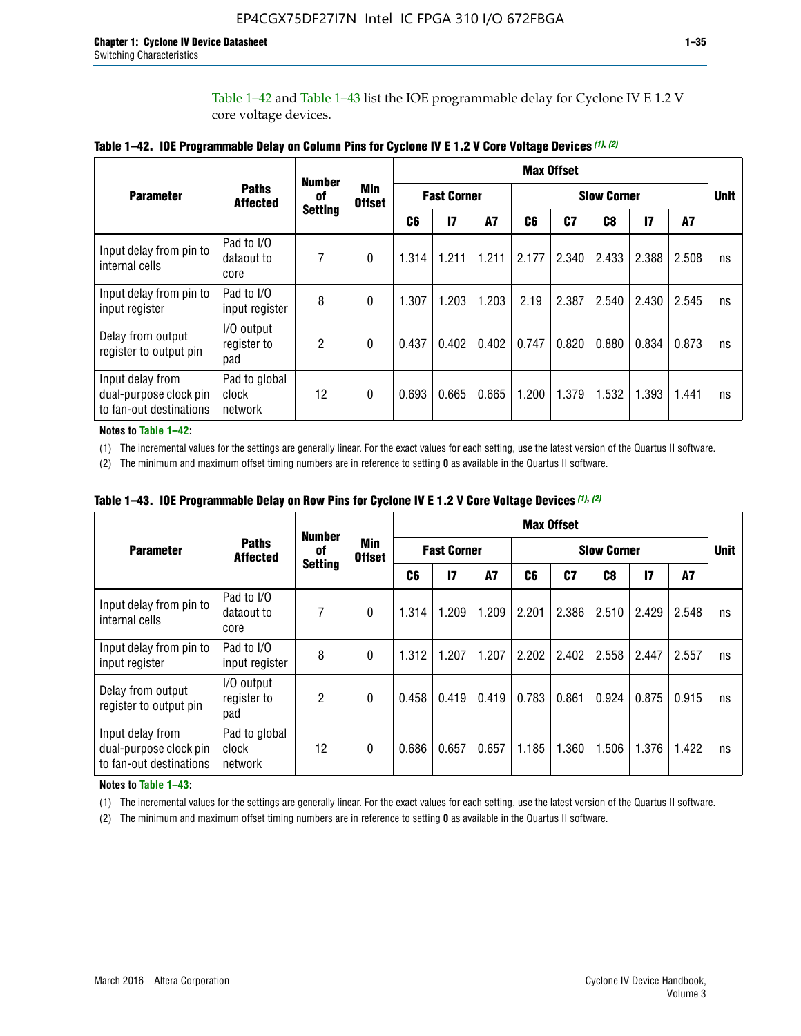Table 1–42 and Table 1–43 list the IOE programmable delay for Cyclone IV E 1.2 V core voltage devices.

**Table 1–42. IOE Programmable Delay on Column Pins for Cyclone IV E 1.2 V Core Voltage Devices (1), (2)**

| Parameter | Paths Affected | Number of Setting | Min Offset | Max Offset | | | | | | | | Unit |
|---|---|---|---|---|---|---|---|---|---|---|---|---|
| | | | | Fast Corner | | | Slow Corner | | | | | |
| | | | | C6 | I7 | A7 | C6 | C7 | C8 | I7 | A7 | |
| Input delay from pin to internal cells | Pad to I/O dataout to core | 7 | 0 | 1.314 | 1.211 | 1.211 | 2.177 | 2.340 | 2.433 | 2.388 | 2.508 | ns |
| Input delay from pin to input register | Pad to I/O input register | 8 | 0 | 1.307 | 1.203 | 1.203 | 2.19 | 2.387 | 2.540 | 2.430 | 2.545 | ns |
| Delay from output register to output pin | I/O output register to pad | 2 | 0 | 0.437 | 0.402 | 0.402 | 0.747 | 0.820 | 0.880 | 0.834 | 0.873 | ns |
| Input delay from dual-purpose clock pin to fan-out destinations | Pad to global clock network | 12 | 0 | 0.693 | 0.665 | 0.665 | 1.200 | 1.379 | 1.532 | 1.393 | 1.441 | ns |

**Notes to Table 1–42:**

(1) The incremental values for the settings are generally linear. For the exact values for each setting, use the latest version of the Quartus II software.

(2) The minimum and maximum offset timing numbers are in reference to setting **0** as available in the Quartus II software.

**Table 1–43. IOE Programmable Delay on Row Pins for Cyclone IV E 1.2 V Core Voltage Devices (1), (2)**

| Parameter | Paths Affected | Number of Setting | Min Offset | Max Offset | | | | | | | | Unit |
|---|---|---|---|---|---|---|---|---|---|---|---|---|
| | | | | Fast Corner | | | Slow Corner | | | | | |
| | | | | C6 | I7 | A7 | C6 | C7 | C8 | I7 | A7 | |
| Input delay from pin to internal cells | Pad to I/O dataout to core | 7 | 0 | 1.314 | 1.209 | 1.209 | 2.201 | 2.386 | 2.510 | 2.429 | 2.548 | ns |
| Input delay from pin to input register | Pad to I/O input register | 8 | 0 | 1.312 | 1.207 | 1.207 | 2.202 | 2.402 | 2.558 | 2.447 | 2.557 | ns |
| Delay from output register to output pin | I/O output register to pad | 2 | 0 | 0.458 | 0.419 | 0.419 | 0.783 | 0.861 | 0.924 | 0.875 | 0.915 | ns |
| Input delay from dual-purpose clock pin to fan-out destinations | Pad to global clock network | 12 | 0 | 0.686 | 0.657 | 0.657 | 1.185 | 1.360 | 1.506 | 1.376 | 1.422 | ns |

**Notes to Table 1–43:**

(1) The incremental values for the settings are generally linear. For the exact values for each setting, use the latest version of the Quartus II software.

(2) The minimum and maximum offset timing numbers are in reference to setting **0** as available in the Quartus II software.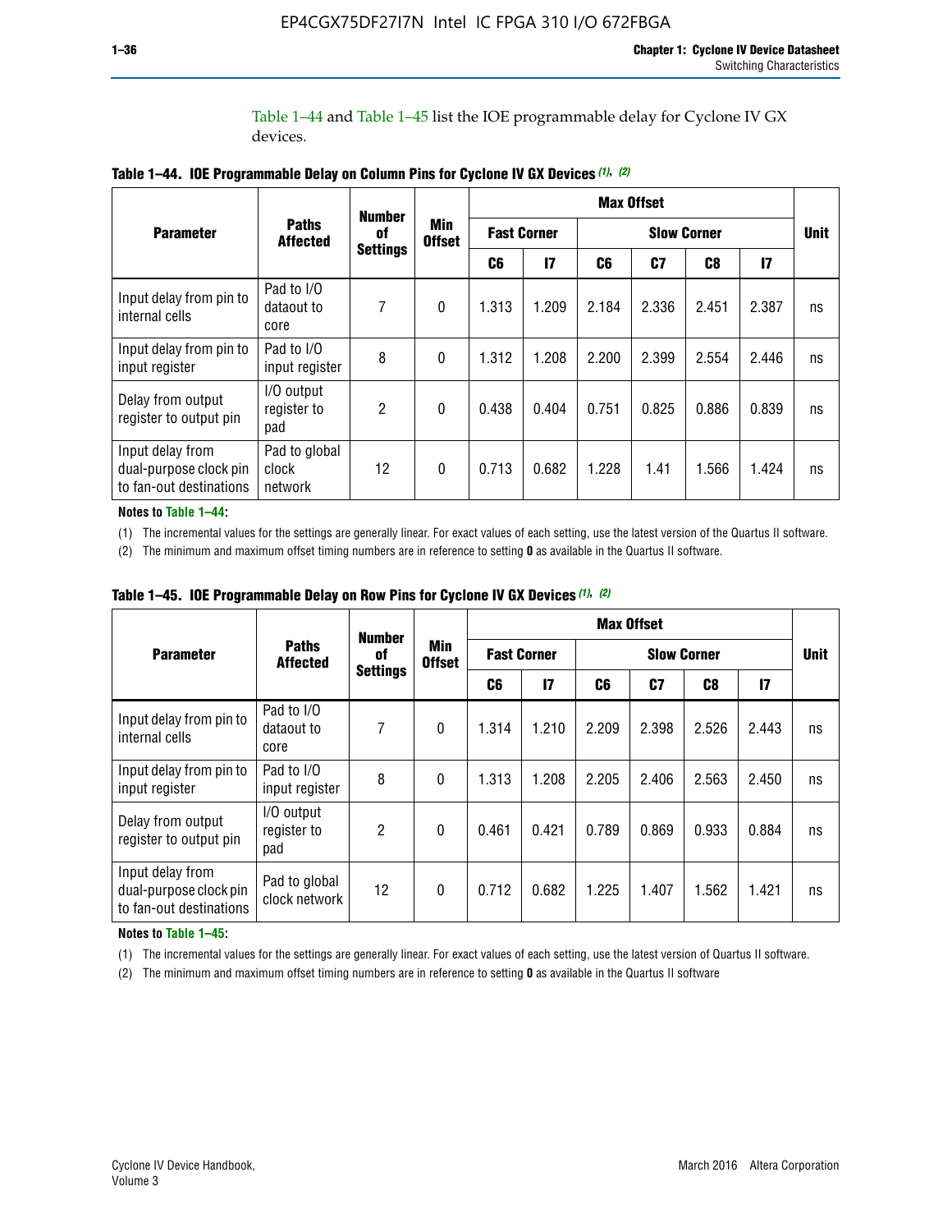Table 1–44 and Table 1–45 list the IOE programmable delay for Cyclone IV GX devices.

**Table 1–44. IOE Programmable Delay on Column Pins for Cyclone IV GX Devices (1), (2)**

| Parameter | Paths Affected | Number of Settings | Min Offset | Max Offset | | | | | | Unit |
|---|---|---|---|---|---|---|---|---|---|---|
| | | | | Fast Corner | | Slow Corner | | | | |
| | | | | C6 | I7 | C6 | C7 | C8 | I7 | |
| Input delay from pin to internal cells | Pad to I/O dataout to core | 7 | 0 | 1.313 | 1.209 | 2.184 | 2.336 | 2.451 | 2.387 | ns |
| Input delay from pin to input register | Pad to I/O input register | 8 | 0 | 1.312 | 1.208 | 2.200 | 2.399 | 2.554 | 2.446 | ns |
| Delay from output register to output pin | I/O output register to pad | 2 | 0 | 0.438 | 0.404 | 0.751 | 0.825 | 0.886 | 0.839 | ns |
| Input delay from dual-purpose clock pin to fan-out destinations | Pad to global clock network | 12 | 0 | 0.713 | 0.682 | 1.228 | 1.41 | 1.566 | 1.424 | ns |

**Notes to Table 1–44:**

(1) The incremental values for the settings are generally linear. For exact values of each setting, use the latest version of the Quartus II software.

(2) The minimum and maximum offset timing numbers are in reference to setting **0** as available in the Quartus II software.

**Table 1–45. IOE Programmable Delay on Row Pins for Cyclone IV GX Devices (1), (2)**

| Parameter | Paths Affected | Number of Settings | Min Offset | Max Offset | | | | | | Unit |
|---|---|---|---|---|---|---|---|---|---|---|
| | | | | Fast Corner | | Slow Corner | | | | |
| | | | | C6 | I7 | C6 | C7 | C8 | I7 | |
| Input delay from pin to internal cells | Pad to I/O dataout to core | 7 | 0 | 1.314 | 1.210 | 2.209 | 2.398 | 2.526 | 2.443 | ns |
| Input delay from pin to input register | Pad to I/O input register | 8 | 0 | 1.313 | 1.208 | 2.205 | 2.406 | 2.563 | 2.450 | ns |
| Delay from output register to output pin | I/O output register to pad | 2 | 0 | 0.461 | 0.421 | 0.789 | 0.869 | 0.933 | 0.884 | ns |
| Input delay from dual-purpose clock pin to fan-out destinations | Pad to global clock network | 12 | 0 | 0.712 | 0.682 | 1.225 | 1.407 | 1.562 | 1.421 | ns |

**Notes to Table 1–45:**

(1) The incremental values for the settings are generally linear. For exact values of each setting, use the latest version of Quartus II software.

(2) The minimum and maximum offset timing numbers are in reference to setting **0** as available in the Quartus II software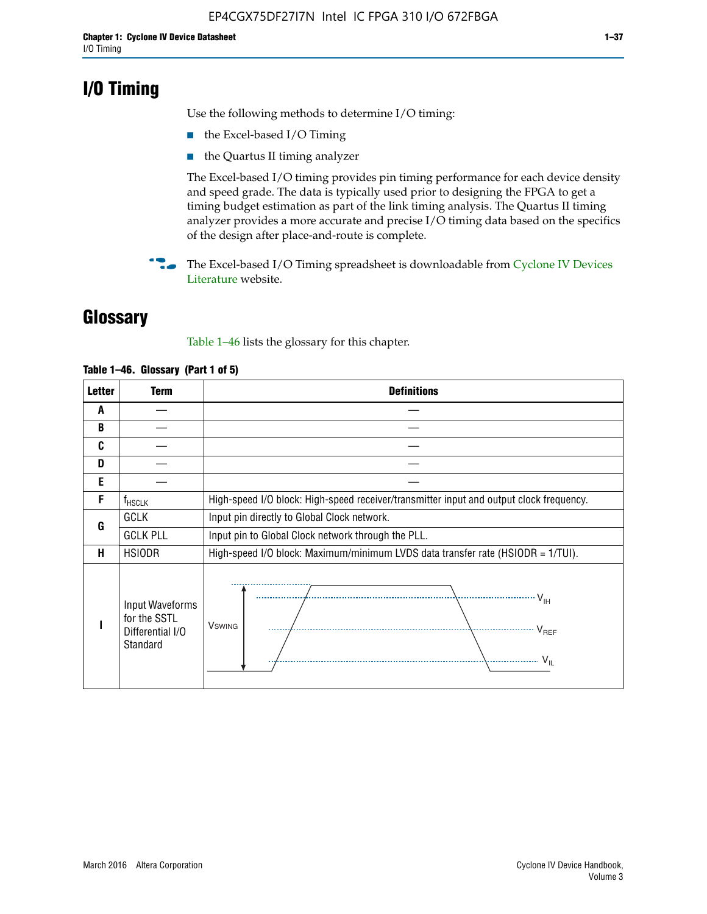# I/O Timing

Use the following methods to determine I/O timing:

- the Excel-based I/O Timing
- the Quartus II timing analyzer

The Excel-based I/O timing provides pin timing performance for each device density and speed grade. The data is typically used prior to designing the FPGA to get a timing budget estimation as part of the link timing analysis. The Quartus II timing analyzer provides a more accurate and precise I/O timing data based on the specifics of the design after place-and-route is complete.

The Excel-based I/O Timing spreadsheet is downloadable from Cyclone IV Devices Literature website.

# Glossary

Table 1–46 lists the glossary for this chapter.

**Table 1–46. Glossary (Part 1 of 5)**

| Letter | Term | Definitions |
|---|---|---|
| A | — | — |
| B | — | — |
| C | — | — |
| D | — | — |
| E | — | — |
| F | $f_{HSCLK}$ | High-speed I/O block: High-speed receiver/transmitter input and output clock frequency. |
| G | GCLK | Input pin directly to Global Clock network. |
| | GCLK PLL | Input pin to Global Clock network through the PLL. |
| H | HSIODR | High-speed I/O block: Maximum/minimum LVDS data transfer rate (HSIODR = 1/TUI). |
| I | Input Waveforms for the SSTL Differential I/O Standard | $V_{SWING}$, $V_{IH}$, $V_{REF}$, $V_{IL}$ |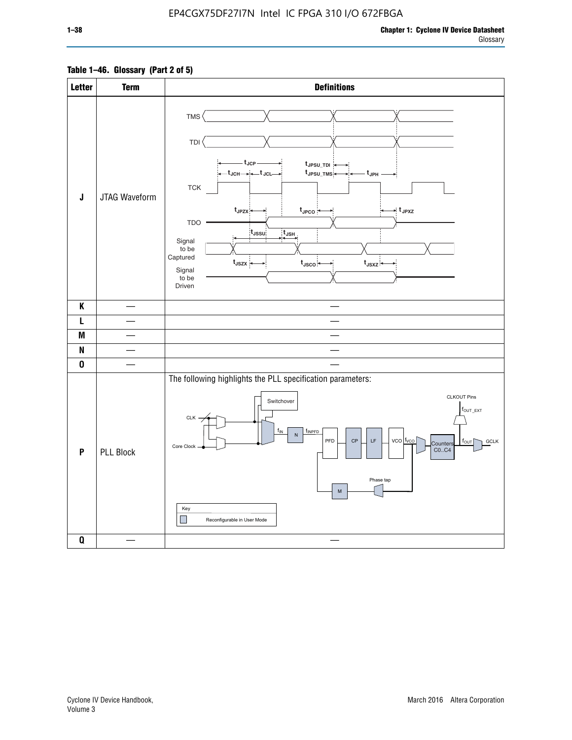**Table 1–46. Glossary (Part 2 of 5)**

| Letter | Term | Definitions |
|---|---|---|
| J | JTAG Waveform | TMS, TDI, TCK, TDO, Signal to be Captured, Signal to be Driven; $t_{JCP}$, $t_{JCH}$, $t_{JCL}$, $t_{JPSU\_TDI}$, $t_{JPSU\_TMS}$, $t_{JPH}$, $t_{JPZX}$, $t_{JPCO}$, $t_{JPXZ}$, $t_{JSSU}$, $t_{JSH}$, $t_{JSZX}$, $t_{JSCO}$, $t_{JSXZ}$ |
| K | — | — |
| L | — | — |
| M | — | — |
| N | — | — |
| O | — | — |
| P | PLL Block | The following highlights the PLL specification parameters: (CLK, Core Clock, Switchover, $f_{IN}$, N, $f_{INPFD}$, PFD, CP, LF, VCO, $f_{VCO}$, Counters C0..C4, $f_{OUT}$, GCLK, CLKOUT Pins, $f_{OUT\_EXT}$, Phase tap, M; Key: Reconfigurable in User Mode) |
| Q | — | — |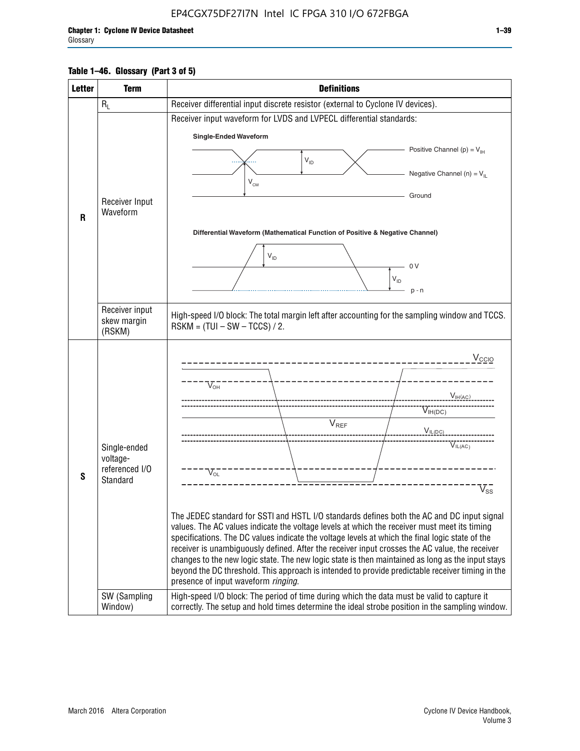**Table 1–46. Glossary (Part 3 of 5)**

| Letter | Term | Definitions |
|---|---|---|
| R | $R_L$ | Receiver differential input discrete resistor (external to Cyclone IV devices). |
| | Receiver Input Waveform | Receiver input waveform for LVDS and LVPECL differential standards: Single-Ended Waveform (Positive Channel (p) = $V_{IH}$; Negative Channel (n) = $V_{IL}$; $V_{ID}$; $V_{CM}$; Ground). Differential Waveform (Mathematical Function of Positive & Negative Channel) ($V_{ID}$; 0 V; p - n) |
| | Receiver input skew margin (RSKM) | High-speed I/O block: The total margin left after accounting for the sampling window and TCCS. RSKM = (TUI – SW – TCCS) / 2. |
| S | Single-ended voltage-referenced I/O Standard | ($V_{CCIO}$, $V_{OH}$, $V_{IH(AC)}$, $V_{IH(DC)}$, $V_{REF}$, $V_{IL(DC)}$, $V_{IL(AC)}$, $V_{OL}$, $V_{SS}$) The JEDEC standard for SSTl and HSTL I/O standards defines both the AC and DC input signal values. The AC values indicate the voltage levels at which the receiver must meet its timing specifications. The DC values indicate the voltage levels at which the final logic state of the receiver is unambiguously defined. After the receiver input crosses the AC value, the receiver changes to the new logic state. The new logic state is then maintained as long as the input stays beyond the DC threshold. This approach is intended to provide predictable receiver timing in the presence of input waveform *ringing*. |
| | SW (Sampling Window) | High-speed I/O block: The period of time during which the data must be valid to capture it correctly. The setup and hold times determine the ideal strobe position in the sampling window. |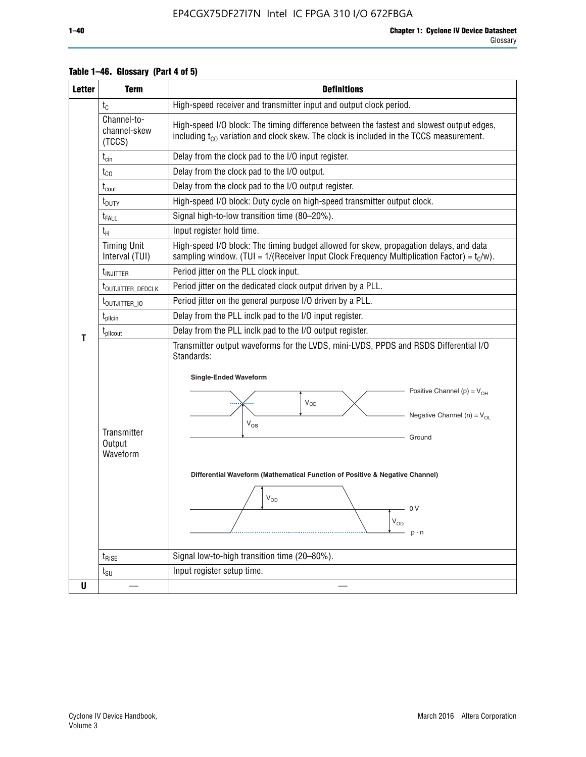**Table 1–46. Glossary (Part 4 of 5)**

| Letter | Term | Definitions |
|---|---|---|
| T | $t_C$ | High-speed receiver and transmitter input and output clock period. |
| | Channel-to-channel-skew (TCCS) | High-speed I/O block: The timing difference between the fastest and slowest output edges, including $t_{CO}$ variation and clock skew. The clock is included in the TCCS measurement. |
| | $t_{cin}$ | Delay from the clock pad to the I/O input register. |
| | $t_{CO}$ | Delay from the clock pad to the I/O output. |
| | $t_{cout}$ | Delay from the clock pad to the I/O output register. |
| | $t_{DUTY}$ | High-speed I/O block: Duty cycle on high-speed transmitter output clock. |
| | $t_{FALL}$ | Signal high-to-low transition time (80–20%). |
| | $t_H$ | Input register hold time. |
| | Timing Unit Interval (TUI) | High-speed I/O block: The timing budget allowed for skew, propagation delays, and data sampling window. (TUI = 1/(Receiver Input Clock Frequency Multiplication Factor) = $t_C$/w). |
| | $t_{INJITTER}$ | Period jitter on the PLL clock input. |
| | $t_{OUTJITTER\_DEDCLK}$ | Period jitter on the dedicated clock output driven by a PLL. |
| | $t_{OUTJITTER\_IO}$ | Period jitter on the general purpose I/O driven by a PLL. |
| | $t_{pllcin}$ | Delay from the PLL inclk pad to the I/O input register. |
| | $t_{pllcout}$ | Delay from the PLL inclk pad to the I/O output register. |
| | Transmitter Output Waveform | Transmitter output waveforms for the LVDS, mini-LVDS, PPDS and RSDS Differential I/O Standards: **Single-Ended Waveform** (Positive Channel (p) = $V_{OH}$; Negative Channel (n) = $V_{OL}$; $V_{OD}$; $V_{OS}$; Ground) **Differential Waveform (Mathematical Function of Positive & Negative Channel)** ($V_{OD}$; 0 V; $V_{OD}$; p - n) |
| | $t_{RISE}$ | Signal low-to-high transition time (20–80%). |
| | $t_{SU}$ | Input register setup time. |
| U | — | — |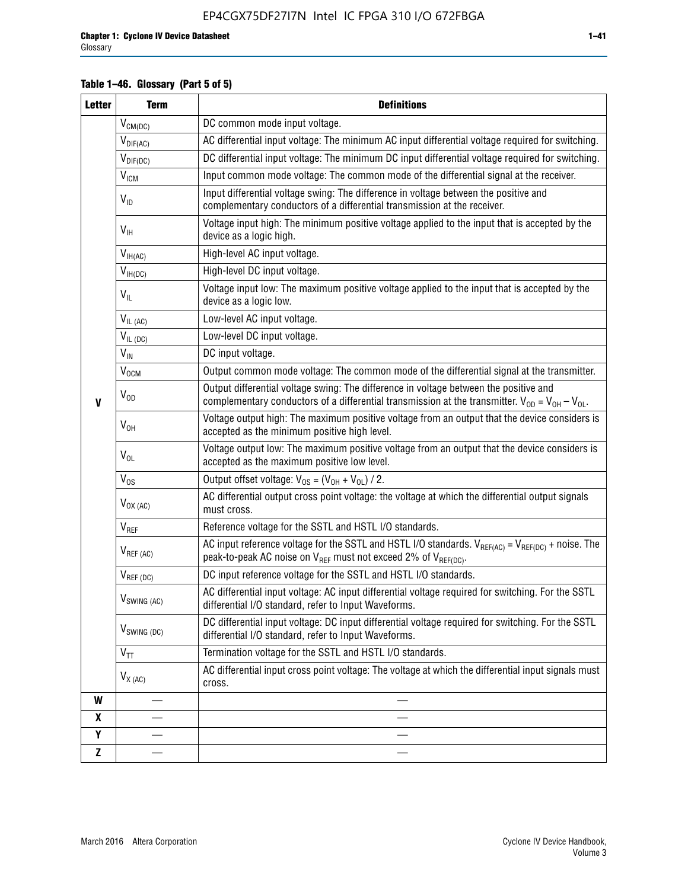**Table 1–46. Glossary (Part 5 of 5)**

| Letter | Term | Definitions |
|---|---|---|
| V | $V_{CM(DC)}$ | DC common mode input voltage. |
| | $V_{DIF(AC)}$ | AC differential input voltage: The minimum AC input differential voltage required for switching. |
| | $V_{DIF(DC)}$ | DC differential input voltage: The minimum DC input differential voltage required for switching. |
| | $V_{ICM}$ | Input common mode voltage: The common mode of the differential signal at the receiver. |
| | $V_{ID}$ | Input differential voltage swing: The difference in voltage between the positive and complementary conductors of a differential transmission at the receiver. |
| | $V_{IH}$ | Voltage input high: The minimum positive voltage applied to the input that is accepted by the device as a logic high. |
| | $V_{IH(AC)}$ | High-level AC input voltage. |
| | $V_{IH(DC)}$ | High-level DC input voltage. |
| | $V_{IL}$ | Voltage input low: The maximum positive voltage applied to the input that is accepted by the device as a logic low. |
| | $V_{IL\ (AC)}$ | Low-level AC input voltage. |
| | $V_{IL\ (DC)}$ | Low-level DC input voltage. |
| | $V_{IN}$ | DC input voltage. |
| | $V_{OCM}$ | Output common mode voltage: The common mode of the differential signal at the transmitter. |
| | $V_{OD}$ | Output differential voltage swing: The difference in voltage between the positive and complementary conductors of a differential transmission at the transmitter. $V_{OD} = V_{OH} - V_{OL}$. |
| | $V_{OH}$ | Voltage output high: The maximum positive voltage from an output that the device considers is accepted as the minimum positive high level. |
| | $V_{OL}$ | Voltage output low: The maximum positive voltage from an output that the device considers is accepted as the maximum positive low level. |
| | $V_{OS}$ | Output offset voltage: $V_{OS} = (V_{OH} + V_{OL}) / 2$. |
| | $V_{OX\ (AC)}$ | AC differential output cross point voltage: the voltage at which the differential output signals must cross. |
| | $V_{REF}$ | Reference voltage for the SSTL and HSTL I/O standards. |
| | $V_{REF\ (AC)}$ | AC input reference voltage for the SSTL and HSTL I/O standards. $V_{REF(AC)} = V_{REF(DC)}$ + noise. The peak-to-peak AC noise on $V_{REF}$ must not exceed 2% of $V_{REF(DC)}$. |
| | $V_{REF\ (DC)}$ | DC input reference voltage for the SSTL and HSTL I/O standards. |
| | $V_{SWING\ (AC)}$ | AC differential input voltage: AC input differential voltage required for switching. For the SSTL differential I/O standard, refer to Input Waveforms. |
| | $V_{SWING\ (DC)}$ | DC differential input voltage: DC input differential voltage required for switching. For the SSTL differential I/O standard, refer to Input Waveforms. |
| | $V_{TT}$ | Termination voltage for the SSTL and HSTL I/O standards. |
| | $V_{X\ (AC)}$ | AC differential input cross point voltage: The voltage at which the differential input signals must cross. |
| W | — | — |
| X | — | — |
| Y | — | — |
| Z | — | — |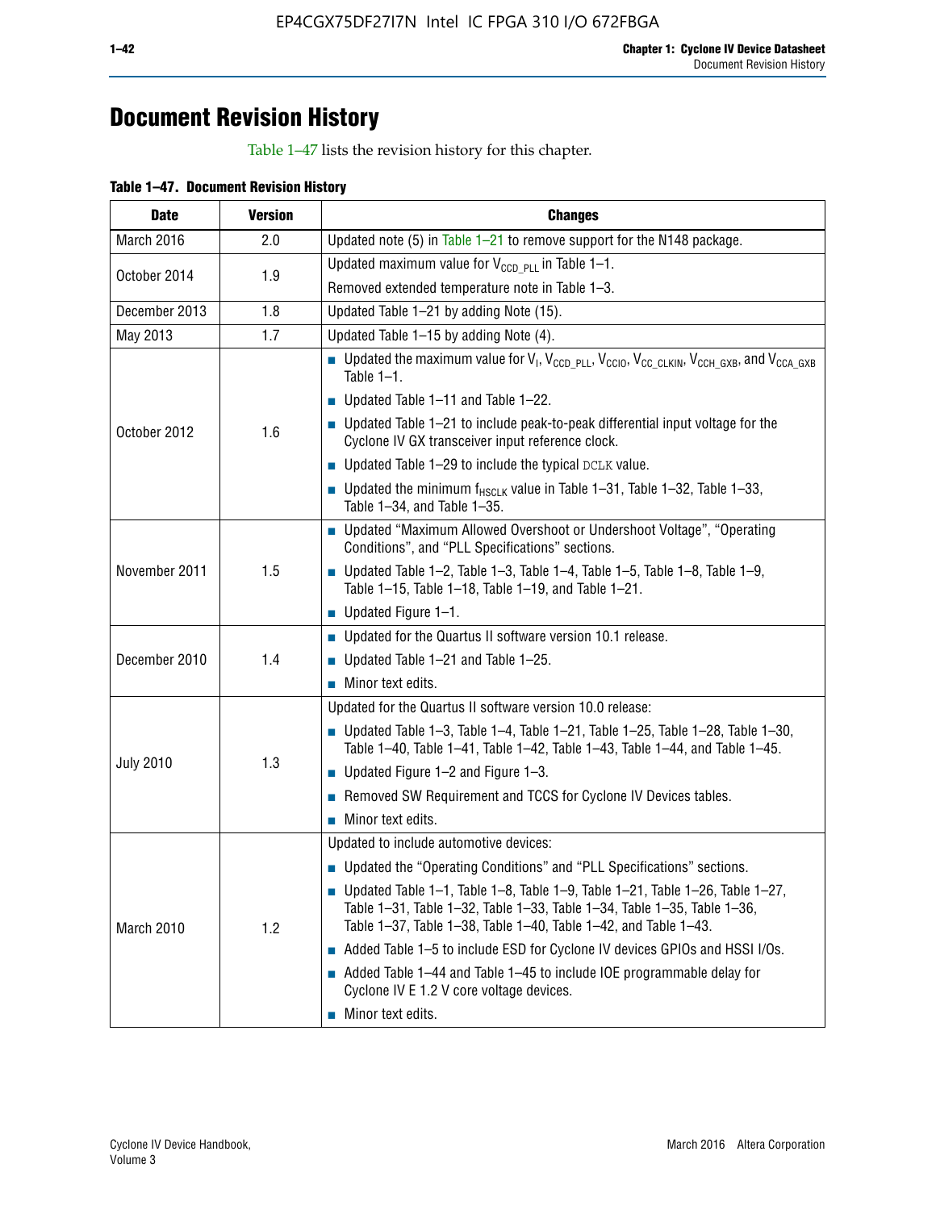# Document Revision History

Table 1–47 lists the revision history for this chapter.

**Table 1–47. Document Revision History**

| Date | Version | Changes |
|---|---|---|
| March 2016 | 2.0 | Updated note (5) in Table 1–21 to remove support for the N148 package. |
| October 2014 | 1.9 | Updated maximum value for $V_{CCD\_PLL}$ in Table 1–1.<br>Removed extended temperature note in Table 1–3. |
| December 2013 | 1.8 | Updated Table 1–21 by adding Note (15). |
| May 2013 | 1.7 | Updated Table 1–15 by adding Note (4). |
| October 2012 | 1.6 | ■ Updated the maximum value for $V_I$, $V_{CCD\_PLL}$, $V_{CCIO}$, $V_{CC\_CLKIN}$, $V_{CCH\_GXB}$, and $V_{CCA\_GXB}$ Table 1–1.<br>■ Updated Table 1–11 and Table 1–22.<br>■ Updated Table 1–21 to include peak-to-peak differential input voltage for the Cyclone IV GX transceiver input reference clock.<br>■ Updated Table 1–29 to include the typical DCLK value.<br>■ Updated the minimum $f_{HSCLK}$ value in Table 1–31, Table 1–32, Table 1–33, Table 1–34, and Table 1–35. |
| November 2011 | 1.5 | ■ Updated "Maximum Allowed Overshoot or Undershoot Voltage", "Operating Conditions", and "PLL Specifications" sections.<br>■ Updated Table 1–2, Table 1–3, Table 1–4, Table 1–5, Table 1–8, Table 1–9, Table 1–15, Table 1–18, Table 1–19, and Table 1–21.<br>■ Updated Figure 1–1. |
| December 2010 | 1.4 | ■ Updated for the Quartus II software version 10.1 release.<br>■ Updated Table 1–21 and Table 1–25.<br>■ Minor text edits. |
| July 2010 | 1.3 | Updated for the Quartus II software version 10.0 release:<br>■ Updated Table 1–3, Table 1–4, Table 1–21, Table 1–25, Table 1–28, Table 1–30, Table 1–40, Table 1–41, Table 1–42, Table 1–43, Table 1–44, and Table 1–45.<br>■ Updated Figure 1–2 and Figure 1–3.<br>■ Removed SW Requirement and TCCS for Cyclone IV Devices tables.<br>■ Minor text edits. |
| March 2010 | 1.2 | Updated to include automotive devices:<br>■ Updated the "Operating Conditions" and "PLL Specifications" sections.<br>■ Updated Table 1–1, Table 1–8, Table 1–9, Table 1–21, Table 1–26, Table 1–27, Table 1–31, Table 1–32, Table 1–33, Table 1–34, Table 1–35, Table 1–36, Table 1–37, Table 1–38, Table 1–40, Table 1–42, and Table 1–43.<br>■ Added Table 1–5 to include ESD for Cyclone IV devices GPIOs and HSSI I/Os.<br>■ Added Table 1–44 and Table 1–45 to include IOE programmable delay for Cyclone IV E 1.2 V core voltage devices.<br>■ Minor text edits. |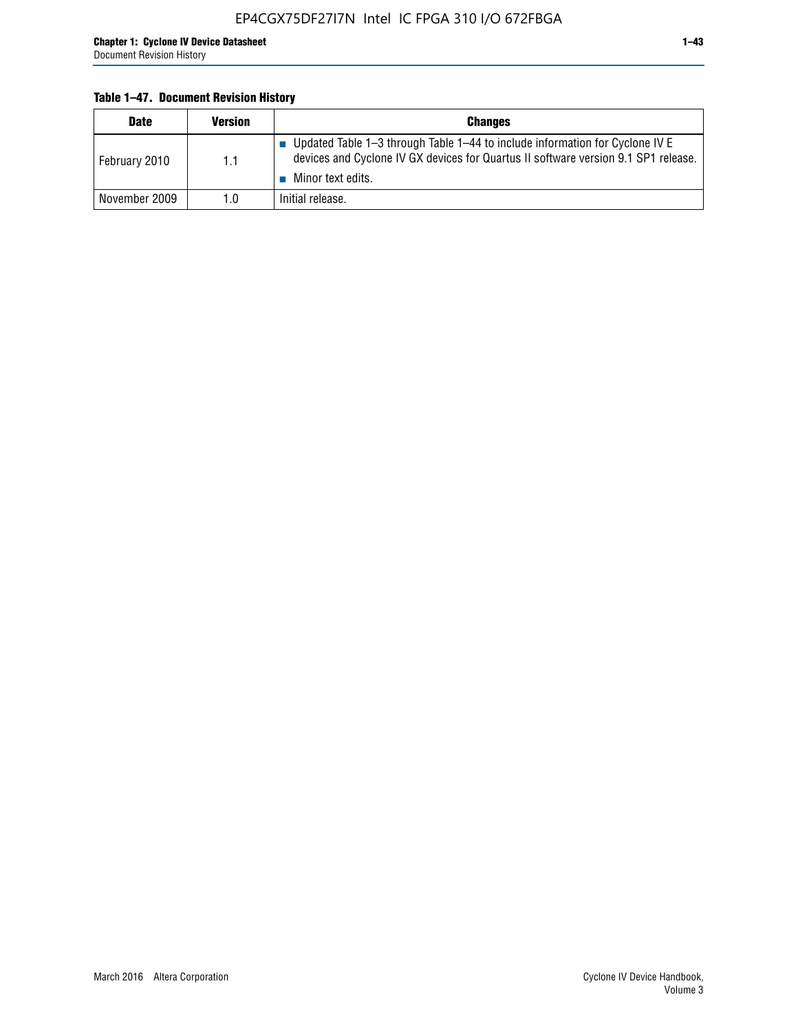**Table 1–47. Document Revision History**

| Date | Version | Changes |
|---|---|---|
| February 2010 | 1.1 | ■ Updated Table 1–3 through Table 1–44 to include information for Cyclone IV E devices and Cyclone IV GX devices for Quartus II software version 9.1 SP1 release. ■ Minor text edits. |
| November 2009 | 1.0 | Initial release. |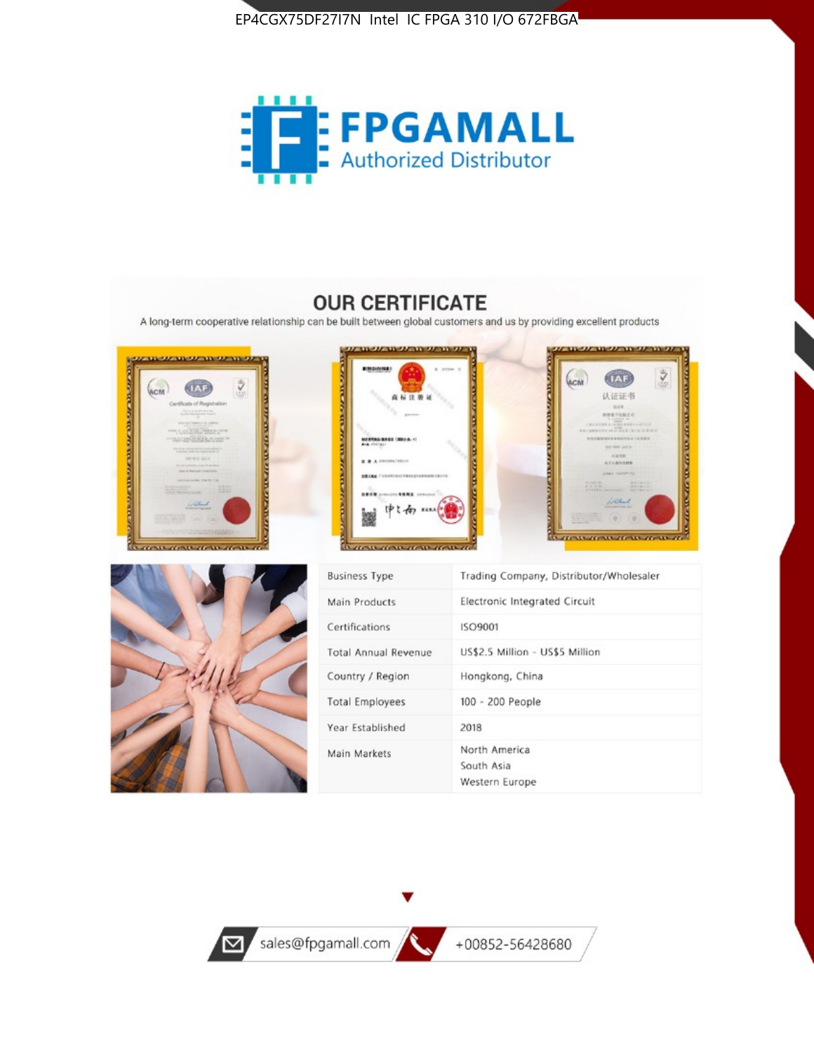FPGAMALL
Authorized Distributor

## OUR CERTIFICATE

A long-term cooperative relationship can be built between global customers and us by providing excellent products

| | |
|---|---|
| Business Type | Trading Company, Distributor/Wholesaler |
| Main Products | Electronic Integrated Circuit |
| Certifications | ISO9001 |
| Total Annual Revenue | US$2.5 Million - US$5 Million |
| Country / Region | Hongkong, China |
| Total Employees | 100 - 200 People |
| Year Established | 2018 |
| Main Markets | North America<br>South Asia<br>Western Europe |

sales@fpgamall.com +00852-56428680